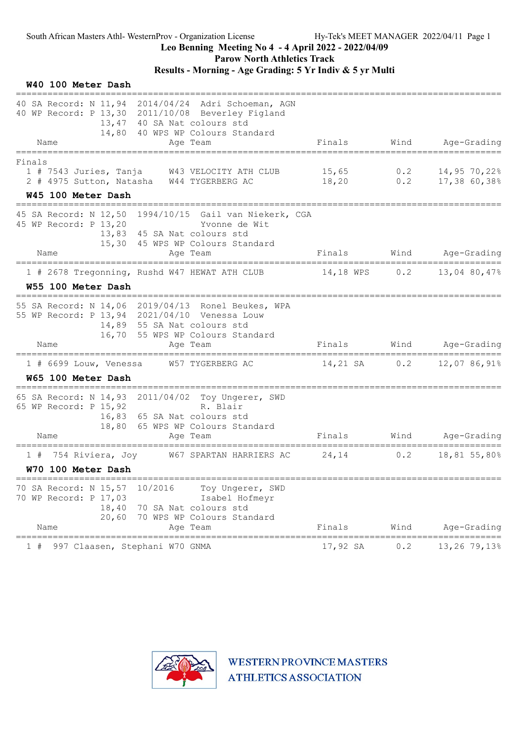South African Masters Athl- WesternProv - Organization License        Hy-Tek's MEET MANAGER 2022/04/11

**Leo Benning Meeting No 4 - 4 April 2022 - 2022/04/09**

**Parow North Athletics Track**

**Results - Morning - Age Grading: 5 Yr Indiv & 5 yr Multi**

### W40 100 Meter Dash

```
40 SA Record: N 11,94  2014/04/24  Adri Schoeman, AGN
40 WP Record: P 13,30  2011/10/08  Beverley Figland
              13,47  40 SA Nat colours std
              14,80  40 WPS WP Colours Standard
```

| Name | Age | Team | Finals | Wind | Age-Grading |
|---|---|---|---|---|---|
| **Finals** | | | | | |
| 1 # 7543 Juries, Tanja | W43 | VELOCITY ATH CLUB | 15,65 | 0.2 | 14,95 70,22% |
| 2 # 4975 Sutton, Natasha | W44 | TYGERBERG AC | 18,20 | 0.2 | 17,38 60,38% |

### W45 100 Meter Dash

```
45 SA Record: N 12,50  1994/10/15  Gail van Niekerk, CGA
45 WP Record: P 13,20              Yvonne de Wit
              13,83  45 SA Nat colours std
              15,30  45 WPS WP Colours Standard
```

| Name | Age | Team | Finals | Wind | Age-Grading |
|---|---|---|---|---|---|
| 1 # 2678 Tregonning, Rushd | W47 | HEWAT ATH CLUB | 14,18 WPS | 0.2 | 13,04 80,47% |

### W55 100 Meter Dash

```
55 SA Record: N 14,06  2019/04/13  Ronel Beukes, WPA
55 WP Record: P 13,94  2021/04/10  Venessa Louw
              14,89  55 SA Nat colours std
              16,70  55 WPS WP Colours Standard
```

| Name | Age | Team | Finals | Wind | Age-Grading |
|---|---|---|---|---|---|
| 1 # 6699 Louw, Venessa | W57 | TYGERBERG AC | 14,21 SA | 0.2 | 12,07 86,91% |

### W65 100 Meter Dash

```
65 SA Record: N 14,93  2011/04/02  Toy Ungerer, SWD
65 WP Record: P 15,92              R. Blair
              16,83  65 SA Nat colours std
              18,80  65 WPS WP Colours Standard
```

| Name | Age | Team | Finals | Wind | Age-Grading |
|---|---|---|---|---|---|
| 1 # 754 Riviera, Joy | W67 | SPARTAN HARRIERS AC | 24,14 | 0.2 | 18,81 55,80% |

### W70 100 Meter Dash

```
70 SA Record: N 15,57  10/2016     Toy Ungerer, SWD
70 WP Record: P 17,03              Isabel Hofmeyr
              18,40  70 SA Nat colours std
              20,60  70 WPS WP Colours Standard
```

| Name | Age | Team | Finals | Wind | Age-Grading |
|---|---|---|---|---|---|
| 1 # 997 Claasen, Stephani | W70 | GNMA | 17,92 SA | 0.2 | 13,26 79,13% |

WESTERN PROVINCE MASTERS ATHLETICS ASSOCIATION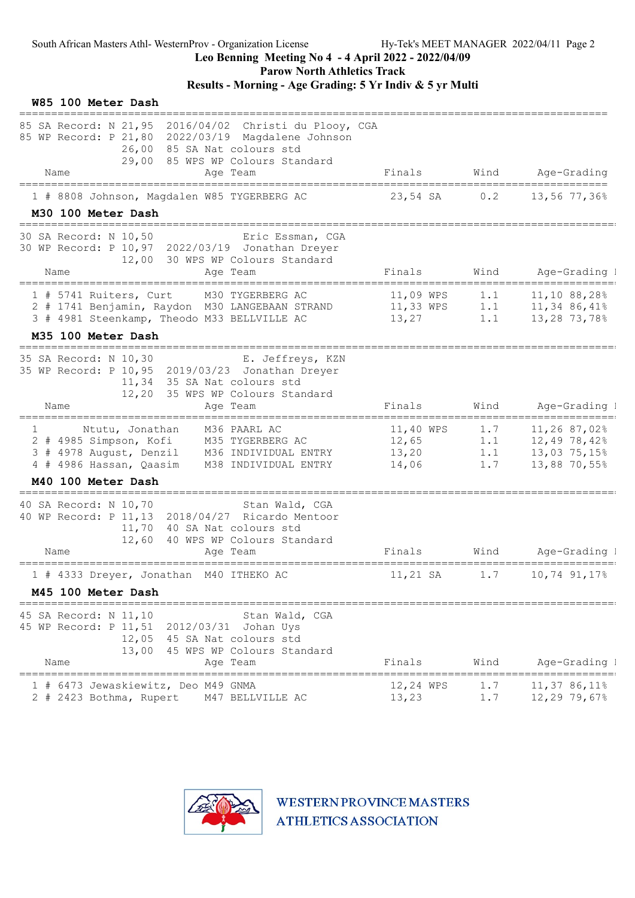South African Masters Athl- WesternProv - Organization License — Hy-Tek's MEET MANAGER 2022/04/11

**Leo Benning Meeting No 4 - 4 April 2022 - 2022/04/09**

**Parow North Athletics Track**

**Results - Morning - Age Grading: 5 Yr Indiv & 5 yr Multi**

### W85 100 Meter Dash

85 SA Record: N 21,95 2016/04/02 Christi du Plooy, CGA
85 WP Record: P 21,80 2022/03/19 Magdalene Johnson
26,00 85 SA Nat colours std
29,00 85 WPS WP Colours Standard

| Place | # | Name | Age | Team | Finals | | Wind | Age-Grading | |
|---|---|---|---|---|---|---|---|---|---|
| 1 | # 8808 | Johnson, Magdalen | W85 | TYGERBERG AC | 23,54 | SA | 0.2 | 13,56 | 77,36% |

### M30 100 Meter Dash

30 SA Record: N 10,50 Eric Essman, CGA
30 WP Record: P 10,97 2022/03/19 Jonathan Dreyer
12,00 30 WPS WP Colours Standard

| Place | # | Name | Age | Team | Finals | | Wind | Age-Grading | |
|---|---|---|---|---|---|---|---|---|---|
| 1 | # 5741 | Ruiters, Curt | M30 | TYGERBERG AC | 11,09 | WPS | 1.1 | 11,10 | 88,28% |
| 2 | # 1741 | Benjamin, Raydon | M30 | LANGEBAAN STRAND | 11,33 | WPS | 1.1 | 11,34 | 86,41% |
| 3 | # 4981 | Steenkamp, Theodo | M33 | BELLVILLE AC | 13,27 | | 1.1 | 13,28 | 73,78% |

### M35 100 Meter Dash

35 SA Record: N 10,30 E. Jeffreys, KZN
35 WP Record: P 10,95 2019/03/23 Jonathan Dreyer
11,34 35 SA Nat colours std
12,20 35 WPS WP Colours Standard

| Place | # | Name | Age | Team | Finals | | Wind | Age-Grading | |
|---|---|---|---|---|---|---|---|---|---|
| 1 | | Ntutu, Jonathan | M36 | PAARL AC | 11,40 | WPS | 1.7 | 11,26 | 87,02% |
| 2 | # 4985 | Simpson, Kofi | M35 | TYGERBERG AC | 12,65 | | 1.1 | 12,49 | 78,42% |
| 3 | # 4978 | August, Denzil | M36 | INDIVIDUAL ENTRY | 13,20 | | 1.1 | 13,03 | 75,15% |
| 4 | # 4986 | Hassan, Qaasim | M38 | INDIVIDUAL ENTRY | 14,06 | | 1.7 | 13,88 | 70,55% |

### M40 100 Meter Dash

40 SA Record: N 10,70 Stan Wald, CGA
40 WP Record: P 11,13 2018/04/27 Ricardo Mentoor
11,70 40 SA Nat colours std
12,60 40 WPS WP Colours Standard

| Place | # | Name | Age | Team | Finals | | Wind | Age-Grading | |
|---|---|---|---|---|---|---|---|---|---|
| 1 | # 4333 | Dreyer, Jonathan | M40 | ITHEKO AC | 11,21 | SA | 1.7 | 10,74 | 91,17% |

### M45 100 Meter Dash

45 SA Record: N 11,10 Stan Wald, CGA
45 WP Record: P 11,51 2012/03/31 Johan Uys
12,05 45 SA Nat colours std
13,00 45 WPS WP Colours Standard

| Place | # | Name | Age | Team | Finals | | Wind | Age-Grading | |
|---|---|---|---|---|---|---|---|---|---|
| 1 | # 6473 | Jewaskiewitz, Deo | M49 | GNMA | 12,24 | WPS | 1.7 | 11,37 | 86,11% |
| 2 | # 2423 | Bothma, Rupert | M47 | BELLVILLE AC | 13,23 | | 1.7 | 12,29 | 79,67% |

WESTERN PROVINCE MASTERS ATHLETICS ASSOCIATION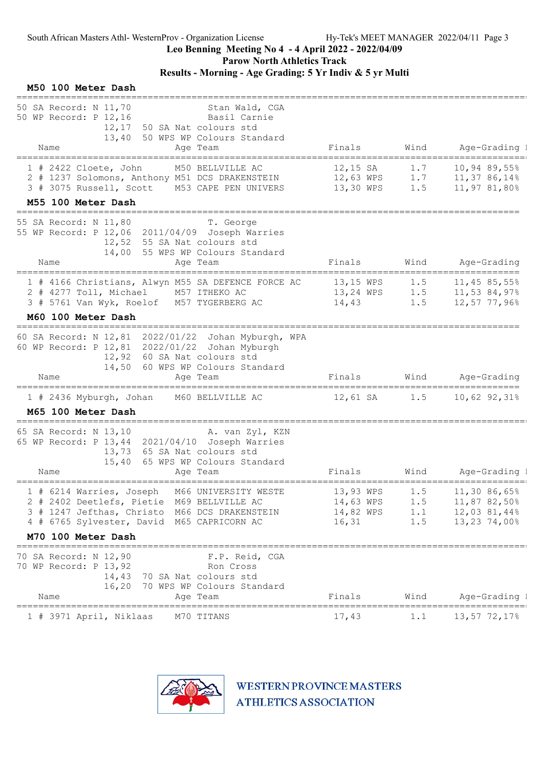South African Masters Athl- WesternProv - Organization License — Hy-Tek's MEET MANAGER 2022/04/11 Page 3

**Leo Benning Meeting No 4 - 4 April 2022 - 2022/04/09**

**Parow North Athletics Track**

**Results - Morning - Age Grading: 5 Yr Indiv & 5 yr Multi**

### M50 100 Meter Dash

50 SA Record: N 11,70 Stan Wald, CGA
50 WP Record: P 12,16 Basil Carnie
12,17 50 SA Nat colours std
13,40 50 WPS WP Colours Standard

| | Name | Age | Team | Finals | | Wind | Age-Grading | |
|---|---|---|---|---|---|---|---|---|
| 1 # | 2422 Cloete, John | M50 | BELLVILLE AC | 12,15 | SA | 1.7 | 10,94 | 89,55% |
| 2 # | 1237 Solomons, Anthony | M51 | DCS DRAKENSTEIN | 12,63 | WPS | 1.7 | 11,37 | 86,14% |
| 3 # | 3075 Russell, Scott | M53 | CAPE PEN UNIVERS | 13,30 | WPS | 1.5 | 11,97 | 81,80% |

### M55 100 Meter Dash

55 SA Record: N 11,80 T. George
55 WP Record: P 12,06 2011/04/09 Joseph Warries
12,52 55 SA Nat colours std
14,00 55 WPS WP Colours Standard

| | Name | Age | Team | Finals | | Wind | Age-Grading | |
|---|---|---|---|---|---|---|---|---|
| 1 # | 4166 Christians, Alwyn | M55 | SA DEFENCE FORCE AC | 13,15 | WPS | 1.5 | 11,45 | 85,55% |
| 2 # | 4277 Toll, Michael | M57 | ITHEKO AC | 13,24 | WPS | 1.5 | 11,53 | 84,97% |
| 3 # | 5761 Van Wyk, Roelof | M57 | TYGERBERG AC | 14,43 | | 1.5 | 12,57 | 77,96% |

### M60 100 Meter Dash

60 SA Record: N 12,81 2022/01/22 Johan Myburgh, WPA
60 WP Record: P 12,81 2022/01/22 Johan Myburgh
12,92 60 SA Nat colours std
14,50 60 WPS WP Colours Standard

| | Name | Age | Team | Finals | | Wind | Age-Grading | |
|---|---|---|---|---|---|---|---|---|
| 1 # | 2436 Myburgh, Johan | M60 | BELLVILLE AC | 12,61 | SA | 1.5 | 10,62 | 92,31% |

### M65 100 Meter Dash

65 SA Record: N 13,10 A. van Zyl, KZN
65 WP Record: P 13,44 2021/04/10 Joseph Warries
13,73 65 SA Nat colours std
15,40 65 WPS WP Colours Standard

| | Name | Age | Team | Finals | | Wind | Age-Grading | |
|---|---|---|---|---|---|---|---|---|
| 1 # | 6214 Warries, Joseph | M66 | UNIVERSITY WESTE | 13,93 | WPS | 1.5 | 11,30 | 86,65% |
| 2 # | 2402 Deetlefs, Pietie | M69 | BELLVILLE AC | 14,63 | WPS | 1.5 | 11,87 | 82,50% |
| 3 # | 1247 Jefthas, Christo | M66 | DCS DRAKENSTEIN | 14,82 | WPS | 1.1 | 12,03 | 81,44% |
| 4 # | 6765 Sylvester, David | M65 | CAPRICORN AC | 16,31 | | 1.5 | 13,23 | 74,00% |

### M70 100 Meter Dash

70 SA Record: N 12,90 F.P. Reid, CGA
70 WP Record: P 13,92 Ron Cross
14,43 70 SA Nat colours std
16,20 70 WPS WP Colours Standard

| | Name | Age | Team | Finals | | Wind | Age-Grading | |
|---|---|---|---|---|---|---|---|---|
| 1 # | 3971 April, Niklaas | M70 | TITANS | 17,43 | | 1.1 | 13,57 | 72,17% |

WESTERN PROVINCE MASTERS ATHLETICS ASSOCIATION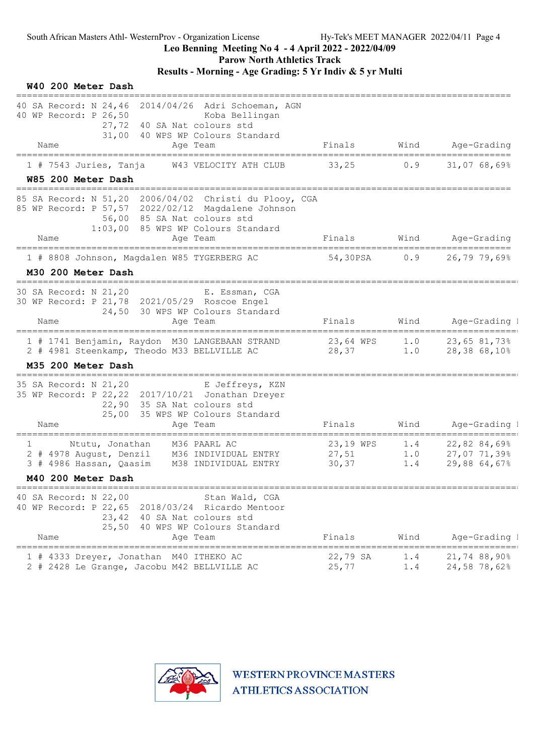Leo Benning Meeting No 4 - 4 April 2022 - 2022/04/09
Parow North Athletics Track
Results - Morning - Age Grading: 5 Yr Indiv & 5 yr Multi

## W40 200 Meter Dash

40 SA Record: N 24,46 2014/04/26 Adri Schoeman, AGN
40 WP Record: P 26,50 Koba Bellingan
27,72 40 SA Nat colours std
31,00 40 WPS WP Colours Standard

| Place | Name | Age | Team | Finals | Wind | Age-Grading |
|---|---|---|---|---|---|---|
| 1 | # 7543 Juries, Tanja | W43 | VELOCITY ATH CLUB | 33,25 | 0.9 | 31,07 68,69% |

## W85 200 Meter Dash

85 SA Record: N 51,20 2006/04/02 Christi du Plooy, CGA
85 WP Record: P 57,57 2022/02/12 Magdalene Johnson
56,00 85 SA Nat colours std
1:03,00 85 WPS WP Colours Standard

| Place | Name | Age | Team | Finals | Wind | Age-Grading |
|---|---|---|---|---|---|---|
| 1 | # 8808 Johnson, Magdalen | W85 | TYGERBERG AC | 54,30PSA | 0.9 | 26,79 79,69% |

## M30 200 Meter Dash

30 SA Record: N 21,20 E. Essman, CGA
30 WP Record: P 21,78 2021/05/29 Roscoe Engel
24,50 30 WPS WP Colours Standard

| Place | Name | Age | Team | Finals | Wind | Age-Grading |
|---|---|---|---|---|---|---|
| 1 | # 1741 Benjamin, Raydon | M30 | LANGEBAAN STRAND | 23,64 WPS | 1.0 | 23,65 81,73% |
| 2 | # 4981 Steenkamp, Theodo | M33 | BELLVILLE AC | 28,37 | 1.0 | 28,38 68,10% |

## M35 200 Meter Dash

35 SA Record: N 21,20 E Jeffreys, KZN
35 WP Record: P 22,22 2017/10/21 Jonathan Dreyer
22,90 35 SA Nat colours std
25,00 35 WPS WP Colours Standard

| Place | Name | Age | Team | Finals | Wind | Age-Grading |
|---|---|---|---|---|---|---|
| 1 | Ntutu, Jonathan | M36 | PAARL AC | 23,19 WPS | 1.4 | 22,82 84,69% |
| 2 | # 4978 August, Denzil | M36 | INDIVIDUAL ENTRY | 27,51 | 1.0 | 27,07 71,39% |
| 3 | # 4986 Hassan, Qaasim | M38 | INDIVIDUAL ENTRY | 30,37 | 1.4 | 29,88 64,67% |

## M40 200 Meter Dash

40 SA Record: N 22,00 Stan Wald, CGA
40 WP Record: P 22,65 2018/03/24 Ricardo Mentoor
23,42 40 SA Nat colours std
25,50 40 WPS WP Colours Standard

| Place | Name | Age | Team | Finals | Wind | Age-Grading |
|---|---|---|---|---|---|---|
| 1 | # 4333 Dreyer, Jonathan | M40 | ITHEKO AC | 22,79 SA | 1.4 | 21,74 88,90% |
| 2 | # 2428 Le Grange, Jacobu | M42 | BELLVILLE AC | 25,77 | 1.4 | 24,58 78,62% |

WESTERN PROVINCE MASTERS ATHLETICS ASSOCIATION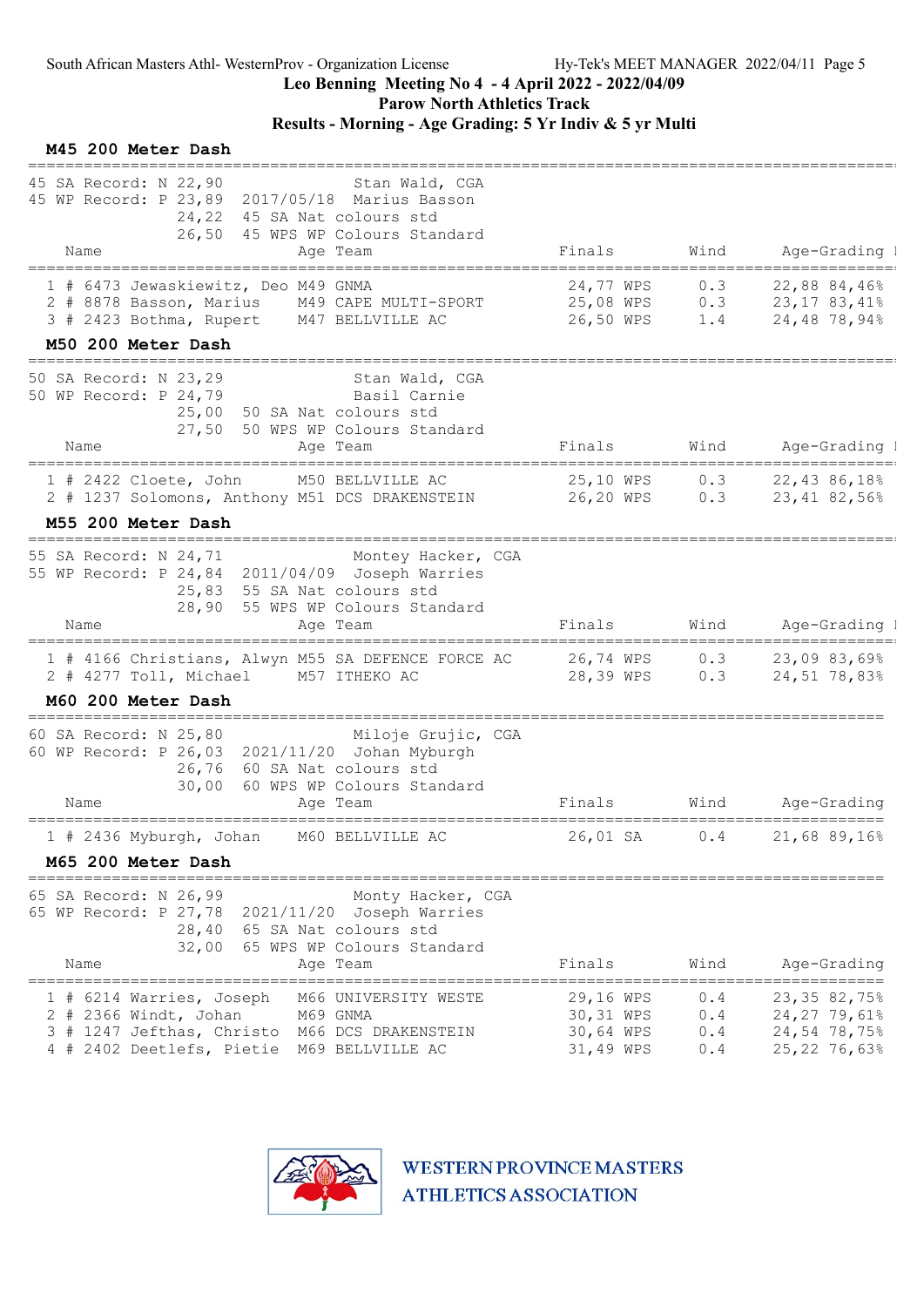Leo Benning Meeting No 4 - 4 April 2022 - 2022/04/09

Parow North Athletics Track

Results - Morning - Age Grading: 5 Yr Indiv & 5 yr Multi

### M45 200 Meter Dash

45 SA Record: N 22,90 Stan Wald, CGA
45 WP Record: P 23,89 2017/05/18 Marius Basson
24,22 45 SA Nat colours std
26,50 45 WPS WP Colours Standard

| | | Name | Age | Team | Finals | | Wind | Age-Grading | |
|---|---|---|---|---|---|---|---|---|---|
| 1 | # 6473 | Jewaskiewitz, Deo | M49 | GNMA | 24,77 | WPS | 0.3 | 22,88 | 84,46% |
| 2 | # 8878 | Basson, Marius | M49 | CAPE MULTI-SPORT | 25,08 | WPS | 0.3 | 23,17 | 83,41% |
| 3 | # 2423 | Bothma, Rupert | M47 | BELLVILLE AC | 26,50 | WPS | 1.4 | 24,48 | 78,94% |

### M50 200 Meter Dash

50 SA Record: N 23,29 Stan Wald, CGA
50 WP Record: P 24,79 Basil Carnie
25,00 50 SA Nat colours std
27,50 50 WPS WP Colours Standard

| | | Name | Age | Team | Finals | | Wind | Age-Grading | |
|---|---|---|---|---|---|---|---|---|---|
| 1 | # 2422 | Cloete, John | M50 | BELLVILLE AC | 25,10 | WPS | 0.3 | 22,43 | 86,18% |
| 2 | # 1237 | Solomons, Anthony | M51 | DCS DRAKENSTEIN | 26,20 | WPS | 0.3 | 23,41 | 82,56% |

### M55 200 Meter Dash

55 SA Record: N 24,71 Montey Hacker, CGA
55 WP Record: P 24,84 2011/04/09 Joseph Warries
25,83 55 SA Nat colours std
28,90 55 WPS WP Colours Standard

| | | Name | Age | Team | Finals | | Wind | Age-Grading | |
|---|---|---|---|---|---|---|---|---|---|
| 1 | # 4166 | Christians, Alwyn | M55 | SA DEFENCE FORCE AC | 26,74 | WPS | 0.3 | 23,09 | 83,69% |
| 2 | # 4277 | Toll, Michael | M57 | ITHEKO AC | 28,39 | WPS | 0.3 | 24,51 | 78,83% |

### M60 200 Meter Dash

60 SA Record: N 25,80 Miloje Grujic, CGA
60 WP Record: P 26,03 2021/11/20 Johan Myburgh
26,76 60 SA Nat colours std
30,00 60 WPS WP Colours Standard

| | | Name | Age | Team | Finals | | Wind | Age-Grading | |
|---|---|---|---|---|---|---|---|---|---|
| 1 | # 2436 | Myburgh, Johan | M60 | BELLVILLE AC | 26,01 | SA | 0.4 | 21,68 | 89,16% |

### M65 200 Meter Dash

65 SA Record: N 26,99 Monty Hacker, CGA
65 WP Record: P 27,78 2021/11/20 Joseph Warries
28,40 65 SA Nat colours std
32,00 65 WPS WP Colours Standard

| | | Name | Age | Team | Finals | | Wind | Age-Grading | |
|---|---|---|---|---|---|---|---|---|---|
| 1 | # 6214 | Warries, Joseph | M66 | UNIVERSITY WESTE | 29,16 | WPS | 0.4 | 23,35 | 82,75% |
| 2 | # 2366 | Windt, Johan | M69 | GNMA | 30,31 | WPS | 0.4 | 24,27 | 79,61% |
| 3 | # 1247 | Jefthas, Christo | M66 | DCS DRAKENSTEIN | 30,64 | WPS | 0.4 | 24,54 | 78,75% |
| 4 | # 2402 | Deetlefs, Pietie | M69 | BELLVILLE AC | 31,49 | WPS | 0.4 | 25,22 | 76,63% |

WESTERN PROVINCE MASTERS ATHLETICS ASSOCIATION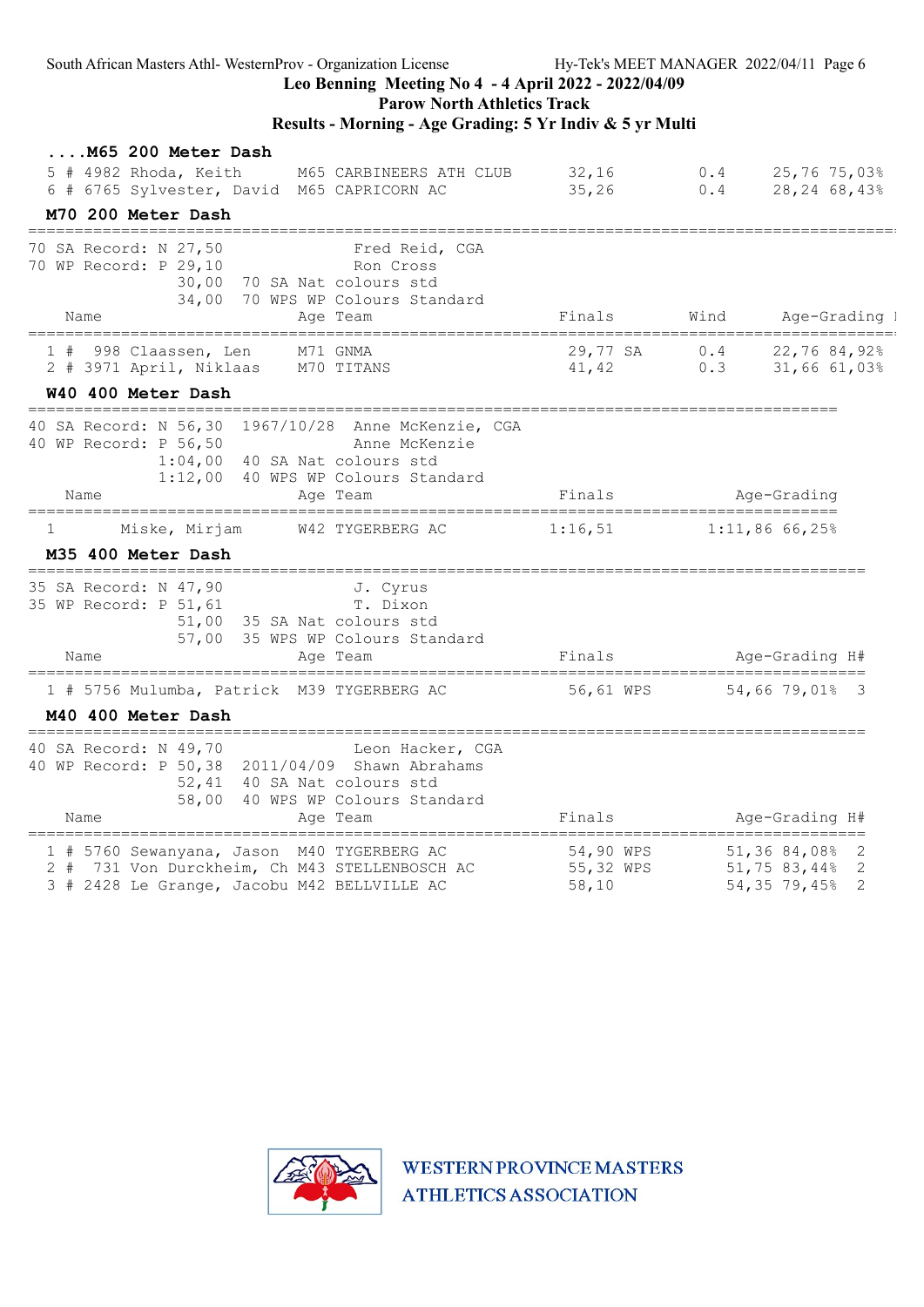## ....M65 200 Meter Dash

| Place | # | Bib | Name | Age | Team | Finals | Wind | Age-Grading |
|---|---|---|---|---|---|---|---|---|
| 5 | # | 4982 | Rhoda, Keith | M65 | CARBINEERS ATH CLUB | 32,16 | 0.4 | 25,76 75,03% |
| 6 | # | 6765 | Sylvester, David | M65 | CAPRICORN AC | 35,26 | 0.4 | 28,24 68,43% |

## M70 200 Meter Dash

70 SA Record: N 27,50 Fred Reid, CGA
70 WP Record: P 29,10 Ron Cross
30,00 70 SA Nat colours std
34,00 70 WPS WP Colours Standard

| Place | # | Bib | Name | Age | Team | Finals | Wind | Age-Grading |
|---|---|---|---|---|---|---|---|---|
| 1 | # | 998 | Claassen, Len | M71 | GNMA | 29,77 SA | 0.4 | 22,76 84,92% |
| 2 | # | 3971 | April, Niklaas | M70 | TITANS | 41,42 | 0.3 | 31,66 61,03% |

## W40 400 Meter Dash

40 SA Record: N 56,30 1967/10/28 Anne McKenzie, CGA
40 WP Record: P 56,50 Anne McKenzie
1:04,00 40 SA Nat colours std
1:12,00 40 WPS WP Colours Standard

| Place | Name | Age | Team | Finals | Age-Grading |
|---|---|---|---|---|---|
| 1 | Miske, Mirjam | W42 | TYGERBERG AC | 1:16,51 | 1:11,86 66,25% |

## M35 400 Meter Dash

35 SA Record: N 47,90 J. Cyrus
35 WP Record: P 51,61 T. Dixon
51,00 35 SA Nat colours std
57,00 35 WPS WP Colours Standard

| Place | # | Bib | Name | Age | Team | Finals | Age-Grading | H# |
|---|---|---|---|---|---|---|---|---|
| 1 | # | 5756 | Mulumba, Patrick | M39 | TYGERBERG AC | 56,61 WPS | 54,66 79,01% | 3 |

## M40 400 Meter Dash

40 SA Record: N 49,70 Leon Hacker, CGA
40 WP Record: P 50,38 2011/04/09 Shawn Abrahams
52,41 40 SA Nat colours std
58,00 40 WPS WP Colours Standard

| Place | # | Bib | Name | Age | Team | Finals | Age-Grading | H# |
|---|---|---|---|---|---|---|---|---|
| 1 | # | 5760 | Sewanyana, Jason | M40 | TYGERBERG AC | 54,90 WPS | 51,36 84,08% | 2 |
| 2 | # | 731 | Von Durckheim, Ch | M43 | STELLENBOSCH AC | 55,32 WPS | 51,75 83,44% | 2 |
| 3 | # | 2428 | Le Grange, Jacobu | M42 | BELLVILLE AC | 58,10 | 54,35 79,45% | 2 |

WESTERN PROVINCE MASTERS ATHLETICS ASSOCIATION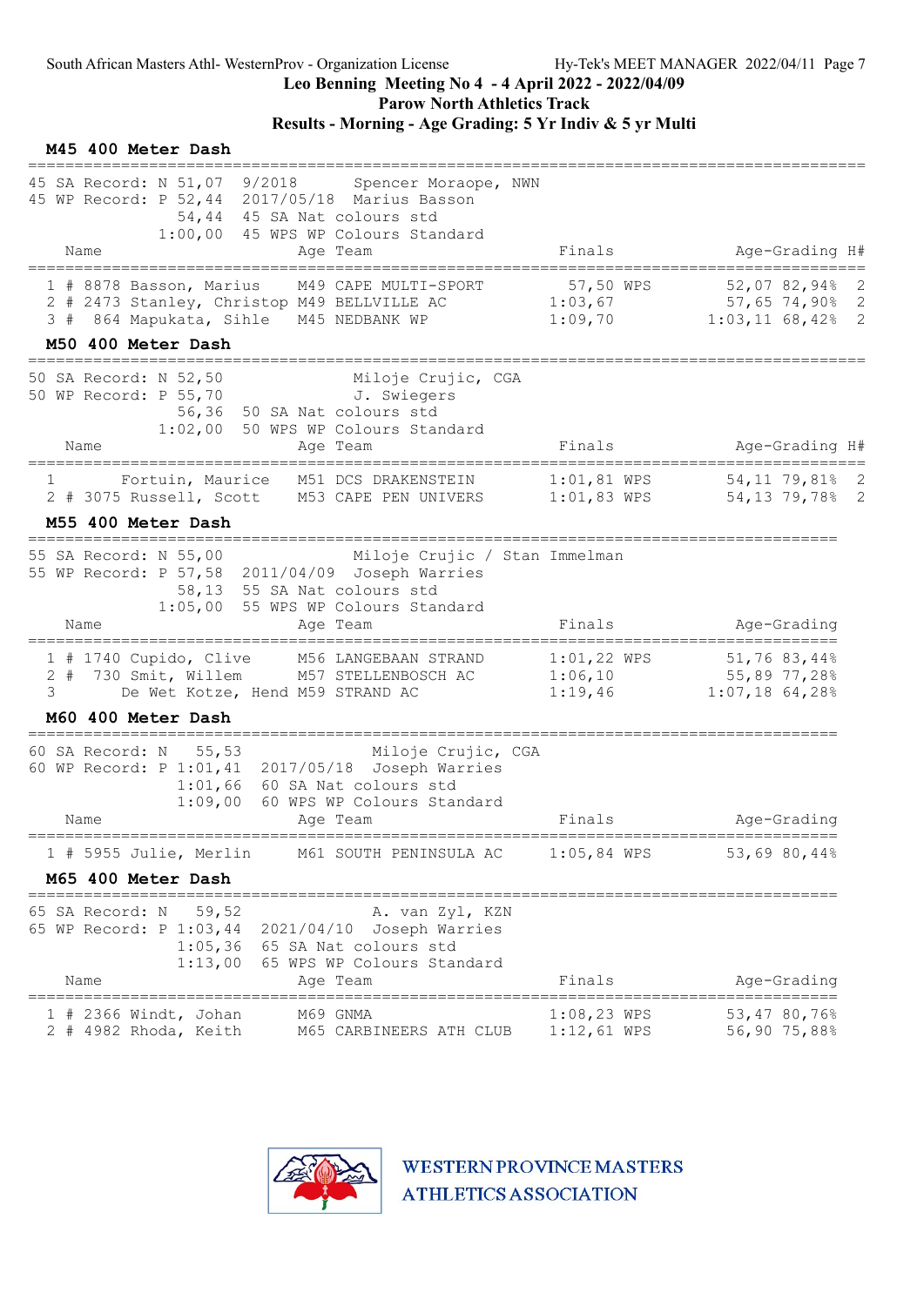South African Masters Athl- WesternProv - Organization License

**Leo Benning Meeting No 4 - 4 April 2022 - 2022/04/09**

**Parow North Athletics Track**

**Results - Morning - Age Grading: 5 Yr Indiv & 5 yr Multi**

### M45 400 Meter Dash

45 SA Record: N 51,07 9/2018 Spencer Moraope, NWN
45 WP Record: P 52,44 2017/05/18 Marius Basson
54,44 45 SA Nat colours std
1:00,00 45 WPS WP Colours Standard

| Place | Name | Age | Team | Finals | Age-Grading | H# |
|---|---|---|---|---|---|---|
| 1 | # 8878 Basson, Marius | M49 | CAPE MULTI-SPORT | 57,50 WPS | 52,07 82,94% | 2 |
| 2 | # 2473 Stanley, Christop | M49 | BELLVILLE AC | 1:03,67 | 57,65 74,90% | 2 |
| 3 | # 864 Mapukata, Sihle | M45 | NEDBANK WP | 1:09,70 | 1:03,11 68,42% | 2 |

### M50 400 Meter Dash

50 SA Record: N 52,50 Miloje Crujic, CGA
50 WP Record: P 55,70 J. Swiegers
56,36 50 SA Nat colours std
1:02,00 50 WPS WP Colours Standard

| Place | Name | Age | Team | Finals | Age-Grading | H# |
|---|---|---|---|---|---|---|
| 1 | Fortuin, Maurice | M51 | DCS DRAKENSTEIN | 1:01,81 WPS | 54,11 79,81% | 2 |
| 2 | # 3075 Russell, Scott | M53 | CAPE PEN UNIVERS | 1:01,83 WPS | 54,13 79,78% | 2 |

### M55 400 Meter Dash

55 SA Record: N 55,00 Miloje Crujic / Stan Immelman
55 WP Record: P 57,58 2011/04/09 Joseph Warries
58,13 55 SA Nat colours std
1:05,00 55 WPS WP Colours Standard

| Place | Name | Age | Team | Finals | Age-Grading |
|---|---|---|---|---|---|
| 1 | # 1740 Cupido, Clive | M56 | LANGEBAAN STRAND | 1:01,22 WPS | 51,76 83,44% |
| 2 | # 730 Smit, Willem | M57 | STELLENBOSCH AC | 1:06,10 | 55,89 77,28% |
| 3 | De Wet Kotze, Hend | M59 | STRAND AC | 1:19,46 | 1:07,18 64,28% |

### M60 400 Meter Dash

60 SA Record: N 55,53 Miloje Crujic, CGA
60 WP Record: P 1:01,41 2017/05/18 Joseph Warries
1:01,66 60 SA Nat colours std
1:09,00 60 WPS WP Colours Standard

| Place | Name | Age | Team | Finals | Age-Grading |
|---|---|---|---|---|---|
| 1 | # 5955 Julie, Merlin | M61 | SOUTH PENINSULA AC | 1:05,84 WPS | 53,69 80,44% |

### M65 400 Meter Dash

65 SA Record: N 59,52 A. van Zyl, KZN
65 WP Record: P 1:03,44 2021/04/10 Joseph Warries
1:05,36 65 SA Nat colours std
1:13,00 65 WPS WP Colours Standard

| Place | Name | Age | Team | Finals | Age-Grading |
|---|---|---|---|---|---|
| 1 | # 2366 Windt, Johan | M69 | GNMA | 1:08,23 WPS | 53,47 80,76% |
| 2 | # 4982 Rhoda, Keith | M65 | CARBINEERS ATH CLUB | 1:12,61 WPS | 56,90 75,88% |

WESTERN PROVINCE MASTERS ATHLETICS ASSOCIATION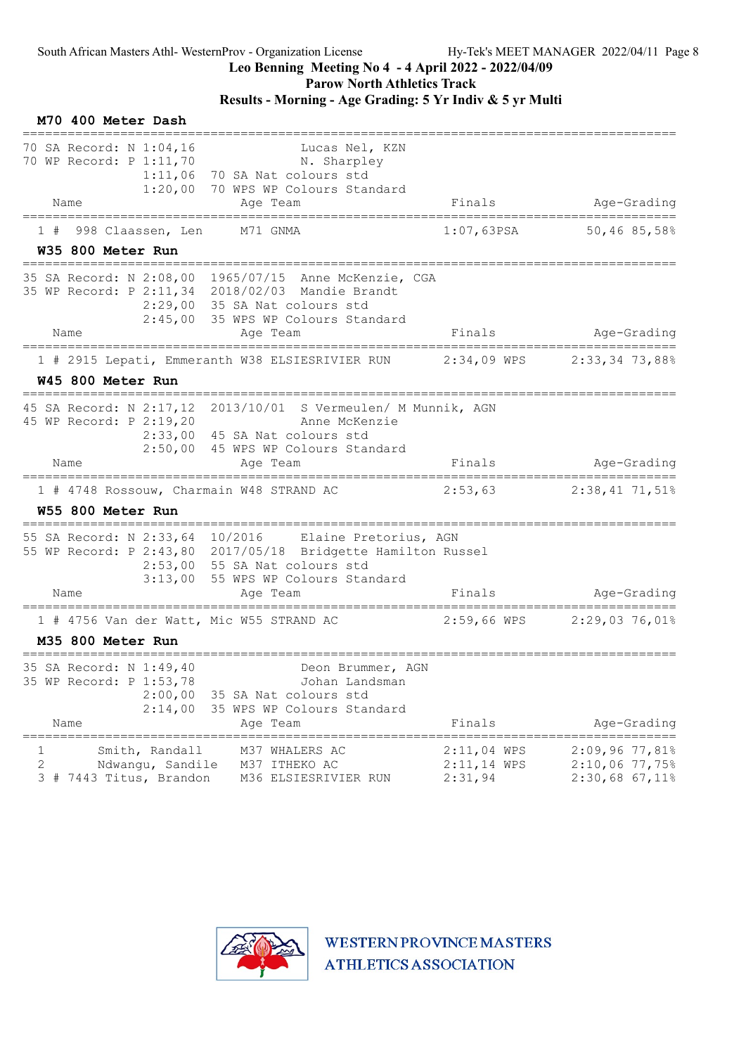South African Masters Athl- WesternProv - Organization License

**Leo Benning Meeting No 4 - 4 April 2022 - 2022/04/09**

**Parow North Athletics Track**

**Results - Morning - Age Grading: 5 Yr Indiv & 5 yr Multi**

### M70 400 Meter Dash

70 SA Record: N 1:04,16 Lucas Nel, KZN
70 WP Record: P 1:11,70 N. Sharpley
1:11,06 70 SA Nat colours std
1:20,00 70 WPS WP Colours Standard

| | Name | Age | Team | Finals | Age-Grading |
|---|---|---|---|---|---|
| 1 | # 998 Claassen, Len | M71 | GNMA | 1:07,63PSA | 50,46 85,58% |

### W35 800 Meter Run

35 SA Record: N 2:08,00 1965/07/15 Anne McKenzie, CGA
35 WP Record: P 2:11,34 2018/02/03 Mandie Brandt
2:29,00 35 SA Nat colours std
2:45,00 35 WPS WP Colours Standard

| | Name | Age | Team | Finals | Age-Grading |
|---|---|---|---|---|---|
| 1 | # 2915 Lepati, Emmeranth | W38 | ELSIESRIVIER RUN | 2:34,09 WPS | 2:33,34 73,88% |

### W45 800 Meter Run

45 SA Record: N 2:17,12 2013/10/01 S Vermeulen/ M Munnik, AGN
45 WP Record: P 2:19,20 Anne McKenzie
2:33,00 45 SA Nat colours std
2:50,00 45 WPS WP Colours Standard

| | Name | Age | Team | Finals | Age-Grading |
|---|---|---|---|---|---|
| 1 | # 4748 Rossouw, Charmain | W48 | STRAND AC | 2:53,63 | 2:38,41 71,51% |

### W55 800 Meter Run

55 SA Record: N 2:33,64 10/2016 Elaine Pretorius, AGN
55 WP Record: P 2:43,80 2017/05/18 Bridgette Hamilton Russel
2:53,00 55 SA Nat colours std
3:13,00 55 WPS WP Colours Standard

| | Name | Age | Team | Finals | Age-Grading |
|---|---|---|---|---|---|
| 1 | # 4756 Van der Watt, Mic | W55 | STRAND AC | 2:59,66 WPS | 2:29,03 76,01% |

### M35 800 Meter Run

35 SA Record: N 1:49,40 Deon Brummer, AGN
35 WP Record: P 1:53,78 Johan Landsman
2:00,00 35 SA Nat colours std
2:14,00 35 WPS WP Colours Standard

| | Name | Age | Team | Finals | Age-Grading |
|---|---|---|---|---|---|
| 1 | Smith, Randall | M37 | WHALERS AC | 2:11,04 WPS | 2:09,96 77,81% |
| 2 | Ndwangu, Sandile | M37 | ITHEKO AC | 2:11,14 WPS | 2:10,06 77,75% |
| 3 | # 7443 Titus, Brandon | M36 | ELSIESRIVIER RUN | 2:31,94 | 2:30,68 67,11% |

WESTERN PROVINCE MASTERS ATHLETICS ASSOCIATION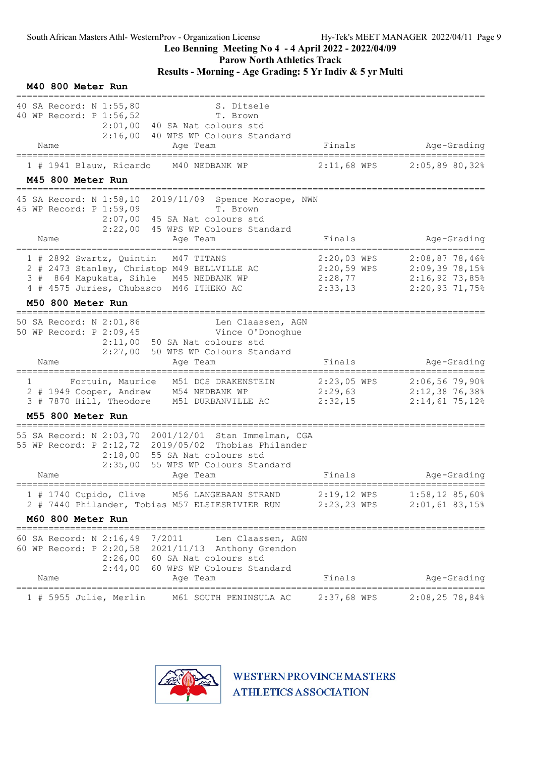# Leo Benning Meeting No 4 - 4 April 2022 - 2022/04/09

## Parow North Athletics Track

### Results - Morning - Age Grading: 5 Yr Indiv & 5 yr Multi

#### M40 800 Meter Run

40 SA Record: N 1:55,80 S. Ditsele
40 WP Record: P 1:56,52 T. Brown
2:01,00 40 SA Nat colours std
2:16,00 40 WPS WP Colours Standard

| Place | # | Name | Age | Team | Finals | | Age-Grading | |
|---|---|---|---|---|---|---|---|---|
| 1 | # 1941 | Blauw, Ricardo | M40 | NEDBANK WP | 2:11,68 | WPS | 2:05,89 | 80,32% |

#### M45 800 Meter Run

45 SA Record: N 1:58,10 2019/11/09 Spence Moraope, NWN
45 WP Record: P 1:59,09 T. Brown
2:07,00 45 SA Nat colours std
2:22,00 45 WPS WP Colours Standard

| Place | # | Name | Age | Team | Finals | | Age-Grading | |
|---|---|---|---|---|---|---|---|---|
| 1 | # 2892 | Swartz, Quintin | M47 | TITANS | 2:20,03 | WPS | 2:08,87 | 78,46% |
| 2 | # 2473 | Stanley, Christop | M49 | BELLVILLE AC | 2:20,59 | WPS | 2:09,39 | 78,15% |
| 3 | # 864 | Mapukata, Sihle | M45 | NEDBANK WP | 2:28,77 | | 2:16,92 | 73,85% |
| 4 | # 4575 | Juries, Chubasco | M46 | ITHEKO AC | 2:33,13 | | 2:20,93 | 71,75% |

#### M50 800 Meter Run

50 SA Record: N 2:01,86 Len Claassen, AGN
50 WP Record: P 2:09,45 Vince O'Donoghue
2:11,00 50 SA Nat colours std
2:27,00 50 WPS WP Colours Standard

| Place | # | Name | Age | Team | Finals | | Age-Grading | |
|---|---|---|---|---|---|---|---|---|
| 1 | | Fortuin, Maurice | M51 | DCS DRAKENSTEIN | 2:23,05 | WPS | 2:06,56 | 79,90% |
| 2 | # 1949 | Cooper, Andrew | M54 | NEDBANK WP | 2:29,63 | | 2:12,38 | 76,38% |
| 3 | # 7870 | Hill, Theodore | M51 | DURBANVILLE AC | 2:32,15 | | 2:14,61 | 75,12% |

#### M55 800 Meter Run

55 SA Record: N 2:03,70 2001/12/01 Stan Immelman, CGA
55 WP Record: P 2:12,72 2019/05/02 Thobias Philander
2:18,00 55 SA Nat colours std
2:35,00 55 WPS WP Colours Standard

| Place | # | Name | Age | Team | Finals | | Age-Grading | |
|---|---|---|---|---|---|---|---|---|
| 1 | # 1740 | Cupido, Clive | M56 | LANGEBAAN STRAND | 2:19,12 | WPS | 1:58,12 | 85,60% |
| 2 | # 7440 | Philander, Tobias | M57 | ELSIESRIVIER RUN | 2:23,23 | WPS | 2:01,61 | 83,15% |

#### M60 800 Meter Run

60 SA Record: N 2:16,49 7/2011 Len Claassen, AGN
60 WP Record: P 2:20,58 2021/11/13 Anthony Grendon
2:26,00 60 SA Nat colours std
2:44,00 60 WPS WP Colours Standard

| Place | # | Name | Age | Team | Finals | | Age-Grading | |
|---|---|---|---|---|---|---|---|---|
| 1 | # 5955 | Julie, Merlin | M61 | SOUTH PENINSULA AC | 2:37,68 | WPS | 2:08,25 | 78,84% |

WESTERN PROVINCE MASTERS ATHLETICS ASSOCIATION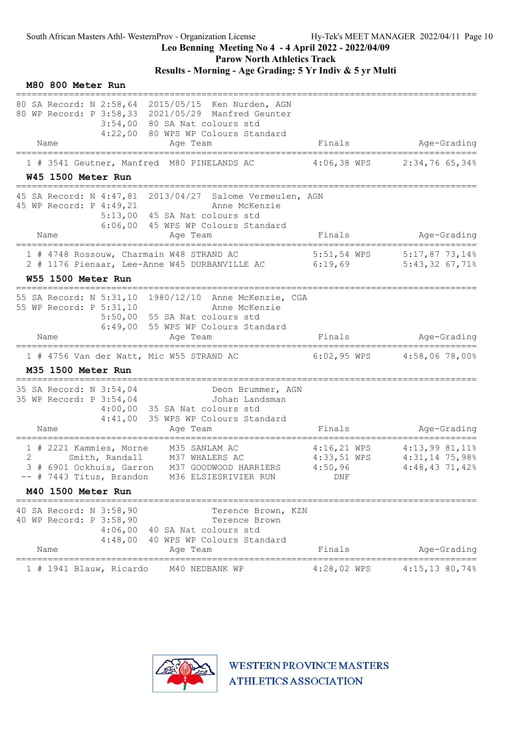## M80 800 Meter Run

80 SA Record: N 2:58,64 2015/05/15 Ken Nurden, AGN
80 WP Record: P 3:58,33 2021/05/29 Manfred Geunter
3:54,00 80 SA Nat colours std
4:22,00 80 WPS WP Colours Standard

| Place | # | Name | Age | Team | Finals | | Age-Grading | |
|---|---|---|---|---|---|---|---|---|
| 1 | # 3541 | Geutner, Manfred | M80 | PINELANDS AC | 4:06,38 | WPS | 2:34,76 | 65,34% |

## W45 1500 Meter Run

45 SA Record: N 4:47,81 2013/04/27 Salome Vermeulen, AGN
45 WP Record: P 4:49,21 Anne McKenzie
5:13,00 45 SA Nat colours std
6:06,00 45 WPS WP Colours Standard

| Place | # | Name | Age | Team | Finals | | Age-Grading | |
|---|---|---|---|---|---|---|---|---|
| 1 | # 4748 | Rossouw, Charmain | W48 | STRAND AC | 5:51,54 | WPS | 5:17,87 | 73,14% |
| 2 | # 1176 | Pienaar, Lee-Anne | W45 | DURBANVILLE AC | 6:19,69 | | 5:43,32 | 67,71% |

## W55 1500 Meter Run

55 SA Record: N 5:31,10 1980/12/10 Anne McKenzie, CGA
55 WP Record: P 5:31,10 Anne McKenzie
5:50,00 55 SA Nat colours std
6:49,00 55 WPS WP Colours Standard

| Place | # | Name | Age | Team | Finals | | Age-Grading | |
|---|---|---|---|---|---|---|---|---|
| 1 | # 4756 | Van der Watt, Mic | W55 | STRAND AC | 6:02,95 | WPS | 4:58,06 | 78,00% |

## M35 1500 Meter Run

35 SA Record: N 3:54,04 Deon Brummer, AGN
35 WP Record: P 3:54,04 Johan Landsman
4:00,00 35 SA Nat colours std
4:41,00 35 WPS WP Colours Standard

| Place | # | Name | Age | Team | Finals | | Age-Grading | |
|---|---|---|---|---|---|---|---|---|
| 1 | # 2221 | Kammies, Morne | M35 | SANLAM AC | 4:16,21 | WPS | 4:13,99 | 81,11% |
| 2 | | Smith, Randall | M37 | WHALERS AC | 4:33,51 | WPS | 4:31,14 | 75,98% |
| 3 | # 6901 | Ockhuis, Garron | M37 | GOODWOOD HARRIERS | 4:50,96 | | 4:48,43 | 71,42% |
| -- | # 7443 | Titus, Brandon | M36 | ELSIESRIVIER RUN | DNF | | | |

## M40 1500 Meter Run

40 SA Record: N 3:58,90 Terence Brown, KZN
40 WP Record: P 3:58,90 Terence Brown
4:06,00 40 SA Nat colours std
4:48,00 40 WPS WP Colours Standard

| Place | # | Name | Age | Team | Finals | | Age-Grading | |
|---|---|---|---|---|---|---|---|---|
| 1 | # 1941 | Blauw, Ricardo | M40 | NEDBANK WP | 4:28,02 | WPS | 4:15,13 | 80,74% |

WESTERN PROVINCE MASTERS ATHLETICS ASSOCIATION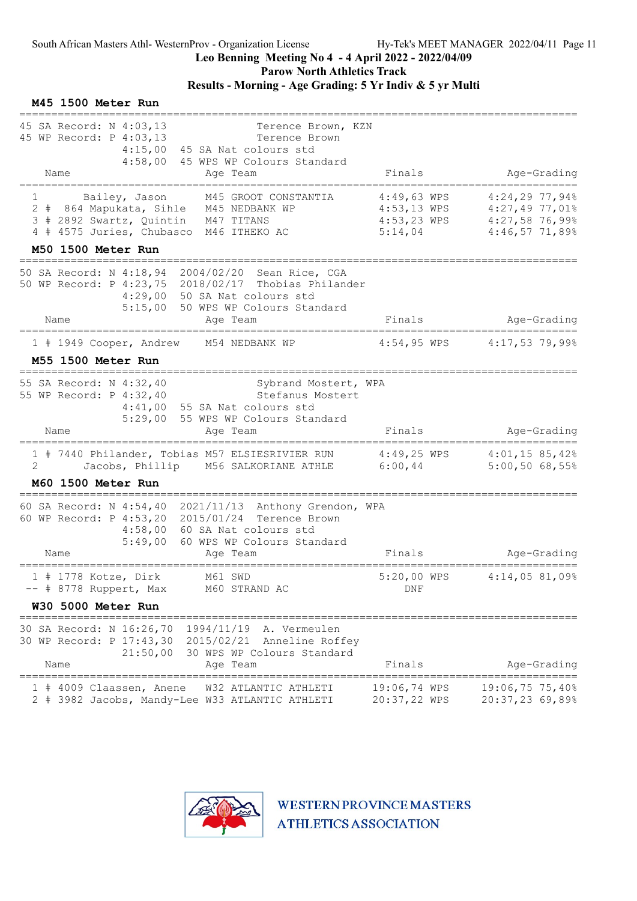South African Masters Athl- WesternProv - Organization License    Hy-Tek's MEET MANAGER 2022/04/11

**Leo Benning Meeting No 4 - 4 April 2022 - 2022/04/09**

**Parow North Athletics Track**

**Results - Morning - Age Grading: 5 Yr Indiv & 5 yr Multi**

### M45 1500 Meter Run

```
45 SA Record: N 4:03,13            Terence Brown, KZN
45 WP Record: P 4:03,13            Terence Brown
                4:15,00  45 SA Nat colours std
                4:58,00  45 WPS WP Colours Standard
```

| Name | Age Team | Finals | Age-Grading |
|---|---|---|---|
| 1 Bailey, Jason | M45 GROOT CONSTANTIA | 4:49,63 WPS | 4:24,29 77,94% |
| 2 # 864 Mapukata, Sihle | M45 NEDBANK WP | 4:53,13 WPS | 4:27,49 77,01% |
| 3 # 2892 Swartz, Quintin | M47 TITANS | 4:53,23 WPS | 4:27,58 76,99% |
| 4 # 4575 Juries, Chubasco | M46 ITHEKO AC | 5:14,04 | 4:46,57 71,89% |

### M50 1500 Meter Run

```
50 SA Record: N 4:18,94  2004/02/20  Sean Rice, CGA
50 WP Record: P 4:23,75  2018/02/17  Thobias Philander
                4:29,00  50 SA Nat colours std
                5:15,00  50 WPS WP Colours Standard
```

| Name | Age Team | Finals | Age-Grading |
|---|---|---|---|
| 1 # 1949 Cooper, Andrew | M54 NEDBANK WP | 4:54,95 WPS | 4:17,53 79,99% |

### M55 1500 Meter Run

```
55 SA Record: N 4:32,40            Sybrand Mostert, WPA
55 WP Record: P 4:32,40            Stefanus Mostert
                4:41,00  55 SA Nat colours std
                5:29,00  55 WPS WP Colours Standard
```

| Name | Age Team | Finals | Age-Grading |
|---|---|---|---|
| 1 # 7440 Philander, Tobias | M57 ELSIESRIVIER RUN | 4:49,25 WPS | 4:01,15 85,42% |
| 2 Jacobs, Phillip | M56 SALKORIANE ATHLE | 6:00,44 | 5:00,50 68,55% |

### M60 1500 Meter Run

```
60 SA Record: N 4:54,40  2021/11/13  Anthony Grendon, WPA
60 WP Record: P 4:53,20  2015/01/24  Terence Brown
                4:58,00  60 SA Nat colours std
                5:49,00  60 WPS WP Colours Standard
```

| Name | Age Team | Finals | Age-Grading |
|---|---|---|---|
| 1 # 1778 Kotze, Dirk | M61 SWD | 5:20,00 WPS | 4:14,05 81,09% |
| -- # 8778 Ruppert, Max | M60 STRAND AC | DNF | |

### W30 5000 Meter Run

```
30 SA Record: N 16:26,70  1994/11/19  A. Vermeulen
30 WP Record: P 17:43,30  2015/02/21  Anneline Roffey
                21:50,00  30 WPS WP Colours Standard
```

| Name | Age Team | Finals | Age-Grading |
|---|---|---|---|
| 1 # 4009 Claassen, Anene | W32 ATLANTIC ATHLETI | 19:06,74 WPS | 19:06,75 75,40% |
| 2 # 3982 Jacobs, Mandy-Lee | W33 ATLANTIC ATHLETI | 20:37,22 WPS | 20:37,23 69,89% |

WESTERN PROVINCE MASTERS ATHLETICS ASSOCIATION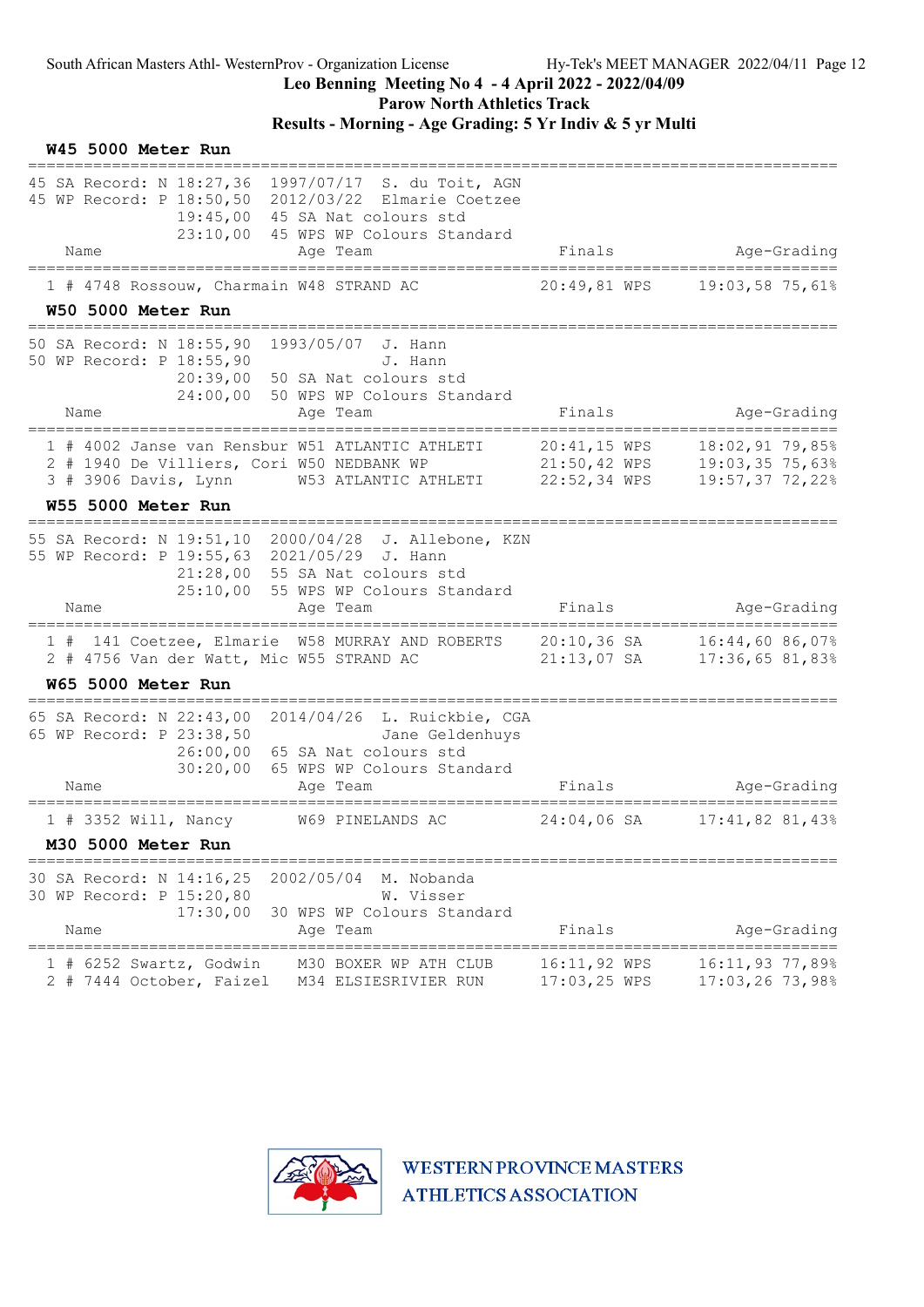South African Masters Athl- WesternProv - Organization License — Hy-Tek's MEET MANAGER 2022/04/11

**Leo Benning Meeting No 4 - 4 April 2022 - 2022/04/09**

**Parow North Athletics Track**

**Results - Morning - Age Grading: 5 Yr Indiv & 5 yr Multi**

### W45 5000 Meter Run

```
45 SA Record: N 18:27,36  1997/07/17  S. du Toit, AGN
45 WP Record: P 18:50,50  2012/03/22  Elmarie Coetzee
              19:45,00  45 SA Nat colours std
              23:10,00  45 WPS WP Colours Standard
```

| Place | Name | Age | Team | Finals | Age-Grading |
|---|---|---|---|---|---|
| 1 | # 4748 Rossouw, Charmain | W48 | STRAND AC | 20:49,81 WPS | 19:03,58 75,61% |

### W50 5000 Meter Run

```
50 SA Record: N 18:55,90  1993/05/07  J. Hann
50 WP Record: P 18:55,90              J. Hann
              20:39,00  50 SA Nat colours std
              24:00,00  50 WPS WP Colours Standard
```

| Place | Name | Age | Team | Finals | Age-Grading |
|---|---|---|---|---|---|
| 1 | # 4002 Janse van Rensbur | W51 | ATLANTIC ATHLETI | 20:41,15 WPS | 18:02,91 79,85% |
| 2 | # 1940 De Villiers, Cori | W50 | NEDBANK WP | 21:50,42 WPS | 19:03,35 75,63% |
| 3 | # 3906 Davis, Lynn | W53 | ATLANTIC ATHLETI | 22:52,34 WPS | 19:57,37 72,22% |

### W55 5000 Meter Run

```
55 SA Record: N 19:51,10  2000/04/28  J. Allebone, KZN
55 WP Record: P 19:55,63  2021/05/29  J. Hann
              21:28,00  55 SA Nat colours std
              25:10,00  55 WPS WP Colours Standard
```

| Place | Name | Age | Team | Finals | Age-Grading |
|---|---|---|---|---|---|
| 1 | # 141 Coetzee, Elmarie | W58 | MURRAY AND ROBERTS | 20:10,36 SA | 16:44,60 86,07% |
| 2 | # 4756 Van der Watt, Mic | W55 | STRAND AC | 21:13,07 SA | 17:36,65 81,83% |

### W65 5000 Meter Run

```
65 SA Record: N 22:43,00  2014/04/26  L. Ruickbie, CGA
65 WP Record: P 23:38,50              Jane Geldenhuys
              26:00,00  65 SA Nat colours std
              30:20,00  65 WPS WP Colours Standard
```

| Place | Name | Age | Team | Finals | Age-Grading |
|---|---|---|---|---|---|
| 1 | # 3352 Will, Nancy | W69 | PINELANDS AC | 24:04,06 SA | 17:41,82 81,43% |

### M30 5000 Meter Run

```
30 SA Record: N 14:16,25  2002/05/04  M. Nobanda
30 WP Record: P 15:20,80              W. Visser
              17:30,00  30 WPS WP Colours Standard
```

| Place | Name | Age | Team | Finals | Age-Grading |
|---|---|---|---|---|---|
| 1 | # 6252 Swartz, Godwin | M30 | BOXER WP ATH CLUB | 16:11,92 WPS | 16:11,93 77,89% |
| 2 | # 7444 October, Faizel | M34 | ELSIESRIVIER RUN | 17:03,25 WPS | 17:03,26 73,98% |

WESTERN PROVINCE MASTERS ATHLETICS ASSOCIATION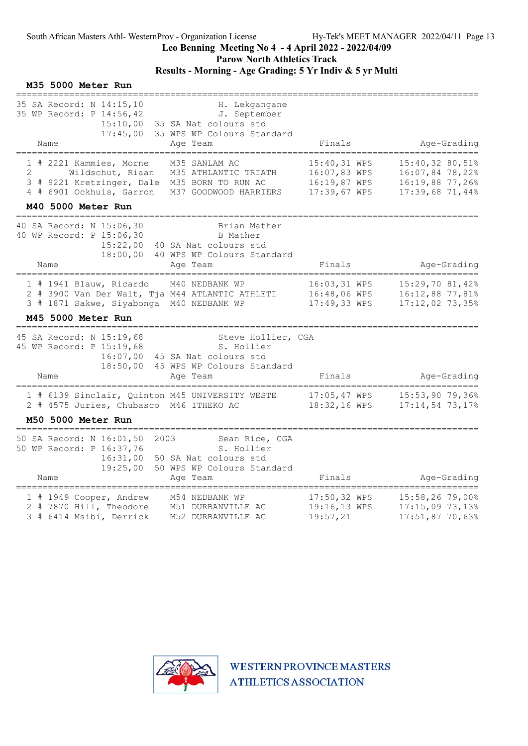South African Masters Athl- WesternProv - Organization License

Hy-Tek's MEET MANAGER 2022/04/11

# Leo Benning Meeting No 4 - 4 April 2022 - 2022/04/09

## Parow North Athletics Track

## Results - Morning - Age Grading: 5 Yr Indiv & 5 yr Multi

### M35 5000 Meter Run

35 SA Record: N 14:15,10 H. Lekgangane
35 WP Record: P 14:56,42 J. September
15:10,00 35 SA Nat colours std
17:45,00 35 WPS WP Colours Standard

| Place | # | Name | Age | Team | Finals | Age-Grading |
|---|---|---|---|---|---|---|
| 1 | # 2221 | Kammies, Morne | M35 | SANLAM AC | 15:40,31 WPS | 15:40,32 80,51% |
| 2 | | Wildschut, Riaan | M35 | ATHLANTIC TRIATH | 16:07,83 WPS | 16:07,84 78,22% |
| 3 | # 9221 | Kretzinger, Dale | M35 | BORN TO RUN AC | 16:19,87 WPS | 16:19,88 77,26% |
| 4 | # 6901 | Ockhuis, Garron | M37 | GOODWOOD HARRIERS | 17:39,67 WPS | 17:39,68 71,44% |

### M40 5000 Meter Run

40 SA Record: N 15:06,30 Brian Mather
40 WP Record: P 15:06,30 B Mather
15:22,00 40 SA Nat colours std
18:00,00 40 WPS WP Colours Standard

| Place | # | Name | Age | Team | Finals | Age-Grading |
|---|---|---|---|---|---|---|
| 1 | # 1941 | Blauw, Ricardo | M40 | NEDBANK WP | 16:03,31 WPS | 15:29,70 81,42% |
| 2 | # 3900 | Van Der Walt, Tja | M44 | ATLANTIC ATHLETI | 16:48,06 WPS | 16:12,88 77,81% |
| 3 | # 1871 | Sakwe, Siyabonga | M40 | NEDBANK WP | 17:49,33 WPS | 17:12,02 73,35% |

### M45 5000 Meter Run

45 SA Record: N 15:19,68 Steve Hollier, CGA
45 WP Record: P 15:19,68 S. Hollier
16:07,00 45 SA Nat colours std
18:50,00 45 WPS WP Colours Standard

| Place | # | Name | Age | Team | Finals | Age-Grading |
|---|---|---|---|---|---|---|
| 1 | # 6139 | Sinclair, Quinton | M45 | UNIVERSITY WESTE | 17:05,47 WPS | 15:53,90 79,36% |
| 2 | # 4575 | Juries, Chubasco | M46 | ITHEKO AC | 18:32,16 WPS | 17:14,54 73,17% |

### M50 5000 Meter Run

50 SA Record: N 16:01,50 2003 Sean Rice, CGA
50 WP Record: P 16:37,76 S. Hollier
16:31,00 50 SA Nat colours std
19:25,00 50 WPS WP Colours Standard

| Place | # | Name | Age | Team | Finals | Age-Grading |
|---|---|---|---|---|---|---|
| 1 | # 1949 | Cooper, Andrew | M54 | NEDBANK WP | 17:50,32 WPS | 15:58,26 79,00% |
| 2 | # 7870 | Hill, Theodore | M51 | DURBANVILLE AC | 19:16,13 WPS | 17:15,09 73,13% |
| 3 | # 6414 | Msibi, Derrick | M52 | DURBANVILLE AC | 19:57,21 | 17:51,87 70,63% |

WESTERN PROVINCE MASTERS ATHLETICS ASSOCIATION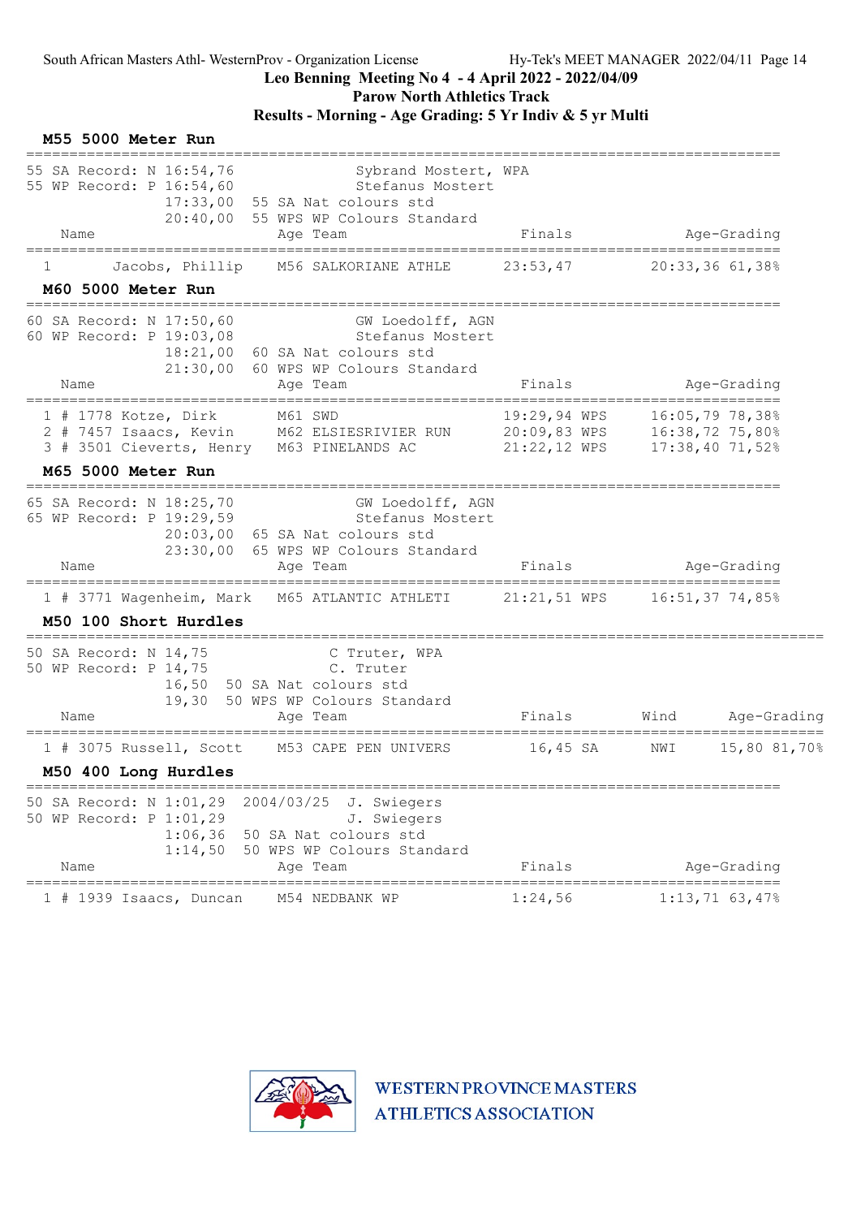South African Masters Athl- WesternProv - Organization License    Hy-Tek's MEET MANAGER 2022/04/11

**Leo Benning Meeting No 4 - 4 April 2022 - 2022/04/09**

**Parow North Athletics Track**

**Results - Morning - Age Grading: 5 Yr Indiv & 5 yr Multi**

### M55 5000 Meter Run

55 SA Record: N 16:54,76 Sybrand Mostert, WPA
55 WP Record: P 16:54,60 Stefanus Mostert
17:33,00 55 SA Nat colours std
20:40,00 55 WPS WP Colours Standard

| Place | Name | Age | Team | Finals | Age-Grading |
|---|---|---|---|---|---|
| 1 | Jacobs, Phillip | M56 | SALKORIANE ATHLE | 23:53,47 | 20:33,36 61,38% |

### M60 5000 Meter Run

60 SA Record: N 17:50,60 GW Loedolff, AGN
60 WP Record: P 19:03,08 Stefanus Mostert
18:21,00 60 SA Nat colours std
21:30,00 60 WPS WP Colours Standard

| Place | Name | Age | Team | Finals | Age-Grading |
|---|---|---|---|---|---|
| 1 | # 1778 Kotze, Dirk | M61 | SWD | 19:29,94 WPS | 16:05,79 78,38% |
| 2 | # 7457 Isaacs, Kevin | M62 | ELSIESRIVIER RUN | 20:09,83 WPS | 16:38,72 75,80% |
| 3 | # 3501 Cieverts, Henry | M63 | PINELANDS AC | 21:22,12 WPS | 17:38,40 71,52% |

### M65 5000 Meter Run

65 SA Record: N 18:25,70 GW Loedolff, AGN
65 WP Record: P 19:29,59 Stefanus Mostert
20:03,00 65 SA Nat colours std
23:30,00 65 WPS WP Colours Standard

| Place | Name | Age | Team | Finals | Age-Grading |
|---|---|---|---|---|---|
| 1 | # 3771 Wagenheim, Mark | M65 | ATLANTIC ATHLETI | 21:21,51 WPS | 16:51,37 74,85% |

### M50 100 Short Hurdles

50 SA Record: N 14,75 C Truter, WPA
50 WP Record: P 14,75 C. Truter
16,50 50 SA Nat colours std
19,30 50 WPS WP Colours Standard

| Place | Name | Age | Team | Finals | Wind | Age-Grading |
|---|---|---|---|---|---|---|
| 1 | # 3075 Russell, Scott | M53 | CAPE PEN UNIVERS | 16,45 SA | NWI | 15,80 81,70% |

### M50 400 Long Hurdles

50 SA Record: N 1:01,29 2004/03/25 J. Swiegers
50 WP Record: P 1:01,29 J. Swiegers
1:06,36 50 SA Nat colours std
1:14,50 50 WPS WP Colours Standard

| Place | Name | Age | Team | Finals | Age-Grading |
|---|---|---|---|---|---|
| 1 | # 1939 Isaacs, Duncan | M54 | NEDBANK WP | 1:24,56 | 1:13,71 63,47% |

WESTERN PROVINCE MASTERS ATHLETICS ASSOCIATION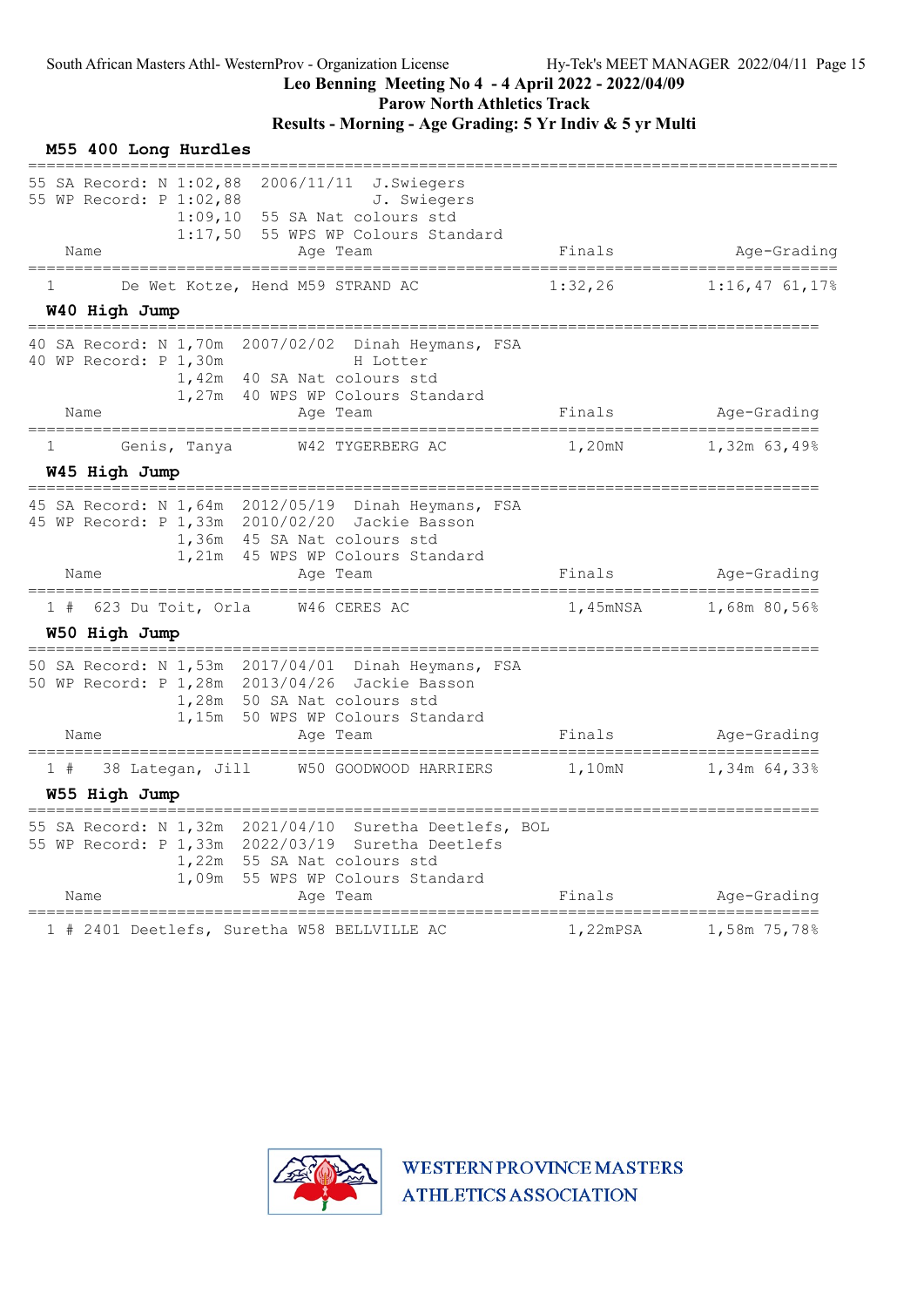South African Masters Athl- WesternProv - Organization License — Hy-Tek's MEET MANAGER 2022/04/11

# Leo Benning Meeting No 4 - 4 April 2022 - 2022/04/09

## Parow North Athletics Track

## Results - Morning - Age Grading: 5 Yr Indiv & 5 yr Multi

### M55 400 Long Hurdles

```
55 SA Record: N 1:02,88  2006/11/11  J.Swiegers
55 WP Record: P 1:02,88              J. Swiegers
                1:09,10  55 SA Nat colours std
                1:17,50  55 WPS WP Colours Standard
```

| Place | Name | Age | Team | Finals | Age-Grading |
|---|---|---|---|---|---|
| 1 | De Wet Kotze, Hend | M59 | STRAND AC | 1:32,26 | 1:16,47 61,17% |

### W40 High Jump

```
40 SA Record: N 1,70m  2007/02/02  Dinah Heymans, FSA
40 WP Record: P 1,30m              H Lotter
                1,42m  40 SA Nat colours std
                1,27m  40 WPS WP Colours Standard
```

| Place | Name | Age | Team | Finals | Age-Grading |
|---|---|---|---|---|---|
| 1 | Genis, Tanya | W42 | TYGERBERG AC | 1,20mN | 1,32m 63,49% |

### W45 High Jump

```
45 SA Record: N 1,64m  2012/05/19  Dinah Heymans, FSA
45 WP Record: P 1,33m  2010/02/20  Jackie Basson
                1,36m  45 SA Nat colours std
                1,21m  45 WPS WP Colours Standard
```

| Place | Name | Age | Team | Finals | Age-Grading |
|---|---|---|---|---|---|
| 1 # | 623 Du Toit, Orla | W46 | CERES AC | 1,45mNSA | 1,68m 80,56% |

### W50 High Jump

```
50 SA Record: N 1,53m  2017/04/01  Dinah Heymans, FSA
50 WP Record: P 1,28m  2013/04/26  Jackie Basson
                1,28m  50 SA Nat colours std
                1,15m  50 WPS WP Colours Standard
```

| Place | Name | Age | Team | Finals | Age-Grading |
|---|---|---|---|---|---|
| 1 # | 38 Lategan, Jill | W50 | GOODWOOD HARRIERS | 1,10mN | 1,34m 64,33% |

### W55 High Jump

```
55 SA Record: N 1,32m  2021/04/10  Suretha Deetlefs, BOL
55 WP Record: P 1,33m  2022/03/19  Suretha Deetlefs
                1,22m  55 SA Nat colours std
                1,09m  55 WPS WP Colours Standard
```

| Place | Name | Age | Team | Finals | Age-Grading |
|---|---|---|---|---|---|
| 1 # | 2401 Deetlefs, Suretha | W58 | BELLVILLE AC | 1,22mPSA | 1,58m 75,78% |

WESTERN PROVINCE MASTERS ATHLETICS ASSOCIATION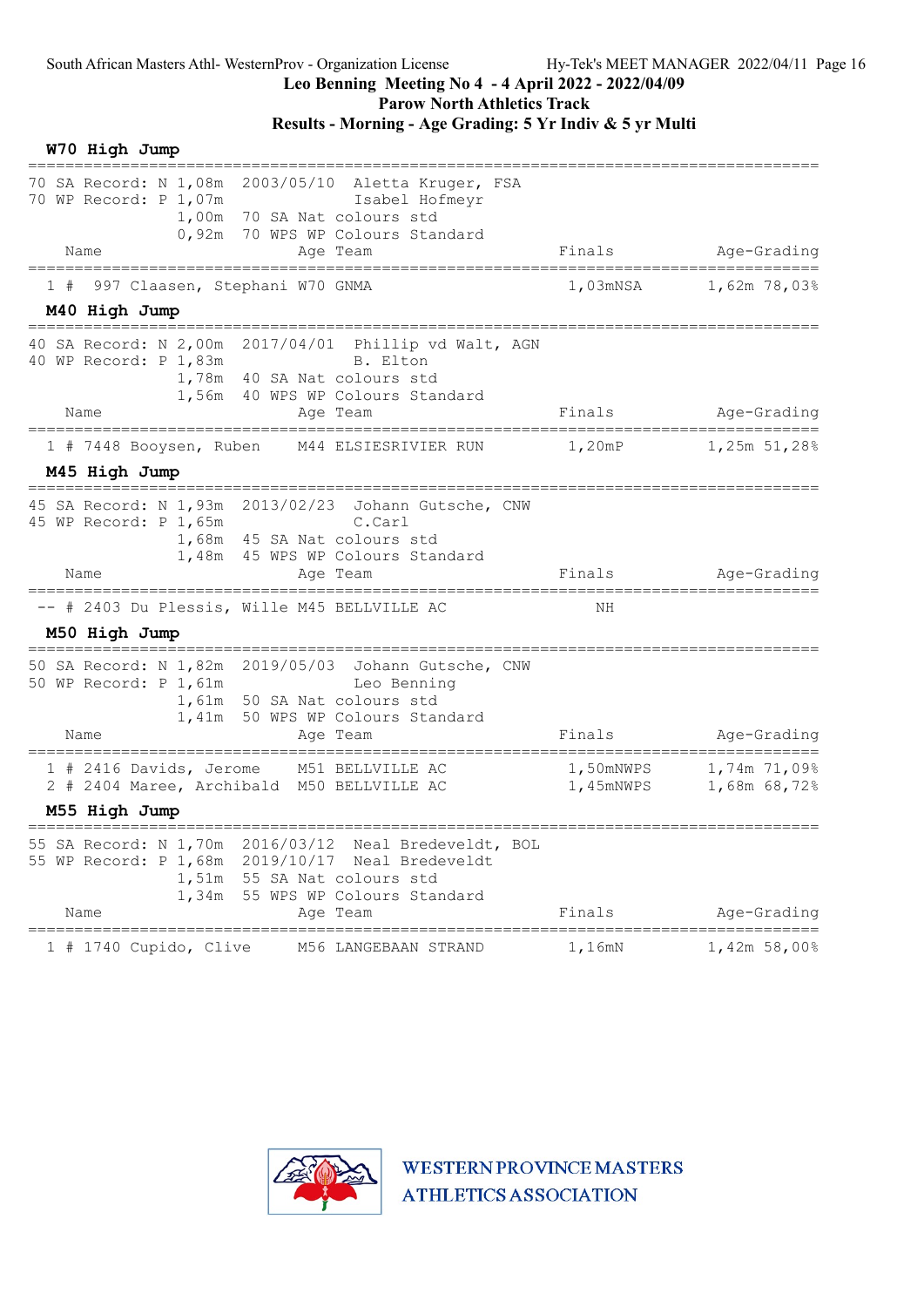South African Masters Athl- WesternProv - Organization License

Leo Benning Meeting No 4 - 4 April 2022 - 2022/04/09

Parow North Athletics Track

Results - Morning - Age Grading: 5 Yr Indiv & 5 yr Multi

### W70 High Jump

70 SA Record: N 1,08m 2003/05/10 Aletta Kruger, FSA
70 WP Record: P 1,07m Isabel Hofmeyr
1,00m 70 SA Nat colours std
0,92m 70 WPS WP Colours Standard

| | Name | Age | Team | Finals | Age-Grading |
|---|---|---|---|---|---|
| 1 | # 997 Claasen, Stephani | W70 | GNMA | 1,03mNSA | 1,62m 78,03% |

### M40 High Jump

40 SA Record: N 2,00m 2017/04/01 Phillip vd Walt, AGN
40 WP Record: P 1,83m B. Elton
1,78m 40 SA Nat colours std
1,56m 40 WPS WP Colours Standard

| | Name | Age | Team | Finals | Age-Grading |
|---|---|---|---|---|---|
| 1 | # 7448 Booysen, Ruben | M44 | ELSIESRIVIER RUN | 1,20mP | 1,25m 51,28% |

### M45 High Jump

45 SA Record: N 1,93m 2013/02/23 Johann Gutsche, CNW
45 WP Record: P 1,65m C.Carl
1,68m 45 SA Nat colours std
1,48m 45 WPS WP Colours Standard

| | Name | Age | Team | Finals | Age-Grading |
|---|---|---|---|---|---|
| -- | # 2403 Du Plessis, Wille | M45 | BELLVILLE AC | NH | |

### M50 High Jump

50 SA Record: N 1,82m 2019/05/03 Johann Gutsche, CNW
50 WP Record: P 1,61m Leo Benning
1,61m 50 SA Nat colours std
1,41m 50 WPS WP Colours Standard

| | Name | Age | Team | Finals | Age-Grading |
|---|---|---|---|---|---|
| 1 | # 2416 Davids, Jerome | M51 | BELLVILLE AC | 1,50mNWPS | 1,74m 71,09% |
| 2 | # 2404 Maree, Archibald | M50 | BELLVILLE AC | 1,45mNWPS | 1,68m 68,72% |

### M55 High Jump

55 SA Record: N 1,70m 2016/03/12 Neal Bredeveldt, BOL
55 WP Record: P 1,68m 2019/10/17 Neal Bredeveldt
1,51m 55 SA Nat colours std
1,34m 55 WPS WP Colours Standard

| | Name | Age | Team | Finals | Age-Grading |
|---|---|---|---|---|---|
| 1 | # 1740 Cupido, Clive | M56 | LANGEBAAN STRAND | 1,16mN | 1,42m 58,00% |

WESTERN PROVINCE MASTERS ATHLETICS ASSOCIATION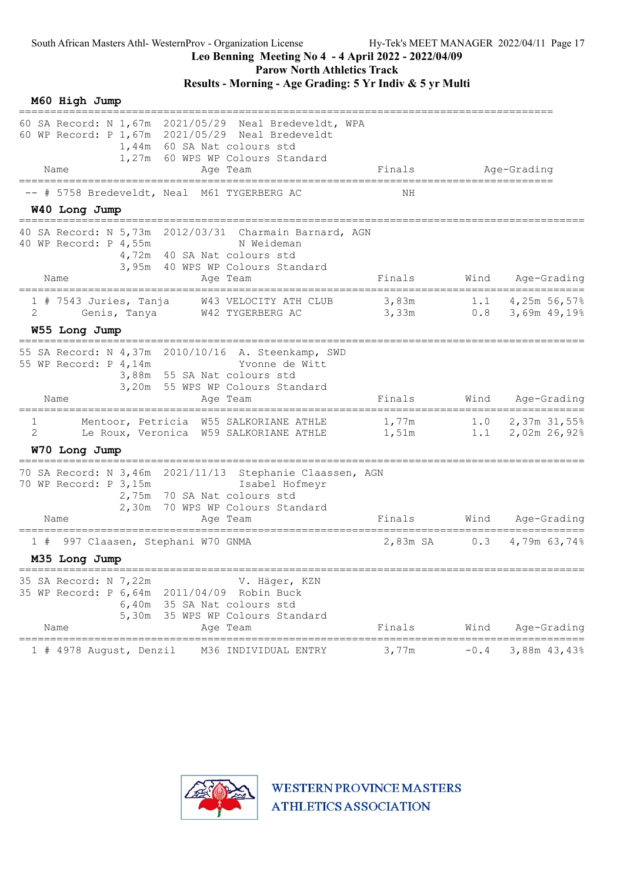Leo Benning Meeting No 4 - 4 April 2022 - 2022/04/09

Parow North Athletics Track

Results - Morning - Age Grading: 5 Yr Indiv & 5 yr Multi

## M60 High Jump

60 SA Record: N 1,67m 2021/05/29 Neal Bredeveldt, WPA
60 WP Record: P 1,67m 2021/05/29 Neal Bredeveldt
1,44m 60 SA Nat colours std
1,27m 60 WPS WP Colours Standard

| | Name | Age | Team | Finals | Age-Grading |
|---|---|---|---|---|---|
| -- | # 5758 Bredeveldt, Neal | M61 | TYGERBERG AC | NH | |

## W40 Long Jump

40 SA Record: N 5,73m 2012/03/31 Charmain Barnard, AGN
40 WP Record: P 4,55m N Weideman
4,72m 40 SA Nat colours std
3,95m 40 WPS WP Colours Standard

| | Name | Age | Team | Finals | Wind | Age-Grading |
|---|---|---|---|---|---|---|
| 1 | # 7543 Juries, Tanja | W43 | VELOCITY ATH CLUB | 3,83m | 1.1 | 4,25m 56,57% |
| 2 | Genis, Tanya | W42 | TYGERBERG AC | 3,33m | 0.8 | 3,69m 49,19% |

## W55 Long Jump

55 SA Record: N 4,37m 2010/10/16 A. Steenkamp, SWD
55 WP Record: P 4,14m Yvonne de Witt
3,88m 55 SA Nat colours std
3,20m 55 WPS WP Colours Standard

| | Name | Age | Team | Finals | Wind | Age-Grading |
|---|---|---|---|---|---|---|
| 1 | Mentoor, Petricia | W55 | SALKORIANE ATHLE | 1,77m | 1.0 | 2,37m 31,55% |
| 2 | Le Roux, Veronica | W59 | SALKORIANE ATHLE | 1,51m | 1.1 | 2,02m 26,92% |

## W70 Long Jump

70 SA Record: N 3,46m 2021/11/13 Stephanie Claassen, AGN
70 WP Record: P 3,15m Isabel Hofmeyr
2,75m 70 SA Nat colours std
2,30m 70 WPS WP Colours Standard

| | Name | Age | Team | Finals | Wind | Age-Grading |
|---|---|---|---|---|---|---|
| 1 | # 997 Claasen, Stephani | W70 | GNMA | 2,83m SA | 0.3 | 4,79m 63,74% |

## M35 Long Jump

35 SA Record: N 7,22m V. Häger, KZN
35 WP Record: P 6,64m 2011/04/09 Robin Buck
6,40m 35 SA Nat colours std
5,30m 35 WPS WP Colours Standard

| | Name | Age | Team | Finals | Wind | Age-Grading |
|---|---|---|---|---|---|---|
| 1 | # 4978 August, Denzil | M36 | INDIVIDUAL ENTRY | 3,77m | -0.4 | 3,88m 43,43% |

WESTERN PROVINCE MASTERS ATHLETICS ASSOCIATION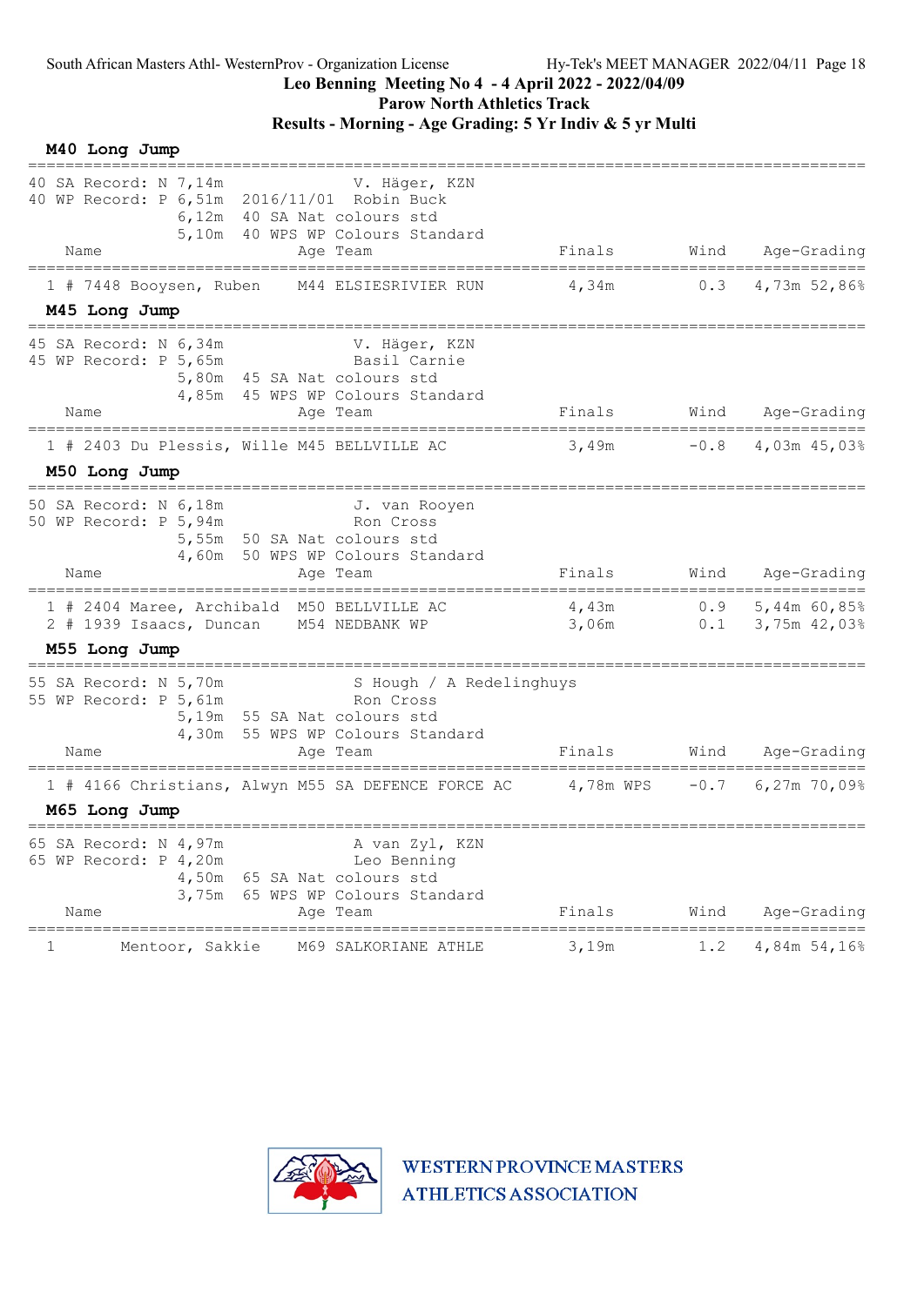South African Masters Athl- WesternProv - Organization License    Hy-Tek's MEET MANAGER 2022/04/11

**Leo Benning Meeting No 4 - 4 April 2022 - 2022/04/09**
**Parow North Athletics Track**
**Results - Morning - Age Grading: 5 Yr Indiv & 5 yr Multi**

### M40 Long Jump

```
40 SA Record: N 7,14m                V. Häger, KZN
40 WP Record: P 6,51m   2016/11/01   Robin Buck
              6,12m   40 SA Nat colours std
              5,10m   40 WPS WP Colours Standard
```

| Name | | Age | Team | Finals | Wind | Age-Grading | |
|---|---|---|---|---|---|---|---|
| 1 # 7448 | Booysen, Ruben | M44 | ELSIESRIVIER RUN | 4,34m | 0.3 | 4,73m | 52,86% |

### M45 Long Jump

```
45 SA Record: N 6,34m                V. Häger, KZN
45 WP Record: P 5,65m                Basil Carnie
              5,80m   45 SA Nat colours std
              4,85m   45 WPS WP Colours Standard
```

| Name | | Age | Team | Finals | Wind | Age-Grading | |
|---|---|---|---|---|---|---|---|
| 1 # 2403 | Du Plessis, Wille | M45 | BELLVILLE AC | 3,49m | -0.8 | 4,03m | 45,03% |

### M50 Long Jump

```
50 SA Record: N 6,18m                J. van Rooyen
50 WP Record: P 5,94m                Ron Cross
              5,55m   50 SA Nat colours std
              4,60m   50 WPS WP Colours Standard
```

| Name | | Age | Team | Finals | Wind | Age-Grading | |
|---|---|---|---|---|---|---|---|
| 1 # 2404 | Maree, Archibald | M50 | BELLVILLE AC | 4,43m | 0.9 | 5,44m | 60,85% |
| 2 # 1939 | Isaacs, Duncan | M54 | NEDBANK WP | 3,06m | 0.1 | 3,75m | 42,03% |

### M55 Long Jump

```
55 SA Record: N 5,70m                S Hough / A Redelinghuys
55 WP Record: P 5,61m                Ron Cross
              5,19m   55 SA Nat colours std
              4,30m   55 WPS WP Colours Standard
```

| Name | | Age | Team | Finals | Wind | Age-Grading | |
|---|---|---|---|---|---|---|---|
| 1 # 4166 | Christians, Alwyn | M55 | SA DEFENCE FORCE AC | 4,78m WPS | -0.7 | 6,27m | 70,09% |

### M65 Long Jump

```
65 SA Record: N 4,97m                A van Zyl, KZN
65 WP Record: P 4,20m                Leo Benning
              4,50m   65 SA Nat colours std
              3,75m   65 WPS WP Colours Standard
```

| Name | | Age | Team | Finals | Wind | Age-Grading | |
|---|---|---|---|---|---|---|---|
| 1 | Mentoor, Sakkie | M69 | SALKORIANE ATHLE | 3,19m | 1.2 | 4,84m | 54,16% |

WESTERN PROVINCE MASTERS ATHLETICS ASSOCIATION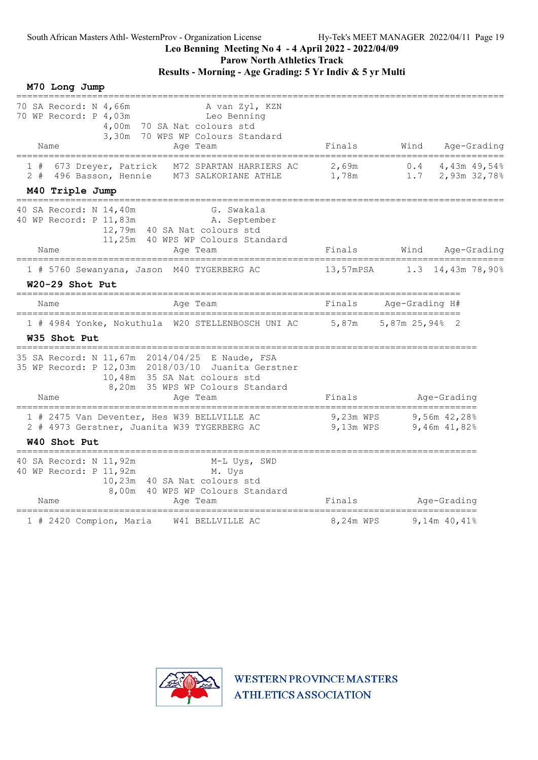South African Masters Athl- WesternProv - Organization License    Hy-Tek's MEET MANAGER 2022/04/11 Page 19

**Leo Benning Meeting No 4 - 4 April 2022 - 2022/04/09**
**Parow North Athletics Track**
**Results - Morning - Age Grading: 5 Yr Indiv & 5 yr Multi**

### M70 Long Jump

70 SA Record: N 4,66m — A van Zyl, KZN
70 WP Record: P 4,03m — Leo Benning
4,00m — 70 SA Nat colours std
3,30m — 70 WPS WP Colours Standard

| Place | Name | Age | Team | Finals | Wind | Age-Grading |
|---|---|---|---|---|---|---|
| 1 | # 673 Dreyer, Patrick | M72 | SPARTAN HARRIERS AC | 2,69m | 0.4 | 4,43m 49,54% |
| 2 | # 496 Basson, Hennie | M73 | SALKORIANE ATHLE | 1,78m | 1.7 | 2,93m 32,78% |

### M40 Triple Jump

40 SA Record: N 14,40m — G. Swakala
40 WP Record: P 11,83m — A. September
12,79m — 40 SA Nat colours std
11,25m — 40 WPS WP Colours Standard

| Place | Name | Age | Team | Finals | Wind | Age-Grading |
|---|---|---|---|---|---|---|
| 1 | # 5760 Sewanyana, Jason | M40 | TYGERBERG AC | 13,57mPSA | 1.3 | 14,43m 78,90% |

### W20-29 Shot Put

| Place | Name | Age | Team | Finals | Age-Grading | H# |
|---|---|---|---|---|---|---|
| 1 | # 4984 Yonke, Nokuthula | W20 | STELLENBOSCH UNI AC | 5,87m | 5,87m 25,94% | 2 |

### W35 Shot Put

35 SA Record: N 11,67m 2014/04/25 — E Naude, FSA
35 WP Record: P 12,03m 2018/03/10 — Juanita Gerstner
10,48m — 35 SA Nat colours std
8,20m — 35 WPS WP Colours Standard

| Place | Name | Age | Team | Finals | Age-Grading |
|---|---|---|---|---|---|
| 1 | # 2475 Van Deventer, Hes | W39 | BELLVILLE AC | 9,23m WPS | 9,56m 42,28% |
| 2 | # 4973 Gerstner, Juanita | W39 | TYGERBERG AC | 9,13m WPS | 9,46m 41,82% |

### W40 Shot Put

40 SA Record: N 11,92m — M-L Uys, SWD
40 WP Record: P 11,92m — M. Uys
10,23m — 40 SA Nat colours std
8,00m — 40 WPS WP Colours Standard

| Place | Name | Age | Team | Finals | Age-Grading |
|---|---|---|---|---|---|
| 1 | # 2420 Compion, Maria | W41 | BELLVILLE AC | 8,24m WPS | 9,14m 40,41% |

WESTERN PROVINCE MASTERS ATHLETICS ASSOCIATION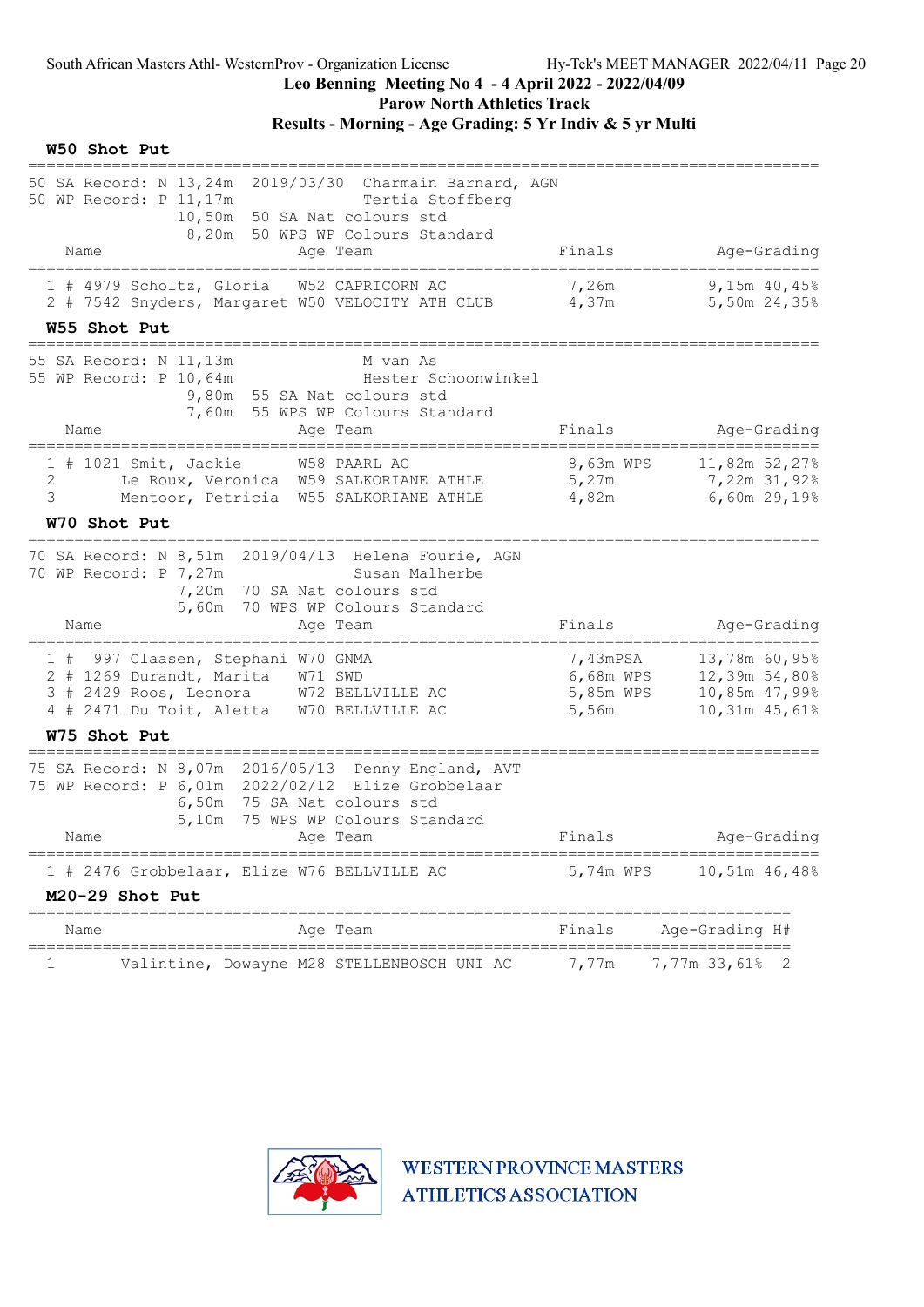South African Masters Athl- WesternProv - Organization License    Hy-Tek's MEET MANAGER 2022/04/11

**Leo Benning Meeting No 4 - 4 April 2022 - 2022/04/09**
**Parow North Athletics Track**
**Results - Morning - Age Grading: 5 Yr Indiv & 5 yr Multi**

### W50 Shot Put

50 SA Record: N 13,24m 2019/03/30 Charmain Barnard, AGN
50 WP Record: P 11,17m Tertia Stoffberg
10,50m 50 SA Nat colours std
8,20m 50 WPS WP Colours Standard

| Place | Name | Age | Team | Finals | Age-Grading | |
|---|---|---|---|---|---|---|
| 1 # | 4979 Scholtz, Gloria | W52 | CAPRICORN AC | 7,26m | 9,15m | 40,45% |
| 2 # | 7542 Snyders, Margaret | W50 | VELOCITY ATH CLUB | 4,37m | 5,50m | 24,35% |

### W55 Shot Put

55 SA Record: N 11,13m M van As
55 WP Record: P 10,64m Hester Schoonwinkel
9,80m 55 SA Nat colours std
7,60m 55 WPS WP Colours Standard

| Place | Name | Age | Team | Finals | Age-Grading | |
|---|---|---|---|---|---|---|
| 1 # | 1021 Smit, Jackie | W58 | PAARL AC | 8,63m WPS | 11,82m | 52,27% |
| 2 | Le Roux, Veronica | W59 | SALKORIANE ATHLE | 5,27m | 7,22m | 31,92% |
| 3 | Mentoor, Petricia | W55 | SALKORIANE ATHLE | 4,82m | 6,60m | 29,19% |

### W70 Shot Put

70 SA Record: N 8,51m 2019/04/13 Helena Fourie, AGN
70 WP Record: P 7,27m Susan Malherbe
7,20m 70 SA Nat colours std
5,60m 70 WPS WP Colours Standard

| Place | Name | Age | Team | Finals | Age-Grading | |
|---|---|---|---|---|---|---|
| 1 # | 997 Claasen, Stephani | W70 | GNMA | 7,43mPSA | 13,78m | 60,95% |
| 2 # | 1269 Durandt, Marita | W71 | SWD | 6,68m WPS | 12,39m | 54,80% |
| 3 # | 2429 Roos, Leonora | W72 | BELLVILLE AC | 5,85m WPS | 10,85m | 47,99% |
| 4 # | 2471 Du Toit, Aletta | W70 | BELLVILLE AC | 5,56m | 10,31m | 45,61% |

### W75 Shot Put

75 SA Record: N 8,07m 2016/05/13 Penny England, AVT
75 WP Record: P 6,01m 2022/02/12 Elize Grobbelaar
6,50m 75 SA Nat colours std
5,10m 75 WPS WP Colours Standard

| Place | Name | Age | Team | Finals | Age-Grading | |
|---|---|---|---|---|---|---|
| 1 # | 2476 Grobbelaar, Elize | W76 | BELLVILLE AC | 5,74m WPS | 10,51m | 46,48% |

### M20-29 Shot Put

| Place | Name | Age | Team | Finals | Age-Grading | | H# |
|---|---|---|---|---|---|---|---|
| 1 | Valintine, Dowayne | M28 | STELLENBOSCH UNI AC | 7,77m | 7,77m | 33,61% | 2 |

WESTERN PROVINCE MASTERS ATHLETICS ASSOCIATION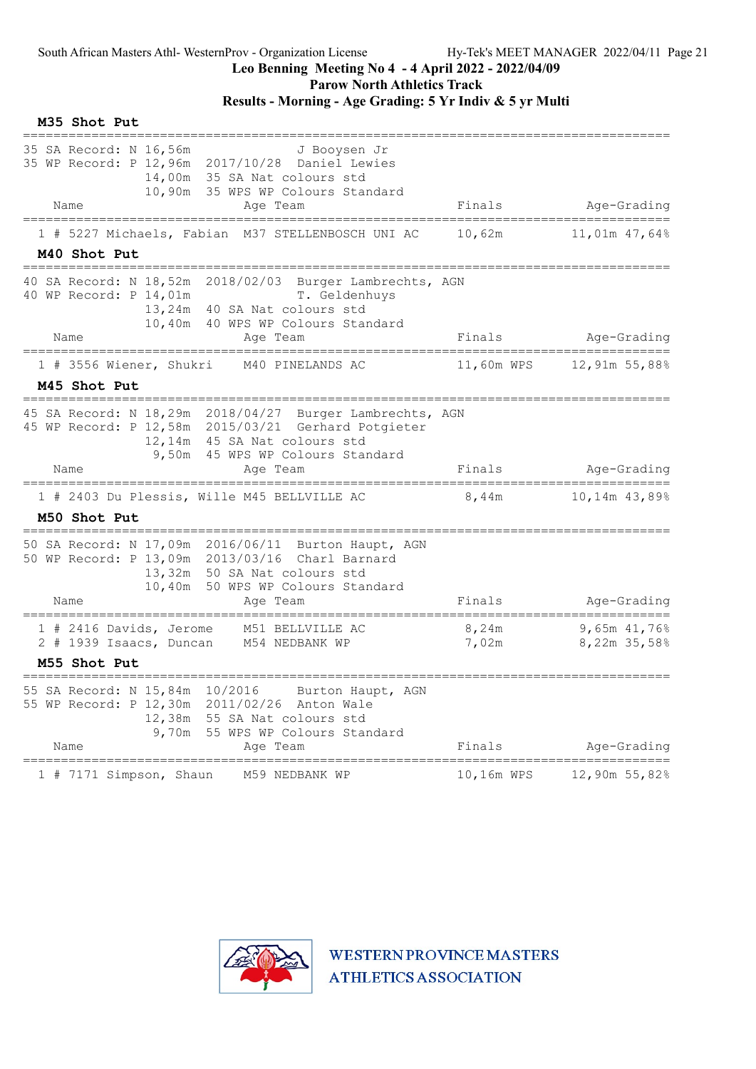South African Masters Athl- WesternProv - Organization License Hy-Tek's MEET MANAGER 2022/04/11 Page 21

**Leo Benning Meeting No 4 - 4 April 2022 - 2022/04/09**

**Parow North Athletics Track**

**Results - Morning - Age Grading: 5 Yr Indiv & 5 yr Multi**

## M35 Shot Put

```
35 SA Record: N 16,56m               J Booysen Jr
35 WP Record: P 12,96m  2017/10/28  Daniel Lewies
                14,00m  35 SA Nat colours std
                10,90m  35 WPS WP Colours Standard
```

| Place | Name | Age | Team | Finals | Age-Grading |
|---|---|---|---|---|---|
| 1 | # 5227 Michaels, Fabian | M37 | STELLENBOSCH UNI AC | 10,62m | 11,01m 47,64% |

## M40 Shot Put

```
40 SA Record: N 18,52m  2018/02/03  Burger Lambrechts, AGN
40 WP Record: P 14,01m              T. Geldenhuys
                13,24m  40 SA Nat colours std
                10,40m  40 WPS WP Colours Standard
```

| Place | Name | Age | Team | Finals | Age-Grading |
|---|---|---|---|---|---|
| 1 | # 3556 Wiener, Shukri | M40 | PINELANDS AC | 11,60m WPS | 12,91m 55,88% |

## M45 Shot Put

```
45 SA Record: N 18,29m  2018/04/27  Burger Lambrechts, AGN
45 WP Record: P 12,58m  2015/03/21  Gerhard Potgieter
                12,14m  45 SA Nat colours std
                 9,50m  45 WPS WP Colours Standard
```

| Place | Name | Age | Team | Finals | Age-Grading |
|---|---|---|---|---|---|
| 1 | # 2403 Du Plessis, Wille | M45 | BELLVILLE AC | 8,44m | 10,14m 43,89% |

## M50 Shot Put

```
50 SA Record: N 17,09m  2016/06/11  Burton Haupt, AGN
50 WP Record: P 13,09m  2013/03/16  Charl Barnard
                13,32m  50 SA Nat colours std
                10,40m  50 WPS WP Colours Standard
```

| Place | Name | Age | Team | Finals | Age-Grading |
|---|---|---|---|---|---|
| 1 | # 2416 Davids, Jerome | M51 | BELLVILLE AC | 8,24m | 9,65m 41,76% |
| 2 | # 1939 Isaacs, Duncan | M54 | NEDBANK WP | 7,02m | 8,22m 35,58% |

## M55 Shot Put

```
55 SA Record: N 15,84m  10/2016     Burton Haupt, AGN
55 WP Record: P 12,30m  2011/02/26  Anton Wale
                12,38m  55 SA Nat colours std
                 9,70m  55 WPS WP Colours Standard
```

| Place | Name | Age | Team | Finals | Age-Grading |
|---|---|---|---|---|---|
| 1 | # 7171 Simpson, Shaun | M59 | NEDBANK WP | 10,16m WPS | 12,90m 55,82% |

WESTERN PROVINCE MASTERS ATHLETICS ASSOCIATION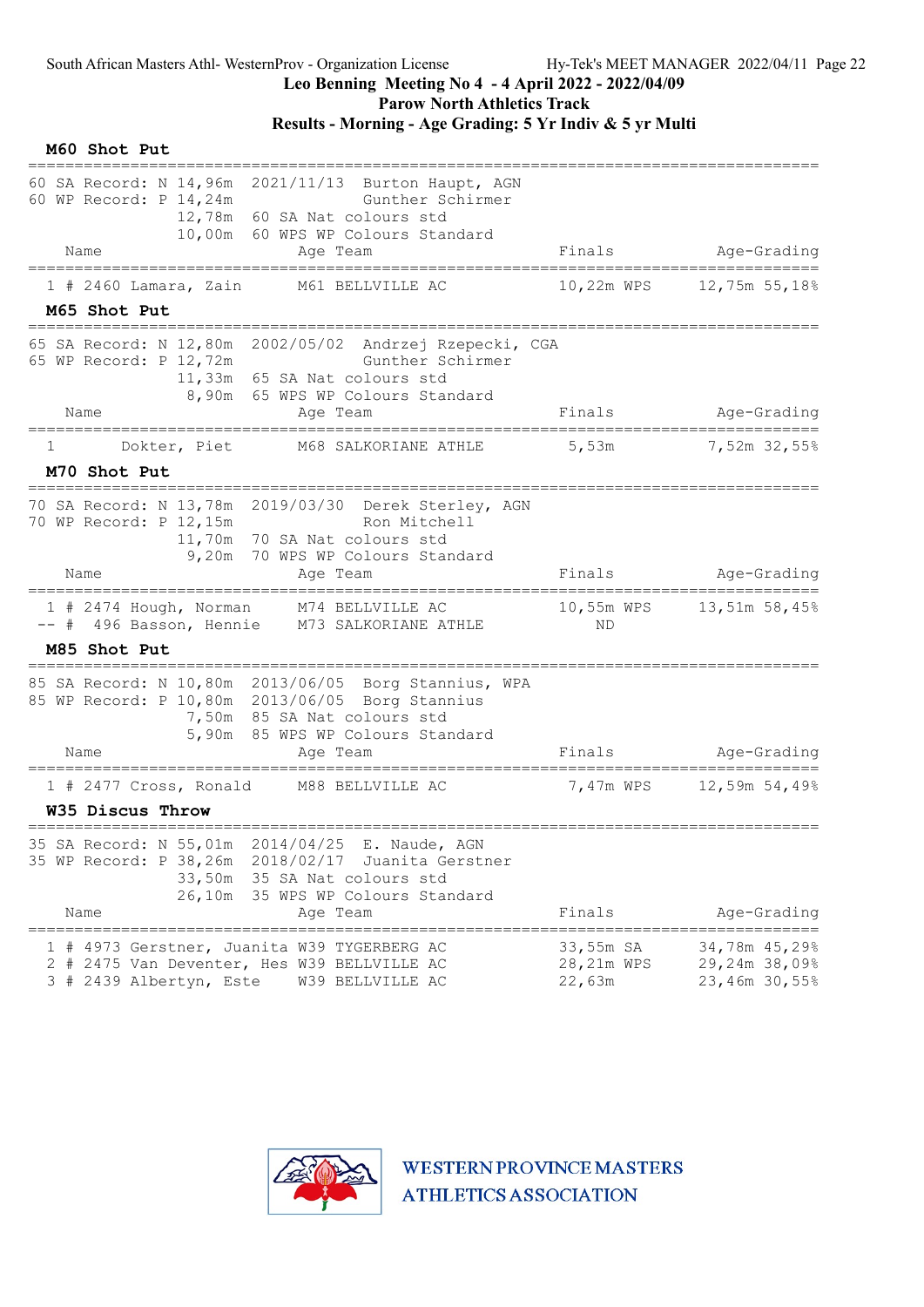# Leo Benning Meeting No 4 - 4 April 2022 - 2022/04/09

## Parow North Athletics Track

## Results - Morning - Age Grading: 5 Yr Indiv & 5 yr Multi

### M60 Shot Put

60 SA Record: N 14,96m 2021/11/13 Burton Haupt, AGN
60 WP Record: P 14,24m Gunther Schirmer
12,78m 60 SA Nat colours std
10,00m 60 WPS WP Colours Standard

| Place | Name | Age | Team | Finals | Age-Grading |
|---|---|---|---|---|---|
| 1 | # 2460 Lamara, Zain | M61 | BELLVILLE AC | 10,22m WPS | 12,75m 55,18% |

### M65 Shot Put

65 SA Record: N 12,80m 2002/05/02 Andrzej Rzepecki, CGA
65 WP Record: P 12,72m Gunther Schirmer
11,33m 65 SA Nat colours std
8,90m 65 WPS WP Colours Standard

| Place | Name | Age | Team | Finals | Age-Grading |
|---|---|---|---|---|---|
| 1 | Dokter, Piet | M68 | SALKORIANE ATHLE | 5,53m | 7,52m 32,55% |

### M70 Shot Put

70 SA Record: N 13,78m 2019/03/30 Derek Sterley, AGN
70 WP Record: P 12,15m Ron Mitchell
11,70m 70 SA Nat colours std
9,20m 70 WPS WP Colours Standard

| Place | Name | Age | Team | Finals | Age-Grading |
|---|---|---|---|---|---|
| 1 | # 2474 Hough, Norman | M74 | BELLVILLE AC | 10,55m WPS | 13,51m 58,45% |
| -- | # 496 Basson, Hennie | M73 | SALKORIANE ATHLE | ND | |

### M85 Shot Put

85 SA Record: N 10,80m 2013/06/05 Borg Stannius, WPA
85 WP Record: P 10,80m 2013/06/05 Borg Stannius
7,50m 85 SA Nat colours std
5,90m 85 WPS WP Colours Standard

| Place | Name | Age | Team | Finals | Age-Grading |
|---|---|---|---|---|---|
| 1 | # 2477 Cross, Ronald | M88 | BELLVILLE AC | 7,47m WPS | 12,59m 54,49% |

### W35 Discus Throw

35 SA Record: N 55,01m 2014/04/25 E. Naude, AGN
35 WP Record: P 38,26m 2018/02/17 Juanita Gerstner
33,50m 35 SA Nat colours std
26,10m 35 WPS WP Colours Standard

| Place | Name | Age | Team | Finals | Age-Grading |
|---|---|---|---|---|---|
| 1 | # 4973 Gerstner, Juanita | W39 | TYGERBERG AC | 33,55m SA | 34,78m 45,29% |
| 2 | # 2475 Van Deventer, Hes | W39 | BELLVILLE AC | 28,21m WPS | 29,24m 38,09% |
| 3 | # 2439 Albertyn, Este | W39 | BELLVILLE AC | 22,63m | 23,46m 30,55% |

WESTERN PROVINCE MASTERS ATHLETICS ASSOCIATION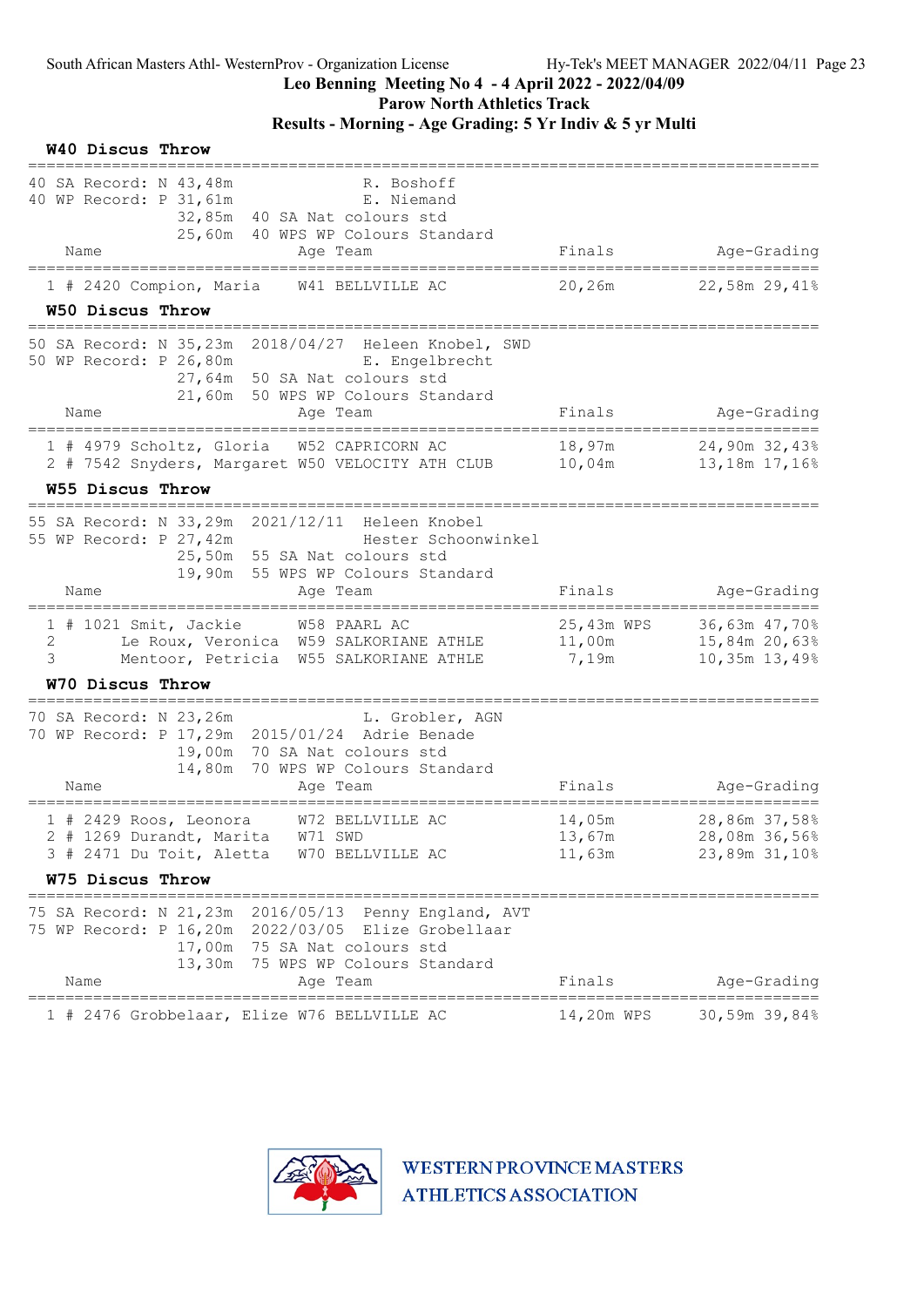South African Masters Athl- WesternProv - Organization License — Hy-Tek's MEET MANAGER 2022/04/11

**Leo Benning Meeting No 4 - 4 April 2022 - 2022/04/09**

**Parow North Athletics Track**

**Results - Morning - Age Grading: 5 Yr Indiv & 5 yr Multi**

### W40 Discus Throw

```
40 SA Record: N 43,48m              R. Boshoff
40 WP Record: P 31,61m              E. Niemand
             32,85m  40 SA Nat colours std
             25,60m  40 WPS WP Colours Standard
```

| Place | Name | Age | Team | Finals | Age-Grading |
|---|---|---|---|---|---|
| 1 | # 2420 Compion, Maria | W41 | BELLVILLE AC | 20,26m | 22,58m 29,41% |

### W50 Discus Throw

```
50 SA Record: N 35,23m  2018/04/27  Heleen Knobel, SWD
50 WP Record: P 26,80m              E. Engelbrecht
             27,64m  50 SA Nat colours std
             21,60m  50 WPS WP Colours Standard
```

| Place | Name | Age | Team | Finals | Age-Grading |
|---|---|---|---|---|---|
| 1 | # 4979 Scholtz, Gloria | W52 | CAPRICORN AC | 18,97m | 24,90m 32,43% |
| 2 | # 7542 Snyders, Margaret | W50 | VELOCITY ATH CLUB | 10,04m | 13,18m 17,16% |

### W55 Discus Throw

```
55 SA Record: N 33,29m  2021/12/11  Heleen Knobel
55 WP Record: P 27,42m              Hester Schoonwinkel
             25,50m  55 SA Nat colours std
             19,90m  55 WPS WP Colours Standard
```

| Place | Name | Age | Team | Finals | Age-Grading |
|---|---|---|---|---|---|
| 1 | # 1021 Smit, Jackie | W58 | PAARL AC | 25,43m WPS | 36,63m 47,70% |
| 2 | Le Roux, Veronica | W59 | SALKORIANE ATHLE | 11,00m | 15,84m 20,63% |
| 3 | Mentoor, Petricia | W55 | SALKORIANE ATHLE | 7,19m | 10,35m 13,49% |

### W70 Discus Throw

```
70 SA Record: N 23,26m              L. Grobler, AGN
70 WP Record: P 17,29m  2015/01/24  Adrie Benade
             19,00m  70 SA Nat colours std
             14,80m  70 WPS WP Colours Standard
```

| Place | Name | Age | Team | Finals | Age-Grading |
|---|---|---|---|---|---|
| 1 | # 2429 Roos, Leonora | W72 | BELLVILLE AC | 14,05m | 28,86m 37,58% |
| 2 | # 1269 Durandt, Marita | W71 | SWD | 13,67m | 28,08m 36,56% |
| 3 | # 2471 Du Toit, Aletta | W70 | BELLVILLE AC | 11,63m | 23,89m 31,10% |

### W75 Discus Throw

```
75 SA Record: N 21,23m  2016/05/13  Penny England, AVT
75 WP Record: P 16,20m  2022/03/05  Elize Grobellaar
             17,00m  75 SA Nat colours std
             13,30m  75 WPS WP Colours Standard
```

| Place | Name | Age | Team | Finals | Age-Grading |
|---|---|---|---|---|---|
| 1 | # 2476 Grobbelaar, Elize | W76 | BELLVILLE AC | 14,20m WPS | 30,59m 39,84% |

WESTERN PROVINCE MASTERS ATHLETICS ASSOCIATION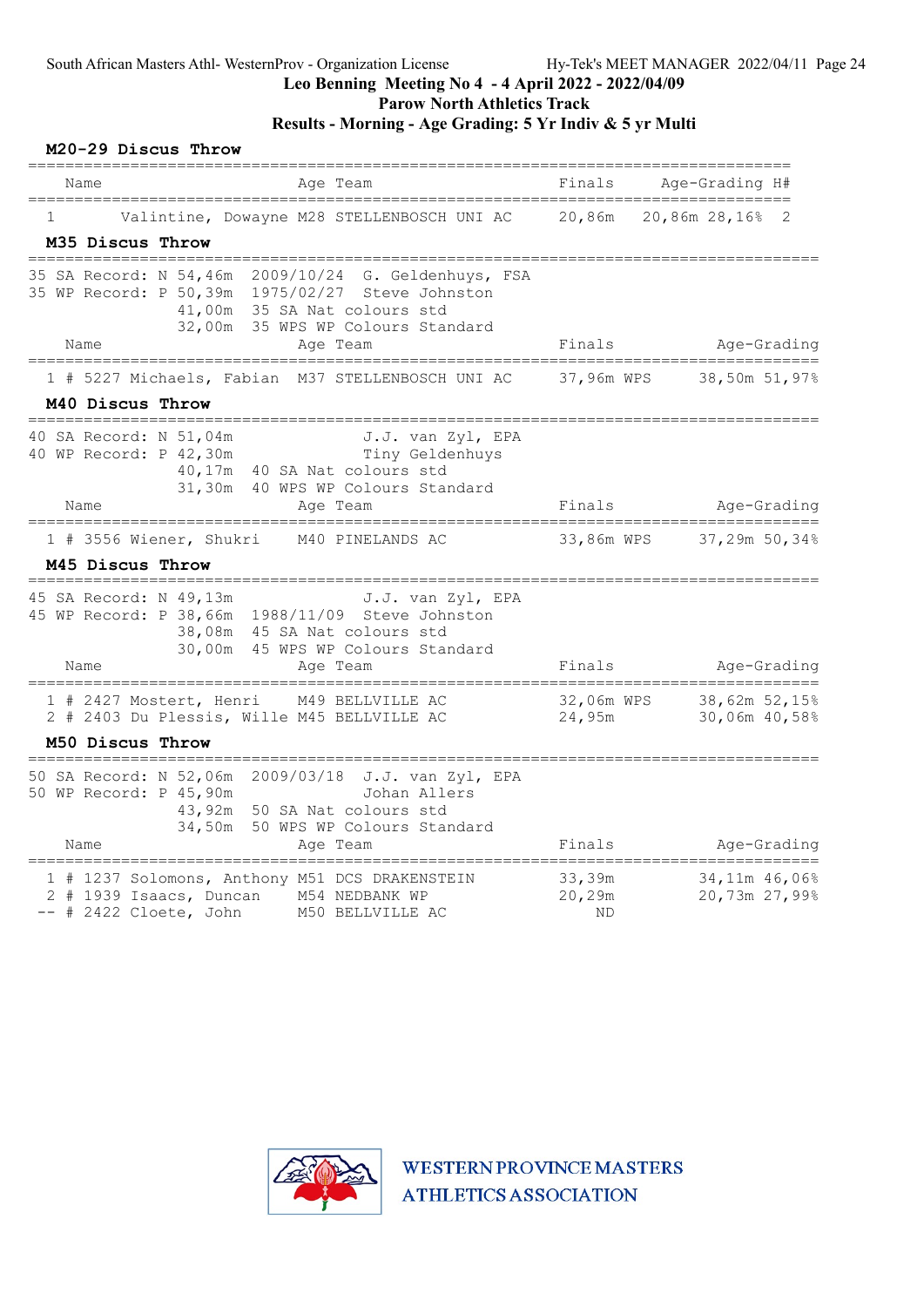South African Masters Athl- WesternProv - Organization License    Hy-Tek's MEET MANAGER 2022/04/11

# Leo Benning Meeting No 4 - 4 April 2022 - 2022/04/09

## Parow North Athletics Track

## Results - Morning - Age Grading: 5 Yr Indiv & 5 yr Multi

### M20-29 Discus Throw

| | Name | Age | Team | Finals | Age-Grading | | H# |
|---|---|---|---|---|---|---|---|
| 1 | Valintine, Dowayne | M28 | STELLENBOSCH UNI AC | 20,86m | 20,86m | 28,16% | 2 |

### M35 Discus Throw

35 SA Record: N 54,46m 2009/10/24 G. Geldenhuys, FSA
35 WP Record: P 50,39m 1975/02/27 Steve Johnston
41,00m 35 SA Nat colours std
32,00m 35 WPS WP Colours Standard

| | Name | Age | Team | Finals | | Age-Grading | |
|---|---|---|---|---|---|---|---|
| 1 | # 5227 Michaels, Fabian | M37 | STELLENBOSCH UNI AC | 37,96m | WPS | 38,50m | 51,97% |

### M40 Discus Throw

40 SA Record: N 51,04m J.J. van Zyl, EPA
40 WP Record: P 42,30m Tiny Geldenhuys
40,17m 40 SA Nat colours std
31,30m 40 WPS WP Colours Standard

| | Name | Age | Team | Finals | | Age-Grading | |
|---|---|---|---|---|---|---|---|
| 1 | # 3556 Wiener, Shukri | M40 | PINELANDS AC | 33,86m | WPS | 37,29m | 50,34% |

### M45 Discus Throw

45 SA Record: N 49,13m J.J. van Zyl, EPA
45 WP Record: P 38,66m 1988/11/09 Steve Johnston
38,08m 45 SA Nat colours std
30,00m 45 WPS WP Colours Standard

| | Name | Age | Team | Finals | | Age-Grading | |
|---|---|---|---|---|---|---|---|
| 1 | # 2427 Mostert, Henri | M49 | BELLVILLE AC | 32,06m | WPS | 38,62m | 52,15% |
| 2 | # 2403 Du Plessis, Wille | M45 | BELLVILLE AC | 24,95m | | 30,06m | 40,58% |

### M50 Discus Throw

50 SA Record: N 52,06m 2009/03/18 J.J. van Zyl, EPA
50 WP Record: P 45,90m Johan Allers
43,92m 50 SA Nat colours std
34,50m 50 WPS WP Colours Standard

| | Name | Age | Team | Finals | Age-Grading | |
|---|---|---|---|---|---|---|
| 1 | # 1237 Solomons, Anthony | M51 | DCS DRAKENSTEIN | 33,39m | 34,11m | 46,06% |
| 2 | # 1939 Isaacs, Duncan | M54 | NEDBANK WP | 20,29m | 20,73m | 27,99% |
| -- | # 2422 Cloete, John | M50 | BELLVILLE AC | ND | | |

WESTERN PROVINCE MASTERS ATHLETICS ASSOCIATION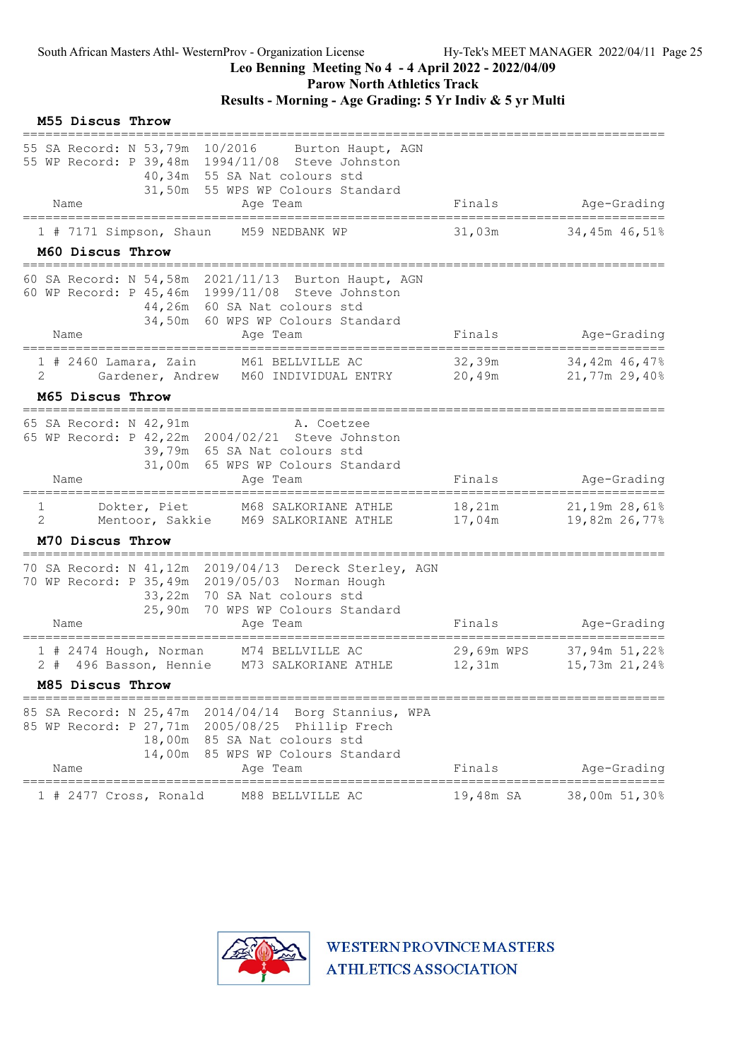South African Masters Athl- WesternProv - Organization License Hy-Tek's MEET MANAGER 2022/04/11 Page 25

**Leo Benning Meeting No 4 - 4 April 2022 - 2022/04/09**

**Parow North Athletics Track**

**Results - Morning - Age Grading: 5 Yr Indiv & 5 yr Multi**

### M55 Discus Throw

```
55 SA Record: N 53,79m  10/2016    Burton Haupt, AGN
55 WP Record: P 39,48m  1994/11/08  Steve Johnston
               40,34m   55 SA Nat colours std
               31,50m   55 WPS WP Colours Standard
```

| Place | # | Name | Age | Team | Finals | Age-Grading | |
|---|---|---|---|---|---|---|---|
| 1 | # 7171 | Simpson, Shaun | M59 | NEDBANK WP | 31,03m | 34,45m | 46,51% |

### M60 Discus Throw

```
60 SA Record: N 54,58m  2021/11/13  Burton Haupt, AGN
60 WP Record: P 45,46m  1999/11/08  Steve Johnston
               44,26m   60 SA Nat colours std
               34,50m   60 WPS WP Colours Standard
```

| Place | # | Name | Age | Team | Finals | Age-Grading | |
|---|---|---|---|---|---|---|---|
| 1 | # 2460 | Lamara, Zain | M61 | BELLVILLE AC | 32,39m | 34,42m | 46,47% |
| 2 | | Gardener, Andrew | M60 | INDIVIDUAL ENTRY | 20,49m | 21,77m | 29,40% |

### M65 Discus Throw

```
65 SA Record: N 42,91m              A. Coetzee
65 WP Record: P 42,22m  2004/02/21  Steve Johnston
               39,79m   65 SA Nat colours std
               31,00m   65 WPS WP Colours Standard
```

| Place | # | Name | Age | Team | Finals | Age-Grading | |
|---|---|---|---|---|---|---|---|
| 1 | | Dokter, Piet | M68 | SALKORIANE ATHLE | 18,21m | 21,19m | 28,61% |
| 2 | | Mentoor, Sakkie | M69 | SALKORIANE ATHLE | 17,04m | 19,82m | 26,77% |

### M70 Discus Throw

```
70 SA Record: N 41,12m  2019/04/13  Dereck Sterley, AGN
70 WP Record: P 35,49m  2019/05/03  Norman Hough
               33,22m   70 SA Nat colours std
               25,90m   70 WPS WP Colours Standard
```

| Place | # | Name | Age | Team | Finals | Age-Grading | |
|---|---|---|---|---|---|---|---|
| 1 | # 2474 | Hough, Norman | M74 | BELLVILLE AC | 29,69m WPS | 37,94m | 51,22% |
| 2 | # 496 | Basson, Hennie | M73 | SALKORIANE ATHLE | 12,31m | 15,73m | 21,24% |

### M85 Discus Throw

```
85 SA Record: N 25,47m  2014/04/14  Borg Stannius, WPA
85 WP Record: P 27,71m  2005/08/25  Phillip Frech
               18,00m   85 SA Nat colours std
               14,00m   85 WPS WP Colours Standard
```

| Place | # | Name | Age | Team | Finals | Age-Grading | |
|---|---|---|---|---|---|---|---|
| 1 | # 2477 | Cross, Ronald | M88 | BELLVILLE AC | 19,48m SA | 38,00m | 51,30% |

WESTERN PROVINCE MASTERS ATHLETICS ASSOCIATION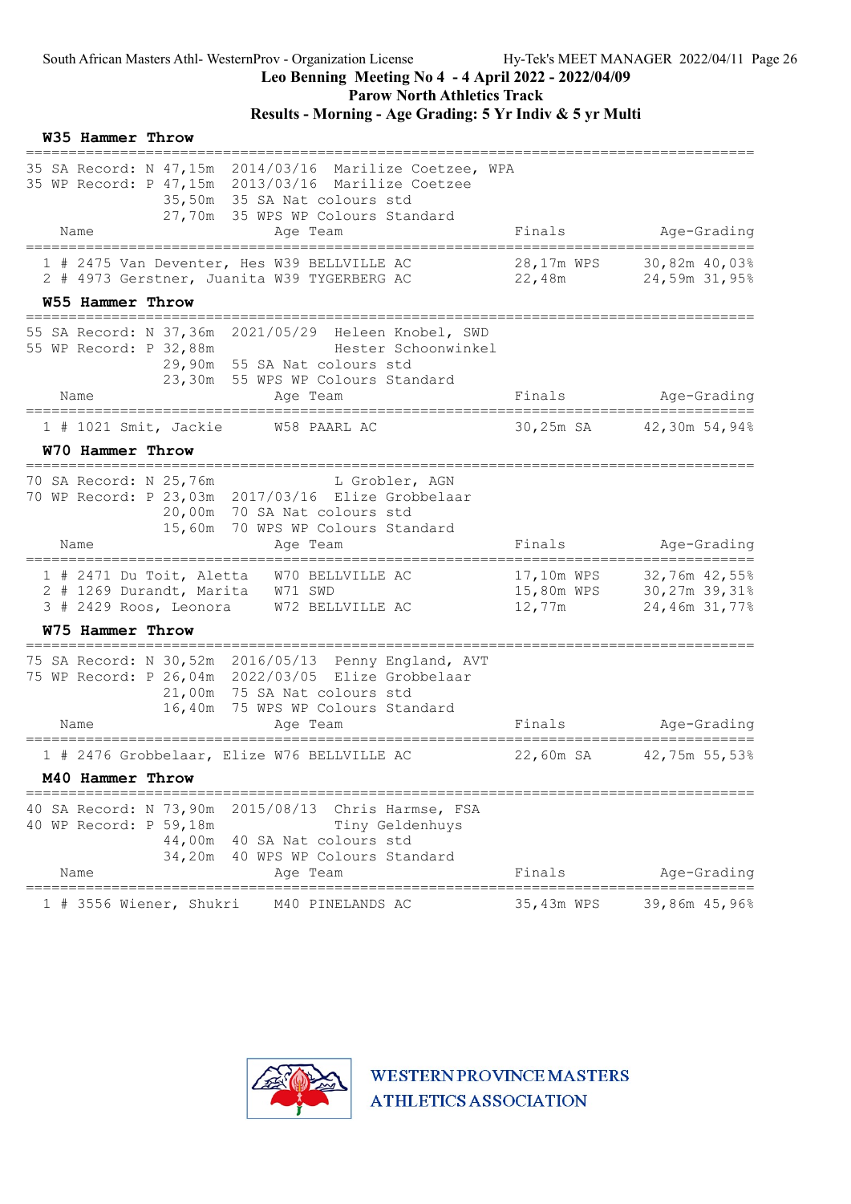## Leo Benning Meeting No 4 - 4 April 2022 - 2022/04/09

**Parow North Athletics Track**

**Results - Morning - Age Grading: 5 Yr Indiv & 5 yr Multi**

### W35 Hammer Throw

35 SA Record: N 47,15m 2014/03/16 Marilize Coetzee, WPA
35 WP Record: P 47,15m 2013/03/16 Marilize Coetzee
35,50m 35 SA Nat colours std
27,70m 35 WPS WP Colours Standard

| Place | Name | Age | Team | Finals | Age-Grading |
|---|---|---|---|---|---|
| 1 | # 2475 Van Deventer, Hes | W39 | BELLVILLE AC | 28,17m WPS | 30,82m 40,03% |
| 2 | # 4973 Gerstner, Juanita | W39 | TYGERBERG AC | 22,48m | 24,59m 31,95% |

### W55 Hammer Throw

55 SA Record: N 37,36m 2021/05/29 Heleen Knobel, SWD
55 WP Record: P 32,88m Hester Schoonwinkel
29,90m 55 SA Nat colours std
23,30m 55 WPS WP Colours Standard

| Place | Name | Age | Team | Finals | Age-Grading |
|---|---|---|---|---|---|
| 1 | # 1021 Smit, Jackie | W58 | PAARL AC | 30,25m SA | 42,30m 54,94% |

### W70 Hammer Throw

70 SA Record: N 25,76m L Grobler, AGN
70 WP Record: P 23,03m 2017/03/16 Elize Grobbelaar
20,00m 70 SA Nat colours std
15,60m 70 WPS WP Colours Standard

| Place | Name | Age | Team | Finals | Age-Grading |
|---|---|---|---|---|---|
| 1 | # 2471 Du Toit, Aletta | W70 | BELLVILLE AC | 17,10m WPS | 32,76m 42,55% |
| 2 | # 1269 Durandt, Marita | W71 | SWD | 15,80m WPS | 30,27m 39,31% |
| 3 | # 2429 Roos, Leonora | W72 | BELLVILLE AC | 12,77m | 24,46m 31,77% |

### W75 Hammer Throw

75 SA Record: N 30,52m 2016/05/13 Penny England, AVT
75 WP Record: P 26,04m 2022/03/05 Elize Grobbelaar
21,00m 75 SA Nat colours std
16,40m 75 WPS WP Colours Standard

| Place | Name | Age | Team | Finals | Age-Grading |
|---|---|---|---|---|---|
| 1 | # 2476 Grobbelaar, Elize | W76 | BELLVILLE AC | 22,60m SA | 42,75m 55,53% |

### M40 Hammer Throw

40 SA Record: N 73,90m 2015/08/13 Chris Harmse, FSA
40 WP Record: P 59,18m Tiny Geldenhuys
44,00m 40 SA Nat colours std
34,20m 40 WPS WP Colours Standard

| Place | Name | Age | Team | Finals | Age-Grading |
|---|---|---|---|---|---|
| 1 | # 3556 Wiener, Shukri | M40 | PINELANDS AC | 35,43m WPS | 39,86m 45,96% |

WESTERN PROVINCE MASTERS ATHLETICS ASSOCIATION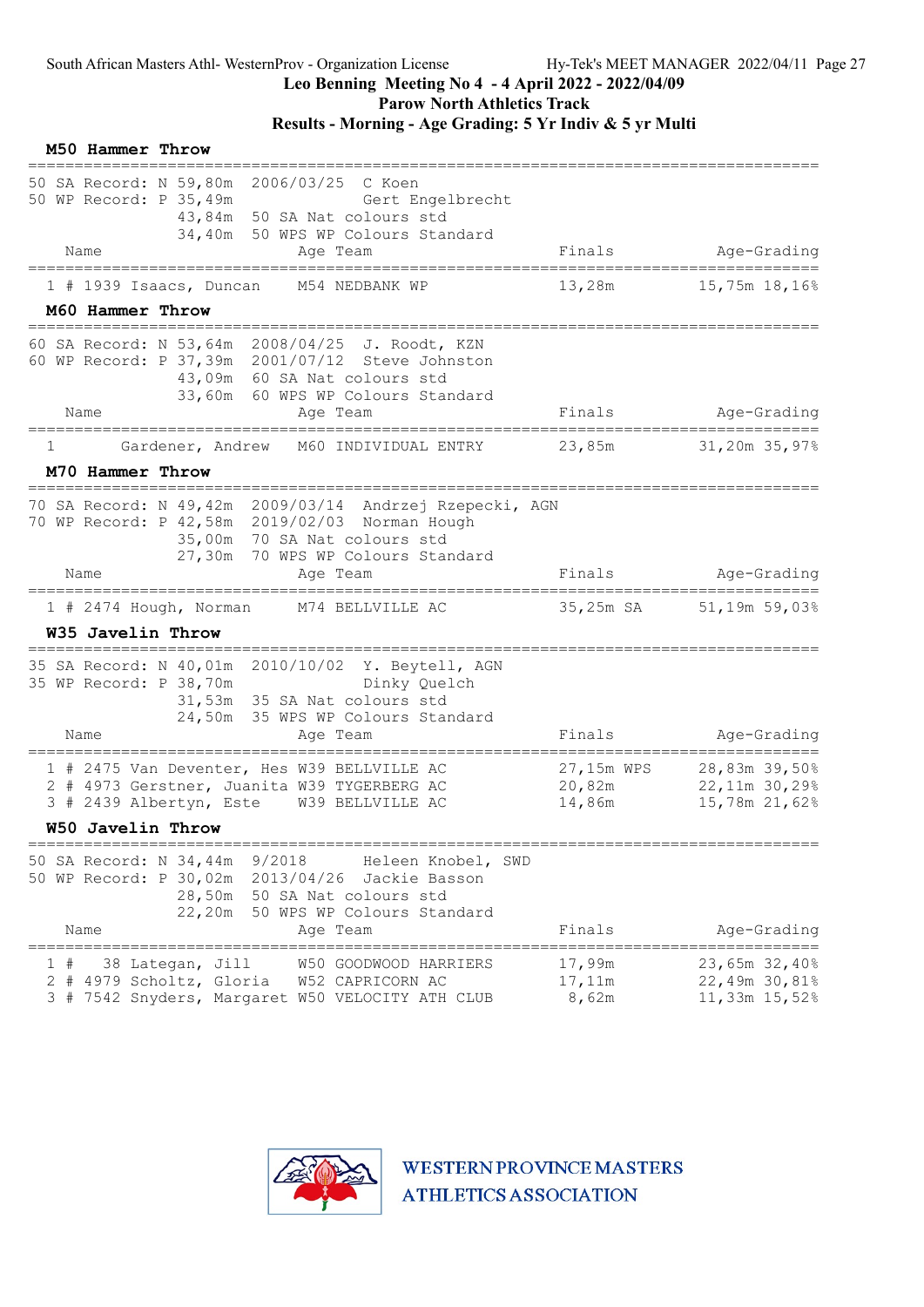South African Masters Athl- WesternProv - Organization License Hy-Tek's MEET MANAGER 2022/04/11

**Leo Benning Meeting No 4 - 4 April 2022 - 2022/04/09**
**Parow North Athletics Track**
**Results - Morning - Age Grading: 5 Yr Indiv & 5 yr Multi**

### M50 Hammer Throw

```
50 SA Record: N 59,80m  2006/03/25  C Koen
50 WP Record: P 35,49m              Gert Engelbrecht
              43,84m  50 SA Nat colours std
              34,40m  50 WPS WP Colours Standard
```

| Place | Name | Age | Team | Finals | Age-Grading |
|---|---|---|---|---|---|
| 1 # 1939 | Isaacs, Duncan | M54 | NEDBANK WP | 13,28m | 15,75m 18,16% |

### M60 Hammer Throw

```
60 SA Record: N 53,64m  2008/04/25  J. Roodt, KZN
60 WP Record: P 37,39m  2001/07/12  Steve Johnston
              43,09m  60 SA Nat colours std
              33,60m  60 WPS WP Colours Standard
```

| Place | Name | Age | Team | Finals | Age-Grading |
|---|---|---|---|---|---|
| 1 | Gardener, Andrew | M60 | INDIVIDUAL ENTRY | 23,85m | 31,20m 35,97% |

### M70 Hammer Throw

```
70 SA Record: N 49,42m  2009/03/14  Andrzej Rzepecki, AGN
70 WP Record: P 42,58m  2019/02/03  Norman Hough
              35,00m  70 SA Nat colours std
              27,30m  70 WPS WP Colours Standard
```

| Place | Name | Age | Team | Finals | Age-Grading |
|---|---|---|---|---|---|
| 1 # 2474 | Hough, Norman | M74 | BELLVILLE AC | 35,25m SA | 51,19m 59,03% |

### W35 Javelin Throw

```
35 SA Record: N 40,01m  2010/10/02  Y. Beytell, AGN
35 WP Record: P 38,70m              Dinky Quelch
              31,53m  35 SA Nat colours std
              24,50m  35 WPS WP Colours Standard
```

| Place | Name | Age | Team | Finals | Age-Grading |
|---|---|---|---|---|---|
| 1 # 2475 | Van Deventer, Hes | W39 | BELLVILLE AC | 27,15m WPS | 28,83m 39,50% |
| 2 # 4973 | Gerstner, Juanita | W39 | TYGERBERG AC | 20,82m | 22,11m 30,29% |
| 3 # 2439 | Albertyn, Este | W39 | BELLVILLE AC | 14,86m | 15,78m 21,62% |

### W50 Javelin Throw

```
50 SA Record: N 34,44m  9/2018      Heleen Knobel, SWD
50 WP Record: P 30,02m  2013/04/26  Jackie Basson
              28,50m  50 SA Nat colours std
              22,20m  50 WPS WP Colours Standard
```

| Place | Name | Age | Team | Finals | Age-Grading |
|---|---|---|---|---|---|
| 1 # 38 | Lategan, Jill | W50 | GOODWOOD HARRIERS | 17,99m | 23,65m 32,40% |
| 2 # 4979 | Scholtz, Gloria | W52 | CAPRICORN AC | 17,11m | 22,49m 30,81% |
| 3 # 7542 | Snyders, Margaret | W50 | VELOCITY ATH CLUB | 8,62m | 11,33m 15,52% |

WESTERN PROVINCE MASTERS ATHLETICS ASSOCIATION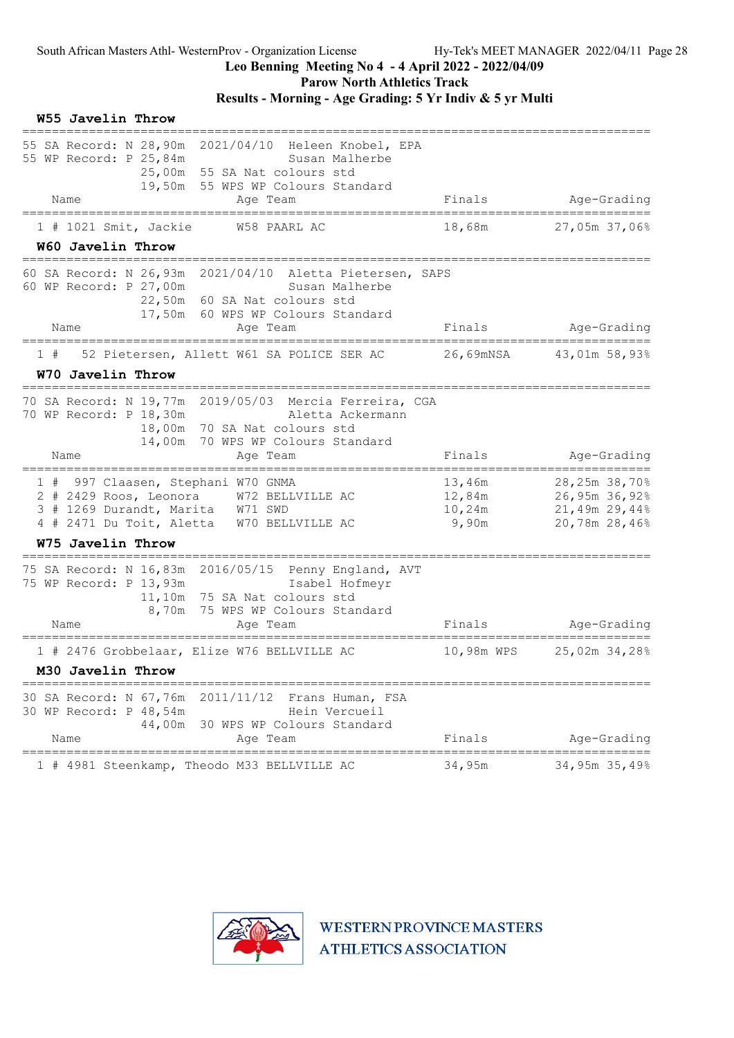South African Masters Athl- WesternProv - Organization License

**Leo Benning Meeting No 4 - 4 April 2022 - 2022/04/09**

**Parow North Athletics Track**

**Results - Morning - Age Grading: 5 Yr Indiv & 5 yr Multi**

### W55 Javelin Throw

55 SA Record: N 28,90m 2021/04/10 Heleen Knobel, EPA
55 WP Record: P 25,84m Susan Malherbe
25,00m 55 SA Nat colours std
19,50m 55 WPS WP Colours Standard

| | Name | Age | Team | Finals | Age-Grading | |
|---|---|---|---|---|---|---|
| 1 # | 1021 Smit, Jackie | W58 | PAARL AC | 18,68m | 27,05m | 37,06% |

### W60 Javelin Throw

60 SA Record: N 26,93m 2021/04/10 Aletta Pietersen, SAPS
60 WP Record: P 27,00m Susan Malherbe
22,50m 60 SA Nat colours std
17,50m 60 WPS WP Colours Standard

| | Name | Age | Team | Finals | Age-Grading | |
|---|---|---|---|---|---|---|
| 1 # | 52 Pietersen, Allett | W61 | SA POLICE SER AC | 26,69mNSA | 43,01m | 58,93% |

### W70 Javelin Throw

70 SA Record: N 19,77m 2019/05/03 Mercia Ferreira, CGA
70 WP Record: P 18,30m Aletta Ackermann
18,00m 70 SA Nat colours std
14,00m 70 WPS WP Colours Standard

| | Name | Age | Team | Finals | Age-Grading | |
|---|---|---|---|---|---|---|
| 1 # | 997 Claasen, Stephani | W70 | GNMA | 13,46m | 28,25m | 38,70% |
| 2 # | 2429 Roos, Leonora | W72 | BELLVILLE AC | 12,84m | 26,95m | 36,92% |
| 3 # | 1269 Durandt, Marita | W71 | SWD | 10,24m | 21,49m | 29,44% |
| 4 # | 2471 Du Toit, Aletta | W70 | BELLVILLE AC | 9,90m | 20,78m | 28,46% |

### W75 Javelin Throw

75 SA Record: N 16,83m 2016/05/15 Penny England, AVT
75 WP Record: P 13,93m Isabel Hofmeyr
11,10m 75 SA Nat colours std
8,70m 75 WPS WP Colours Standard

| | Name | Age | Team | Finals | Age-Grading | |
|---|---|---|---|---|---|---|
| 1 # | 2476 Grobbelaar, Elize | W76 | BELLVILLE AC | 10,98m WPS | 25,02m | 34,28% |

### M30 Javelin Throw

30 SA Record: N 67,76m 2011/11/12 Frans Human, FSA
30 WP Record: P 48,54m Hein Vercueil
44,00m 30 WPS WP Colours Standard

| | Name | Age | Team | Finals | Age-Grading | |
|---|---|---|---|---|---|---|
| 1 # | 4981 Steenkamp, Theodo | M33 | BELLVILLE AC | 34,95m | 34,95m | 35,49% |

WESTERN PROVINCE MASTERS ATHLETICS ASSOCIATION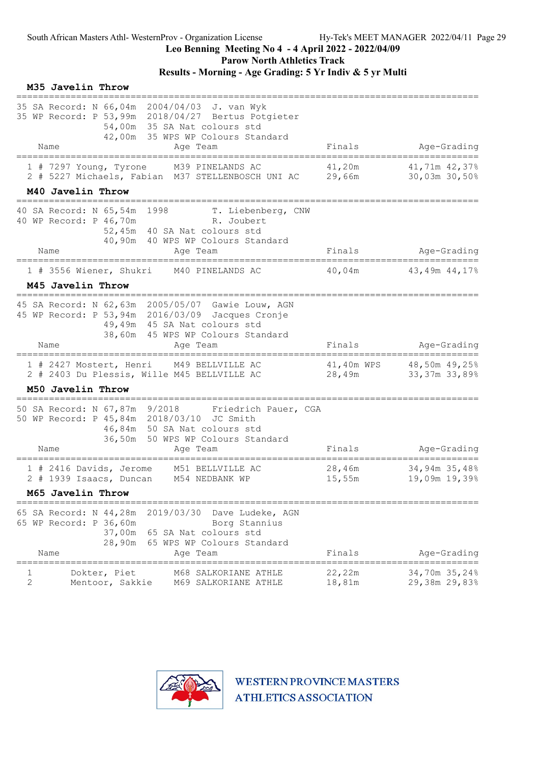Leo Benning Meeting No 4 - 4 April 2022 - 2022/04/09

Parow North Athletics Track

**Results - Morning - Age Grading: 5 Yr Indiv & 5 yr Multi**

### M35 Javelin Throw

35 SA Record: N 66,04m 2004/04/03 J. van Wyk
35 WP Record: P 53,99m 2018/04/27 Bertus Potgieter
54,00m 35 SA Nat colours std
42,00m 35 WPS WP Colours Standard

| | Name | Age | Team | Finals | Age-Grading | |
|---|---|---|---|---|---|---|
| 1 | # 7297 Young, Tyrone | M39 | PINELANDS AC | 41,20m | 41,71m | 42,37% |
| 2 | # 5227 Michaels, Fabian | M37 | STELLENBOSCH UNI AC | 29,66m | 30,03m | 30,50% |

### M40 Javelin Throw

40 SA Record: N 65,54m 1998 T. Liebenberg, CNW
40 WP Record: P 46,70m R. Joubert
52,45m 40 SA Nat colours std
40,90m 40 WPS WP Colours Standard

| | Name | Age | Team | Finals | Age-Grading | |
|---|---|---|---|---|---|---|
| 1 | # 3556 Wiener, Shukri | M40 | PINELANDS AC | 40,04m | 43,49m | 44,17% |

### M45 Javelin Throw

45 SA Record: N 62,63m 2005/05/07 Gawie Louw, AGN
45 WP Record: P 53,94m 2016/03/09 Jacques Cronje
49,49m 45 SA Nat colours std
38,60m 45 WPS WP Colours Standard

| | Name | Age | Team | Finals | Age-Grading | |
|---|---|---|---|---|---|---|
| 1 | # 2427 Mostert, Henri | M49 | BELLVILLE AC | 41,40m WPS | 48,50m | 49,25% |
| 2 | # 2403 Du Plessis, Wille | M45 | BELLVILLE AC | 28,49m | 33,37m | 33,89% |

### M50 Javelin Throw

50 SA Record: N 67,87m 9/2018 Friedrich Pauer, CGA
50 WP Record: P 45,84m 2018/03/10 JC Smith
46,84m 50 SA Nat colours std
36,50m 50 WPS WP Colours Standard

| | Name | Age | Team | Finals | Age-Grading | |
|---|---|---|---|---|---|---|
| 1 | # 2416 Davids, Jerome | M51 | BELLVILLE AC | 28,46m | 34,94m | 35,48% |
| 2 | # 1939 Isaacs, Duncan | M54 | NEDBANK WP | 15,55m | 19,09m | 19,39% |

### M65 Javelin Throw

65 SA Record: N 44,28m 2019/03/30 Dave Ludeke, AGN
65 WP Record: P 36,60m Borg Stannius
37,00m 65 SA Nat colours std
28,90m 65 WPS WP Colours Standard

| | Name | Age | Team | Finals | Age-Grading | |
|---|---|---|---|---|---|---|
| 1 | Dokter, Piet | M68 | SALKORIANE ATHLE | 22,22m | 34,70m | 35,24% |
| 2 | Mentoor, Sakkie | M69 | SALKORIANE ATHLE | 18,81m | 29,38m | 29,83% |

WESTERN PROVINCE MASTERS ATHLETICS ASSOCIATION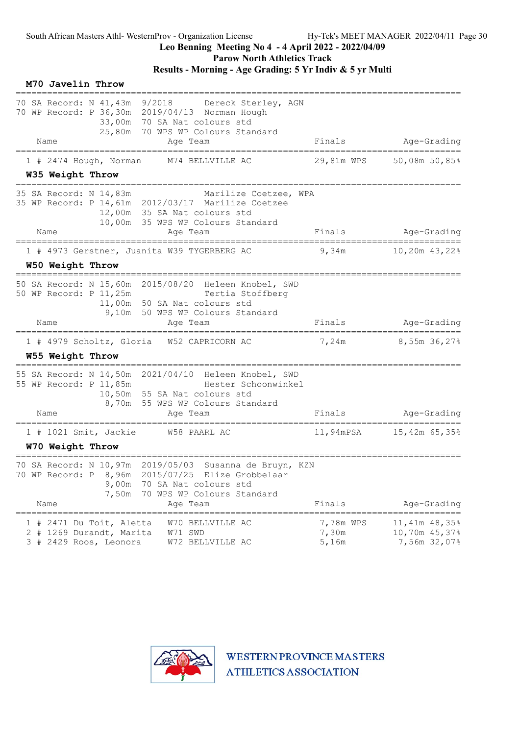South African Masters Athl- WesternProv - Organization License    Hy-Tek's MEET MANAGER 2022/04/11

**Leo Benning Meeting No 4 - 4 April 2022 - 2022/04/09**

**Parow North Athletics Track**

**Results - Morning - Age Grading: 5 Yr Indiv & 5 yr Multi**

### M70 Javelin Throw

70 SA Record: N 41,43m 9/2018 Dereck Sterley, AGN
70 WP Record: P 36,30m 2019/04/13 Norman Hough
33,00m 70 SA Nat colours std
25,80m 70 WPS WP Colours Standard

| Place | Name | Age | Team | Finals | | Age-Grading | |
|---|---|---|---|---|---|---|---|
| 1 | # 2474 Hough, Norman | M74 | BELLVILLE AC | 29,81m | WPS | 50,08m | 50,85% |

### W35 Weight Throw

35 SA Record: N 14,83m Marilize Coetzee, WPA
35 WP Record: P 14,61m 2012/03/17 Marilize Coetzee
12,00m 35 SA Nat colours std
10,00m 35 WPS WP Colours Standard

| Place | Name | Age | Team | Finals | | Age-Grading | |
|---|---|---|---|---|---|---|---|
| 1 | # 4973 Gerstner, Juanita | W39 | TYGERBERG AC | 9,34m | | 10,20m | 43,22% |

### W50 Weight Throw

50 SA Record: N 15,60m 2015/08/20 Heleen Knobel, SWD
50 WP Record: P 11,25m Tertia Stoffberg
11,00m 50 SA Nat colours std
9,10m 50 WPS WP Colours Standard

| Place | Name | Age | Team | Finals | | Age-Grading | |
|---|---|---|---|---|---|---|---|
| 1 | # 4979 Scholtz, Gloria | W52 | CAPRICORN AC | 7,24m | | 8,55m | 36,27% |

### W55 Weight Throw

55 SA Record: N 14,50m 2021/04/10 Heleen Knobel, SWD
55 WP Record: P 11,85m Hester Schoonwinkel
10,50m 55 SA Nat colours std
8,70m 55 WPS WP Colours Standard

| Place | Name | Age | Team | Finals | | Age-Grading | |
|---|---|---|---|---|---|---|---|
| 1 | # 1021 Smit, Jackie | W58 | PAARL AC | 11,94m | PSA | 15,42m | 65,35% |

### W70 Weight Throw

70 SA Record: N 10,97m 2019/05/03 Susanna de Bruyn, KZN
70 WP Record: P 8,96m 2015/07/25 Elize Grobbelaar
9,00m 70 SA Nat colours std
7,50m 70 WPS WP Colours Standard

| Place | Name | Age | Team | Finals | | Age-Grading | |
|---|---|---|---|---|---|---|---|
| 1 | # 2471 Du Toit, Aletta | W70 | BELLVILLE AC | 7,78m | WPS | 11,41m | 48,35% |
| 2 | # 1269 Durandt, Marita | W71 | SWD | 7,30m | | 10,70m | 45,37% |
| 3 | # 2429 Roos, Leonora | W72 | BELLVILLE AC | 5,16m | | 7,56m | 32,07% |

WESTERN PROVINCE MASTERS ATHLETICS ASSOCIATION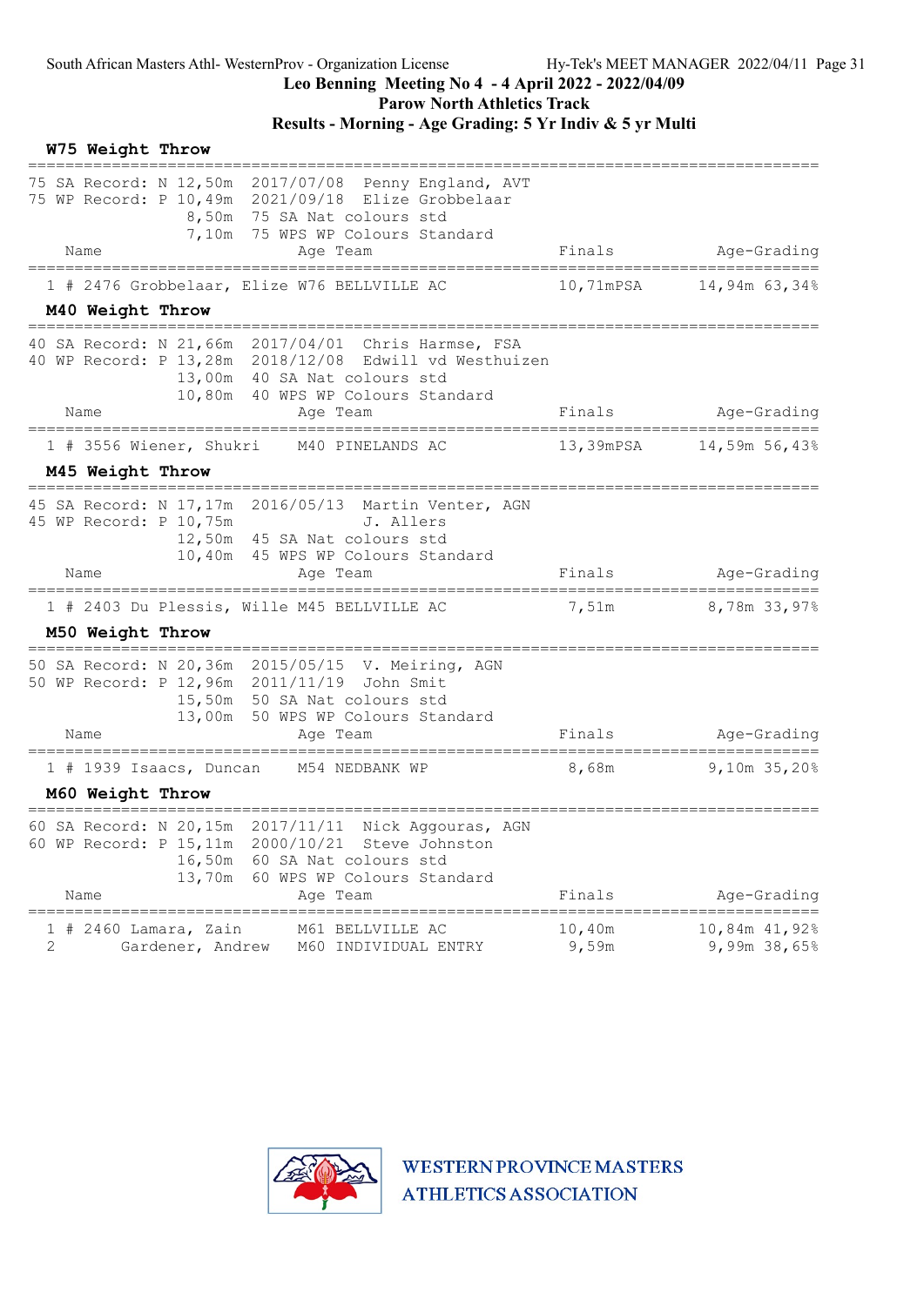## W75 Weight Throw

75 SA Record: N 12,50m 2017/07/08 Penny England, AVT
75 WP Record: P 10,49m 2021/09/18 Elize Grobbelaar
8,50m 75 SA Nat colours std
7,10m 75 WPS WP Colours Standard

| | Name | Age | Team | Finals | Age-Grading |
|---|---|---|---|---|---|
| 1 | # 2476 Grobbelaar, Elize | W76 | BELLVILLE AC | 10,71mPSA | 14,94m 63,34% |

## M40 Weight Throw

40 SA Record: N 21,66m 2017/04/01 Chris Harmse, FSA
40 WP Record: P 13,28m 2018/12/08 Edwill vd Westhuizen
13,00m 40 SA Nat colours std
10,80m 40 WPS WP Colours Standard

| | Name | Age | Team | Finals | Age-Grading |
|---|---|---|---|---|---|
| 1 | # 3556 Wiener, Shukri | M40 | PINELANDS AC | 13,39mPSA | 14,59m 56,43% |

## M45 Weight Throw

45 SA Record: N 17,17m 2016/05/13 Martin Venter, AGN
45 WP Record: P 10,75m J. Allers
12,50m 45 SA Nat colours std
10,40m 45 WPS WP Colours Standard

| | Name | Age | Team | Finals | Age-Grading |
|---|---|---|---|---|---|
| 1 | # 2403 Du Plessis, Wille | M45 | BELLVILLE AC | 7,51m | 8,78m 33,97% |

## M50 Weight Throw

50 SA Record: N 20,36m 2015/05/15 V. Meiring, AGN
50 WP Record: P 12,96m 2011/11/19 John Smit
15,50m 50 SA Nat colours std
13,00m 50 WPS WP Colours Standard

| | Name | Age | Team | Finals | Age-Grading |
|---|---|---|---|---|---|
| 1 | # 1939 Isaacs, Duncan | M54 | NEDBANK WP | 8,68m | 9,10m 35,20% |

## M60 Weight Throw

60 SA Record: N 20,15m 2017/11/11 Nick Aggouras, AGN
60 WP Record: P 15,11m 2000/10/21 Steve Johnston
16,50m 60 SA Nat colours std
13,70m 60 WPS WP Colours Standard

| | Name | Age | Team | Finals | Age-Grading |
|---|---|---|---|---|---|
| 1 | # 2460 Lamara, Zain | M61 | BELLVILLE AC | 10,40m | 10,84m 41,92% |
| 2 | Gardener, Andrew | M60 | INDIVIDUAL ENTRY | 9,59m | 9,99m 38,65% |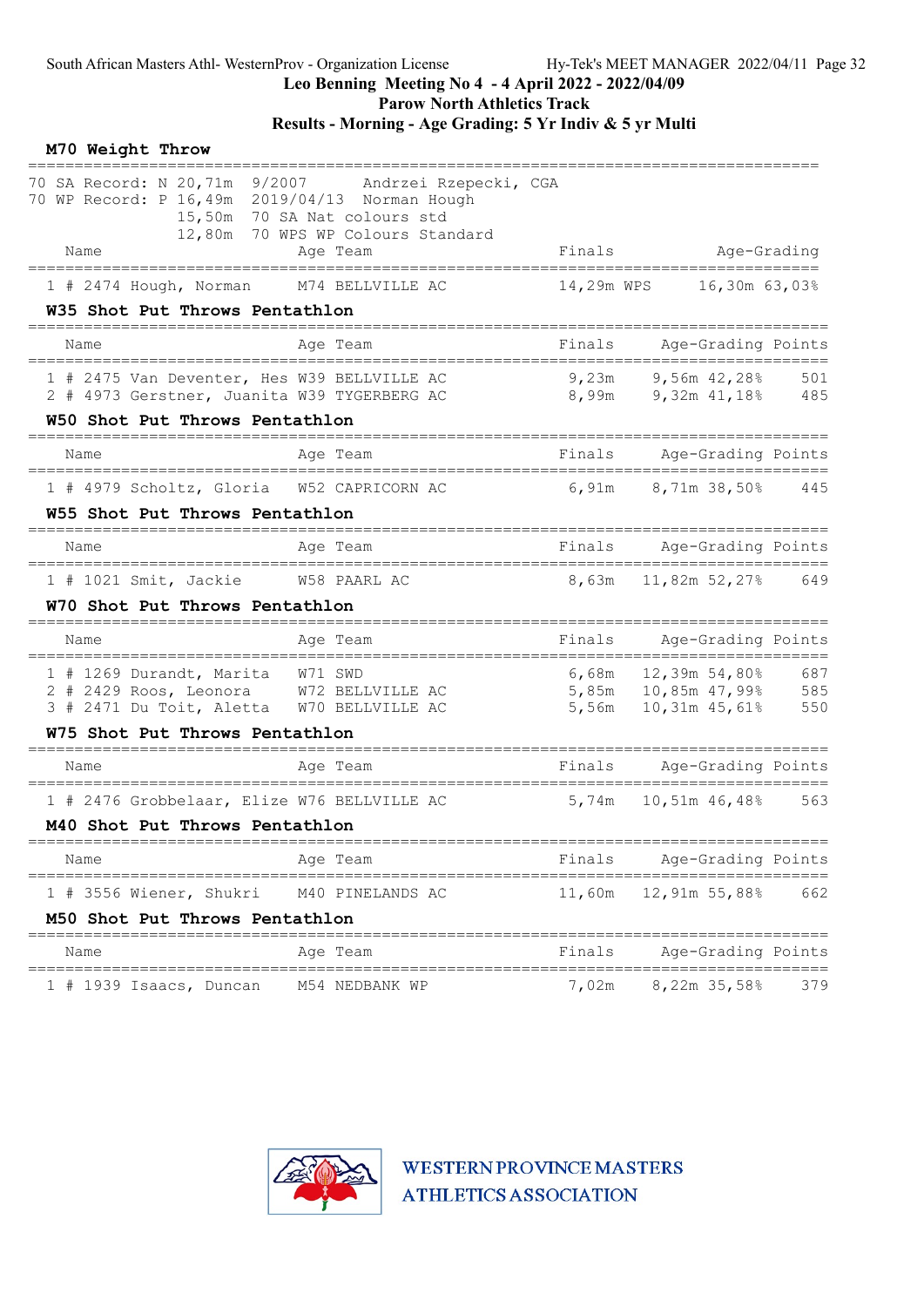South African Masters Athl- WesternProv - Organization License  Hy-Tek's MEET MANAGER 2022/04/11

**Leo Benning Meeting No 4 - 4 April 2022 - 2022/04/09**

**Parow North Athletics Track**

**Results - Morning - Age Grading: 5 Yr Indiv & 5 yr Multi**

### M70 Weight Throw

70 SA Record: N 20,71m 9/2007 Andrzei Rzepecki, CGA
70 WP Record: P 16,49m 2019/04/13 Norman Hough
15,50m 70 SA Nat colours std
12,80m 70 WPS WP Colours Standard

| Place | Name | Age | Team | Finals | | Age-Grading | |
|---|---|---|---|---|---|---|---|
| 1 | # 2474 Hough, Norman | M74 | BELLVILLE AC | 14,29m | WPS | 16,30m | 63,03% |

### W35 Shot Put Throws Pentathlon

| Place | Name | Age | Team | Finals | Age-Grading | | Points |
|---|---|---|---|---|---|---|---|
| 1 | # 2475 Van Deventer, Hes | W39 | BELLVILLE AC | 9,23m | 9,56m | 42,28% | 501 |
| 2 | # 4973 Gerstner, Juanita | W39 | TYGERBERG AC | 8,99m | 9,32m | 41,18% | 485 |

### W50 Shot Put Throws Pentathlon

| Place | Name | Age | Team | Finals | Age-Grading | | Points |
|---|---|---|---|---|---|---|---|
| 1 | # 4979 Scholtz, Gloria | W52 | CAPRICORN AC | 6,91m | 8,71m | 38,50% | 445 |

### W55 Shot Put Throws Pentathlon

| Place | Name | Age | Team | Finals | Age-Grading | | Points |
|---|---|---|---|---|---|---|---|
| 1 | # 1021 Smit, Jackie | W58 | PAARL AC | 8,63m | 11,82m | 52,27% | 649 |

### W70 Shot Put Throws Pentathlon

| Place | Name | Age | Team | Finals | Age-Grading | | Points |
|---|---|---|---|---|---|---|---|
| 1 | # 1269 Durandt, Marita | W71 | SWD | 6,68m | 12,39m | 54,80% | 687 |
| 2 | # 2429 Roos, Leonora | W72 | BELLVILLE AC | 5,85m | 10,85m | 47,99% | 585 |
| 3 | # 2471 Du Toit, Aletta | W70 | BELLVILLE AC | 5,56m | 10,31m | 45,61% | 550 |

### W75 Shot Put Throws Pentathlon

| Place | Name | Age | Team | Finals | Age-Grading | | Points |
|---|---|---|---|---|---|---|---|
| 1 | # 2476 Grobbelaar, Elize | W76 | BELLVILLE AC | 5,74m | 10,51m | 46,48% | 563 |

### M40 Shot Put Throws Pentathlon

| Place | Name | Age | Team | Finals | Age-Grading | | Points |
|---|---|---|---|---|---|---|---|
| 1 | # 3556 Wiener, Shukri | M40 | PINELANDS AC | 11,60m | 12,91m | 55,88% | 662 |

### M50 Shot Put Throws Pentathlon

| Place | Name | Age | Team | Finals | Age-Grading | | Points |
|---|---|---|---|---|---|---|---|
| 1 | # 1939 Isaacs, Duncan | M54 | NEDBANK WP | 7,02m | 8,22m | 35,58% | 379 |

WESTERN PROVINCE MASTERS ATHLETICS ASSOCIATION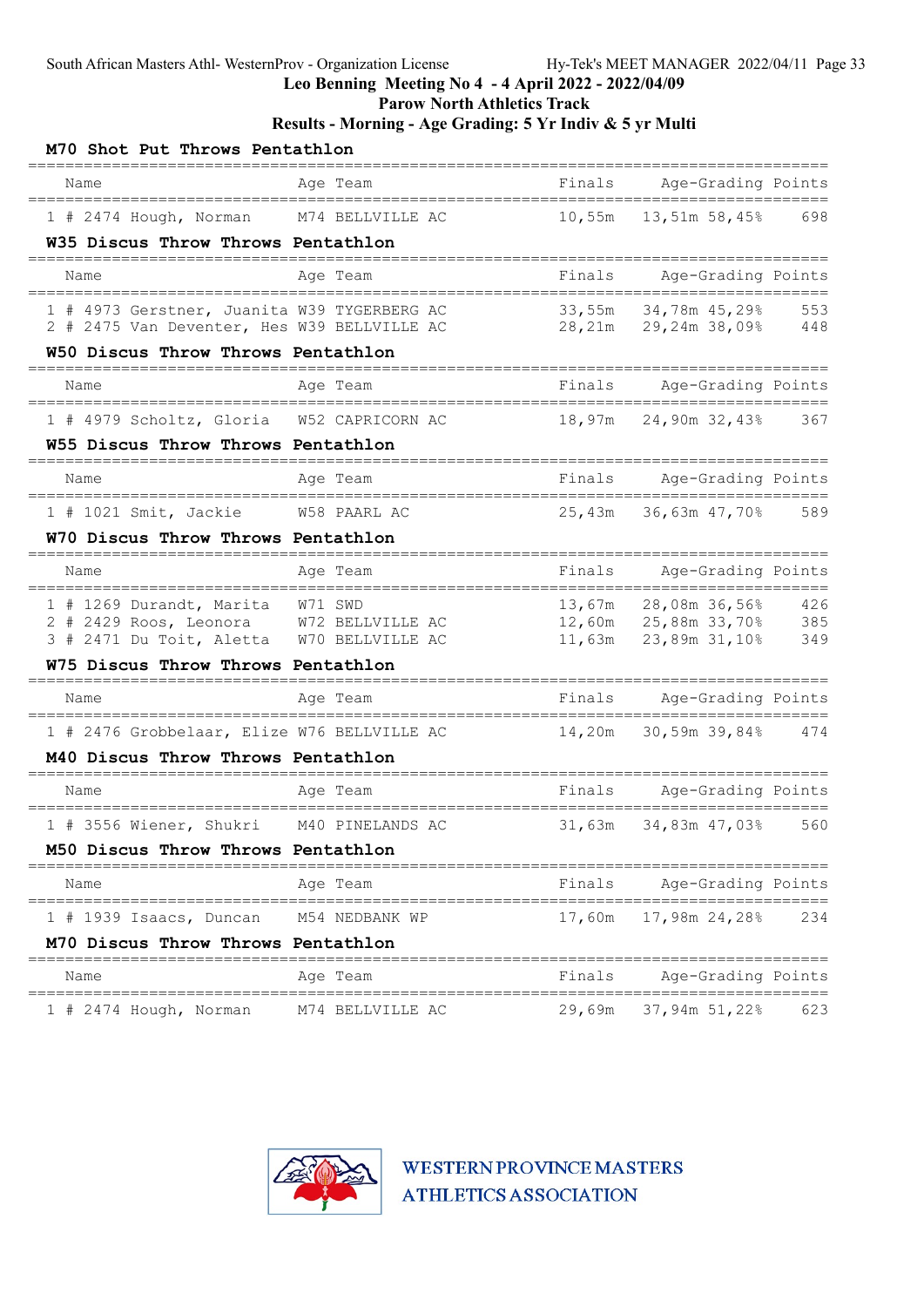Leo Benning Meeting No 4 - 4 April 2022 - 2022/04/09
Parow North Athletics Track
Results - Morning - Age Grading: 5 Yr Indiv & 5 yr Multi

### M70 Shot Put Throws Pentathlon

| | Name | Age | Team | Finals | Age-Grading | | Points |
|---|---|---|---|---|---|---|---|
| 1 | # 2474 Hough, Norman | M74 | BELLVILLE AC | 10,55m | 13,51m | 58,45% | 698 |

### W35 Discus Throw Throws Pentathlon

| | Name | Age | Team | Finals | Age-Grading | | Points |
|---|---|---|---|---|---|---|---|
| 1 | # 4973 Gerstner, Juanita | W39 | TYGERBERG AC | 33,55m | 34,78m | 45,29% | 553 |
| 2 | # 2475 Van Deventer, Hes | W39 | BELLVILLE AC | 28,21m | 29,24m | 38,09% | 448 |

### W50 Discus Throw Throws Pentathlon

| | Name | Age | Team | Finals | Age-Grading | | Points |
|---|---|---|---|---|---|---|---|
| 1 | # 4979 Scholtz, Gloria | W52 | CAPRICORN AC | 18,97m | 24,90m | 32,43% | 367 |

### W55 Discus Throw Throws Pentathlon

| | Name | Age | Team | Finals | Age-Grading | | Points |
|---|---|---|---|---|---|---|---|
| 1 | # 1021 Smit, Jackie | W58 | PAARL AC | 25,43m | 36,63m | 47,70% | 589 |

### W70 Discus Throw Throws Pentathlon

| | Name | Age | Team | Finals | Age-Grading | | Points |
|---|---|---|---|---|---|---|---|
| 1 | # 1269 Durandt, Marita | W71 | SWD | 13,67m | 28,08m | 36,56% | 426 |
| 2 | # 2429 Roos, Leonora | W72 | BELLVILLE AC | 12,60m | 25,88m | 33,70% | 385 |
| 3 | # 2471 Du Toit, Aletta | W70 | BELLVILLE AC | 11,63m | 23,89m | 31,10% | 349 |

### W75 Discus Throw Throws Pentathlon

| | Name | Age | Team | Finals | Age-Grading | | Points |
|---|---|---|---|---|---|---|---|
| 1 | # 2476 Grobbelaar, Elize | W76 | BELLVILLE AC | 14,20m | 30,59m | 39,84% | 474 |

### M40 Discus Throw Throws Pentathlon

| | Name | Age | Team | Finals | Age-Grading | | Points |
|---|---|---|---|---|---|---|---|
| 1 | # 3556 Wiener, Shukri | M40 | PINELANDS AC | 31,63m | 34,83m | 47,03% | 560 |

### M50 Discus Throw Throws Pentathlon

| | Name | Age | Team | Finals | Age-Grading | | Points |
|---|---|---|---|---|---|---|---|
| 1 | # 1939 Isaacs, Duncan | M54 | NEDBANK WP | 17,60m | 17,98m | 24,28% | 234 |

### M70 Discus Throw Throws Pentathlon

| | Name | Age | Team | Finals | Age-Grading | | Points |
|---|---|---|---|---|---|---|---|
| 1 | # 2474 Hough, Norman | M74 | BELLVILLE AC | 29,69m | 37,94m | 51,22% | 623 |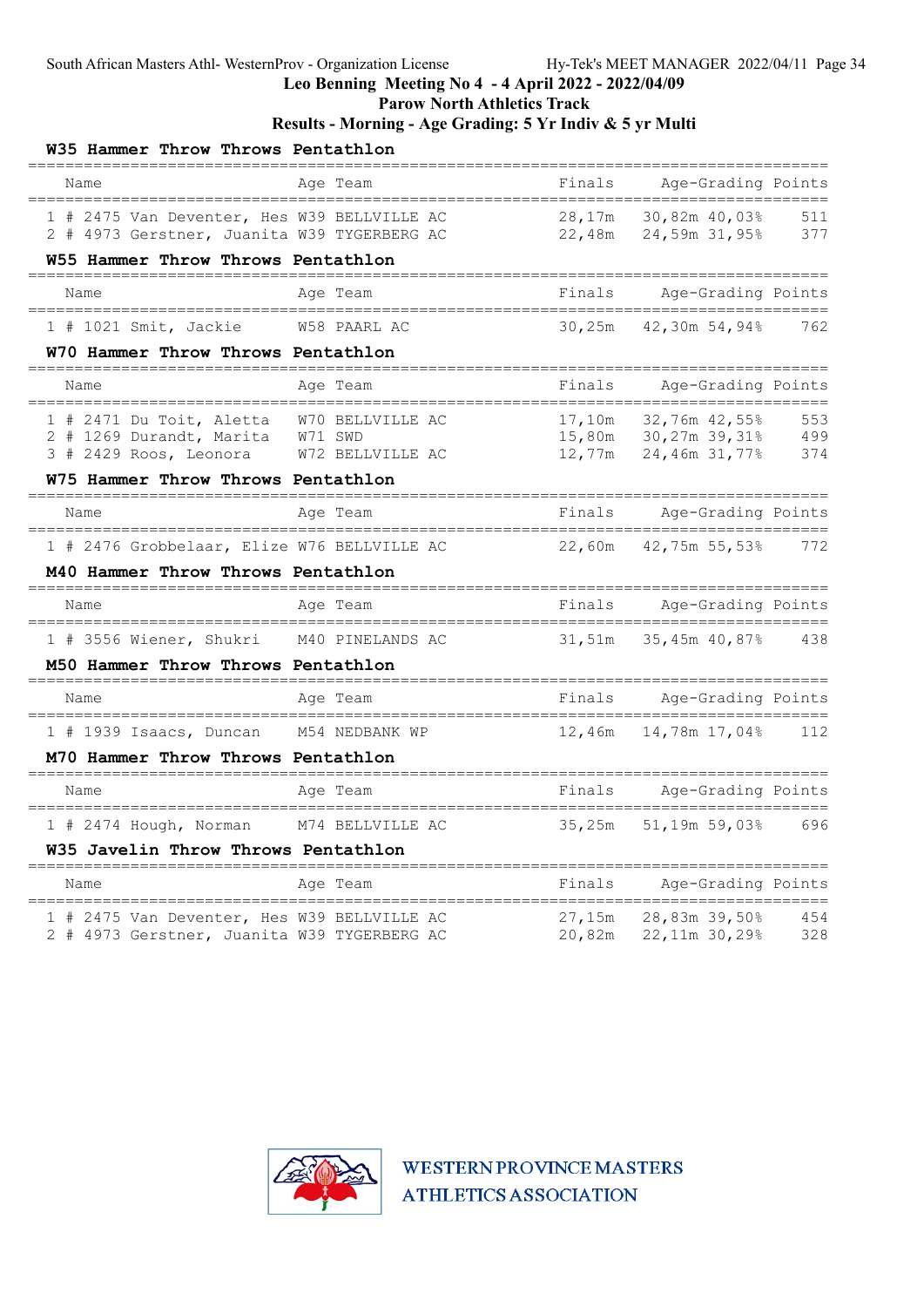South African Masters Athl- WesternProv - Organization License    Hy-Tek's MEET MANAGER 2022/04/11

**Leo Benning Meeting No 4 - 4 April 2022 - 2022/04/09**

**Parow North Athletics Track**

**Results - Morning - Age Grading: 5 Yr Indiv & 5 yr Multi**

### W35 Hammer Throw Throws Pentathlon

| | Name | Age | Team | Finals | Age-Grading | | Points |
|---|---|---|---|---|---|---|---|
| 1 | # 2475 Van Deventer, Hes | W39 | BELLVILLE AC | 28,17m | 30,82m | 40,03% | 511 |
| 2 | # 4973 Gerstner, Juanita | W39 | TYGERBERG AC | 22,48m | 24,59m | 31,95% | 377 |

### W55 Hammer Throw Throws Pentathlon

| | Name | Age | Team | Finals | Age-Grading | | Points |
|---|---|---|---|---|---|---|---|
| 1 | # 1021 Smit, Jackie | W58 | PAARL AC | 30,25m | 42,30m | 54,94% | 762 |

### W70 Hammer Throw Throws Pentathlon

| | Name | Age | Team | Finals | Age-Grading | | Points |
|---|---|---|---|---|---|---|---|
| 1 | # 2471 Du Toit, Aletta | W70 | BELLVILLE AC | 17,10m | 32,76m | 42,55% | 553 |
| 2 | # 1269 Durandt, Marita | W71 | SWD | 15,80m | 30,27m | 39,31% | 499 |
| 3 | # 2429 Roos, Leonora | W72 | BELLVILLE AC | 12,77m | 24,46m | 31,77% | 374 |

### W75 Hammer Throw Throws Pentathlon

| | Name | Age | Team | Finals | Age-Grading | | Points |
|---|---|---|---|---|---|---|---|
| 1 | # 2476 Grobbelaar, Elize | W76 | BELLVILLE AC | 22,60m | 42,75m | 55,53% | 772 |

### M40 Hammer Throw Throws Pentathlon

| | Name | Age | Team | Finals | Age-Grading | | Points |
|---|---|---|---|---|---|---|---|
| 1 | # 3556 Wiener, Shukri | M40 | PINELANDS AC | 31,51m | 35,45m | 40,87% | 438 |

### M50 Hammer Throw Throws Pentathlon

| | Name | Age | Team | Finals | Age-Grading | | Points |
|---|---|---|---|---|---|---|---|
| 1 | # 1939 Isaacs, Duncan | M54 | NEDBANK WP | 12,46m | 14,78m | 17,04% | 112 |

### M70 Hammer Throw Throws Pentathlon

| | Name | Age | Team | Finals | Age-Grading | | Points |
|---|---|---|---|---|---|---|---|
| 1 | # 2474 Hough, Norman | M74 | BELLVILLE AC | 35,25m | 51,19m | 59,03% | 696 |

### W35 Javelin Throw Throws Pentathlon

| | Name | Age | Team | Finals | Age-Grading | | Points |
|---|---|---|---|---|---|---|---|
| 1 | # 2475 Van Deventer, Hes | W39 | BELLVILLE AC | 27,15m | 28,83m | 39,50% | 454 |
| 2 | # 4973 Gerstner, Juanita | W39 | TYGERBERG AC | 20,82m | 22,11m | 30,29% | 328 |

WESTERN PROVINCE MASTERS ATHLETICS ASSOCIATION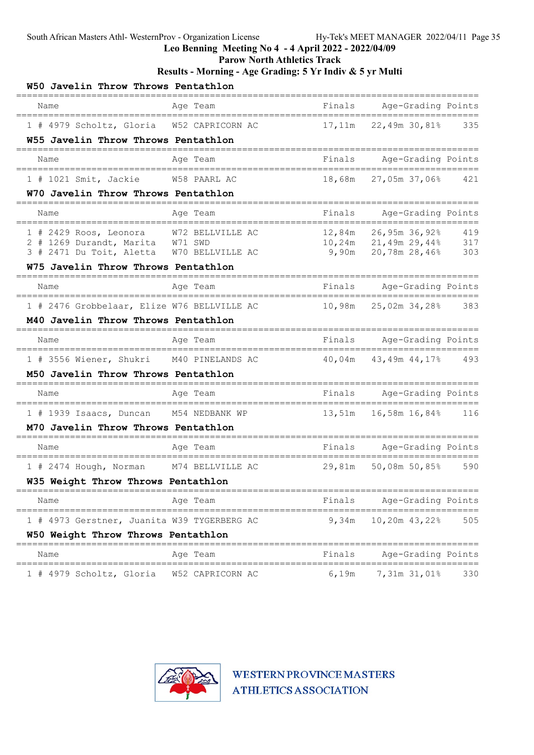South African Masters Athl- WesternProv - Organization License

Hy-Tek's MEET MANAGER 2022/04/11

# Leo Benning Meeting No 4 - 4 April 2022 - 2022/04/09

## Parow North Athletics Track

## Results - Morning - Age Grading: 5 Yr Indiv & 5 yr Multi

### W50 Javelin Throw Throws Pentathlon

| | Name | Age | Team | Finals | Age-Grading | | Points |
|---|---|---|---|---|---|---|---|
| 1 | # 4979 Scholtz, Gloria | W52 | CAPRICORN AC | 17,11m | 22,49m | 30,81% | 335 |

### W55 Javelin Throw Throws Pentathlon

| | Name | Age | Team | Finals | Age-Grading | | Points |
|---|---|---|---|---|---|---|---|
| 1 | # 1021 Smit, Jackie | W58 | PAARL AC | 18,68m | 27,05m | 37,06% | 421 |

### W70 Javelin Throw Throws Pentathlon

| | Name | Age | Team | Finals | Age-Grading | | Points |
|---|---|---|---|---|---|---|---|
| 1 | # 2429 Roos, Leonora | W72 | BELLVILLE AC | 12,84m | 26,95m | 36,92% | 419 |
| 2 | # 1269 Durandt, Marita | W71 | SWD | 10,24m | 21,49m | 29,44% | 317 |
| 3 | # 2471 Du Toit, Aletta | W70 | BELLVILLE AC | 9,90m | 20,78m | 28,46% | 303 |

### W75 Javelin Throw Throws Pentathlon

| | Name | Age | Team | Finals | Age-Grading | | Points |
|---|---|---|---|---|---|---|---|
| 1 | # 2476 Grobbelaar, Elize | W76 | BELLVILLE AC | 10,98m | 25,02m | 34,28% | 383 |

### M40 Javelin Throw Throws Pentathlon

| | Name | Age | Team | Finals | Age-Grading | | Points |
|---|---|---|---|---|---|---|---|
| 1 | # 3556 Wiener, Shukri | M40 | PINELANDS AC | 40,04m | 43,49m | 44,17% | 493 |

### M50 Javelin Throw Throws Pentathlon

| | Name | Age | Team | Finals | Age-Grading | | Points |
|---|---|---|---|---|---|---|---|
| 1 | # 1939 Isaacs, Duncan | M54 | NEDBANK WP | 13,51m | 16,58m | 16,84% | 116 |

### M70 Javelin Throw Throws Pentathlon

| | Name | Age | Team | Finals | Age-Grading | | Points |
|---|---|---|---|---|---|---|---|
| 1 | # 2474 Hough, Norman | M74 | BELLVILLE AC | 29,81m | 50,08m | 50,85% | 590 |

### W35 Weight Throw Throws Pentathlon

| | Name | Age | Team | Finals | Age-Grading | | Points |
|---|---|---|---|---|---|---|---|
| 1 | # 4973 Gerstner, Juanita | W39 | TYGERBERG AC | 9,34m | 10,20m | 43,22% | 505 |

### W50 Weight Throw Throws Pentathlon

| | Name | Age | Team | Finals | Age-Grading | | Points |
|---|---|---|---|---|---|---|---|
| 1 | # 4979 Scholtz, Gloria | W52 | CAPRICORN AC | 6,19m | 7,31m | 31,01% | 330 |

WESTERN PROVINCE MASTERS ATHLETICS ASSOCIATION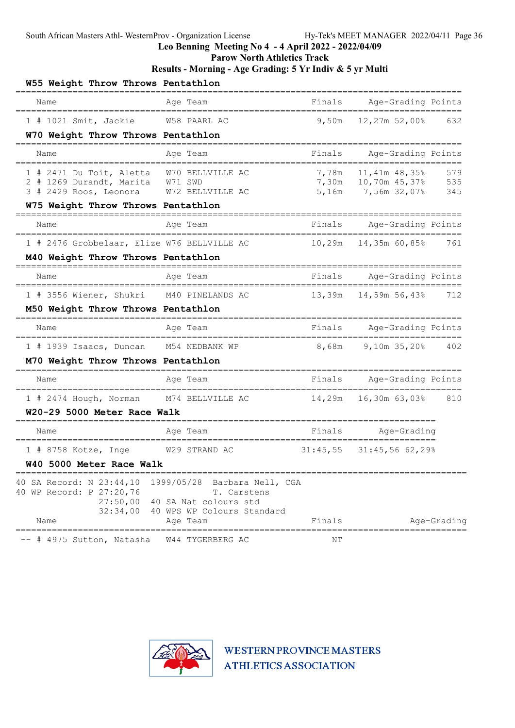South African Masters Athl- WesternProv - Organization License — Hy-Tek's MEET MANAGER 2022/04/11

## Leo Benning Meeting No 4 - 4 April 2022 - 2022/04/09

## Parow North Athletics Track

## Results - Morning - Age Grading: 5 Yr Indiv & 5 yr Multi

### W55 Weight Throw Throws Pentathlon

| | Name | Age | Team | Finals | Age-Grading | | Points |
|---|---|---|---|---|---|---|---|
| 1 | # 1021 Smit, Jackie | W58 | PAARL AC | 9,50m | 12,27m | 52,00% | 632 |

### W70 Weight Throw Throws Pentathlon

| | Name | Age | Team | Finals | Age-Grading | | Points |
|---|---|---|---|---|---|---|---|
| 1 | # 2471 Du Toit, Aletta | W70 | BELLVILLE AC | 7,78m | 11,41m | 48,35% | 579 |
| 2 | # 1269 Durandt, Marita | W71 | SWD | 7,30m | 10,70m | 45,37% | 535 |
| 3 | # 2429 Roos, Leonora | W72 | BELLVILLE AC | 5,16m | 7,56m | 32,07% | 345 |

### W75 Weight Throw Throws Pentathlon

| | Name | Age | Team | Finals | Age-Grading | | Points |
|---|---|---|---|---|---|---|---|
| 1 | # 2476 Grobbelaar, Elize | W76 | BELLVILLE AC | 10,29m | 14,35m | 60,85% | 761 |

### M40 Weight Throw Throws Pentathlon

| | Name | Age | Team | Finals | Age-Grading | | Points |
|---|---|---|---|---|---|---|---|
| 1 | # 3556 Wiener, Shukri | M40 | PINELANDS AC | 13,39m | 14,59m | 56,43% | 712 |

### M50 Weight Throw Throws Pentathlon

| | Name | Age | Team | Finals | Age-Grading | | Points |
|---|---|---|---|---|---|---|---|
| 1 | # 1939 Isaacs, Duncan | M54 | NEDBANK WP | 8,68m | 9,10m | 35,20% | 402 |

### M70 Weight Throw Throws Pentathlon

| | Name | Age | Team | Finals | Age-Grading | | Points |
|---|---|---|---|---|---|---|---|
| 1 | # 2474 Hough, Norman | M74 | BELLVILLE AC | 14,29m | 16,30m | 63,03% | 810 |

### W20-29 5000 Meter Race Walk

| | Name | Age | Team | Finals | Age-Grading | |
|---|---|---|---|---|---|---|
| 1 | # 8758 Kotze, Inge | W29 | STRAND AC | 31:45,55 | 31:45,56 | 62,29% |

### W40 5000 Meter Race Walk

40 SA Record: N 23:44,10 1999/05/28 Barbara Nell, CGA
40 WP Record: P 27:20,76 T. Carstens
27:50,00 40 SA Nat colours std
32:34,00 40 WPS WP Colours Standard

| | Name | Age | Team | Finals | Age-Grading |
|---|---|---|---|---|---|
| -- | # 4975 Sutton, Natasha | W44 | TYGERBERG AC | NT | |

WESTERN PROVINCE MASTERS ATHLETICS ASSOCIATION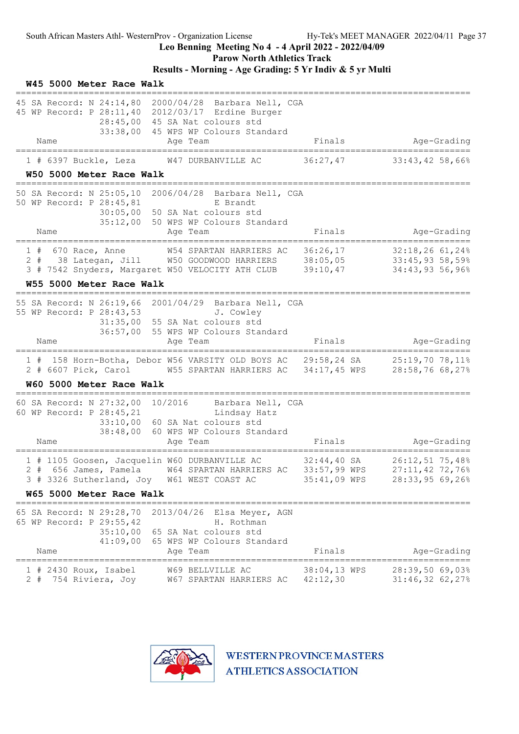South African Masters Athl- WesternProv - Organization License

Leo Benning Meeting No 4 - 4 April 2022 - 2022/04/09

Parow North Athletics Track

Results - Morning - Age Grading: 5 Yr Indiv & 5 yr Multi

### W45 5000 Meter Race Walk

45 SA Record: N 24:14,80 2000/04/28 Barbara Nell, CGA
45 WP Record: P 28:11,40 2012/03/17 Erdine Burger
28:45,00 45 SA Nat colours std
33:38,00 45 WPS WP Colours Standard

| Place | # | Name | Age | Team | Finals | Age-Grading |
|---|---|---|---|---|---|---|
| 1 | # 6397 | Buckle, Leza | W47 | DURBANVILLE AC | 36:27,47 | 33:43,42 58,66% |

### W50 5000 Meter Race Walk

50 SA Record: N 25:05,10 2006/04/28 Barbara Nell, CGA
50 WP Record: P 28:45,81 E Brandt
30:05,00 50 SA Nat colours std
35:12,00 50 WPS WP Colours Standard

| Place | # | Name | Age | Team | Finals | Age-Grading |
|---|---|---|---|---|---|---|
| 1 | # 670 | Race, Anne | W54 | SPARTAN HARRIERS AC | 36:26,17 | 32:18,26 61,24% |
| 2 | # 38 | Lategan, Jill | W50 | GOODWOOD HARRIERS | 38:05,05 | 33:45,93 58,59% |
| 3 | # 7542 | Snyders, Margaret | W50 | VELOCITY ATH CLUB | 39:10,47 | 34:43,93 56,96% |

### W55 5000 Meter Race Walk

55 SA Record: N 26:19,66 2001/04/29 Barbara Nell, CGA
55 WP Record: P 28:43,53 J. Cowley
31:35,00 55 SA Nat colours std
36:57,00 55 WPS WP Colours Standard

| Place | # | Name | Age | Team | Finals | Age-Grading |
|---|---|---|---|---|---|---|
| 1 | # 158 | Horn-Botha, Debor | W56 | VARSITY OLD BOYS AC | 29:58,24 SA | 25:19,70 78,11% |
| 2 | # 6607 | Pick, Carol | W55 | SPARTAN HARRIERS AC | 34:17,45 WPS | 28:58,76 68,27% |

### W60 5000 Meter Race Walk

60 SA Record: N 27:32,00 10/2016 Barbara Nell, CGA
60 WP Record: P 28:45,21 Lindsay Hatz
33:10,00 60 SA Nat colours std
38:48,00 60 WPS WP Colours Standard

| Place | # | Name | Age | Team | Finals | Age-Grading |
|---|---|---|---|---|---|---|
| 1 | # 1105 | Goosen, Jacquelin | W60 | DURBANVILLE AC | 32:44,40 SA | 26:12,51 75,48% |
| 2 | # 656 | James, Pamela | W64 | SPARTAN HARRIERS AC | 33:57,99 WPS | 27:11,42 72,76% |
| 3 | # 3326 | Sutherland, Joy | W61 | WEST COAST AC | 35:41,09 WPS | 28:33,95 69,26% |

### W65 5000 Meter Race Walk

65 SA Record: N 29:28,70 2013/04/26 Elsa Meyer, AGN
65 WP Record: P 29:55,42 H. Rothman
35:10,00 65 SA Nat colours std
41:09,00 65 WPS WP Colours Standard

| Place | # | Name | Age | Team | Finals | Age-Grading |
|---|---|---|---|---|---|---|
| 1 | # 2430 | Roux, Isabel | W69 | BELLVILLE AC | 38:04,13 WPS | 28:39,50 69,03% |
| 2 | # 754 | Riviera, Joy | W67 | SPARTAN HARRIERS AC | 42:12,30 | 31:46,32 62,27% |

WESTERN PROVINCE MASTERS ATHLETICS ASSOCIATION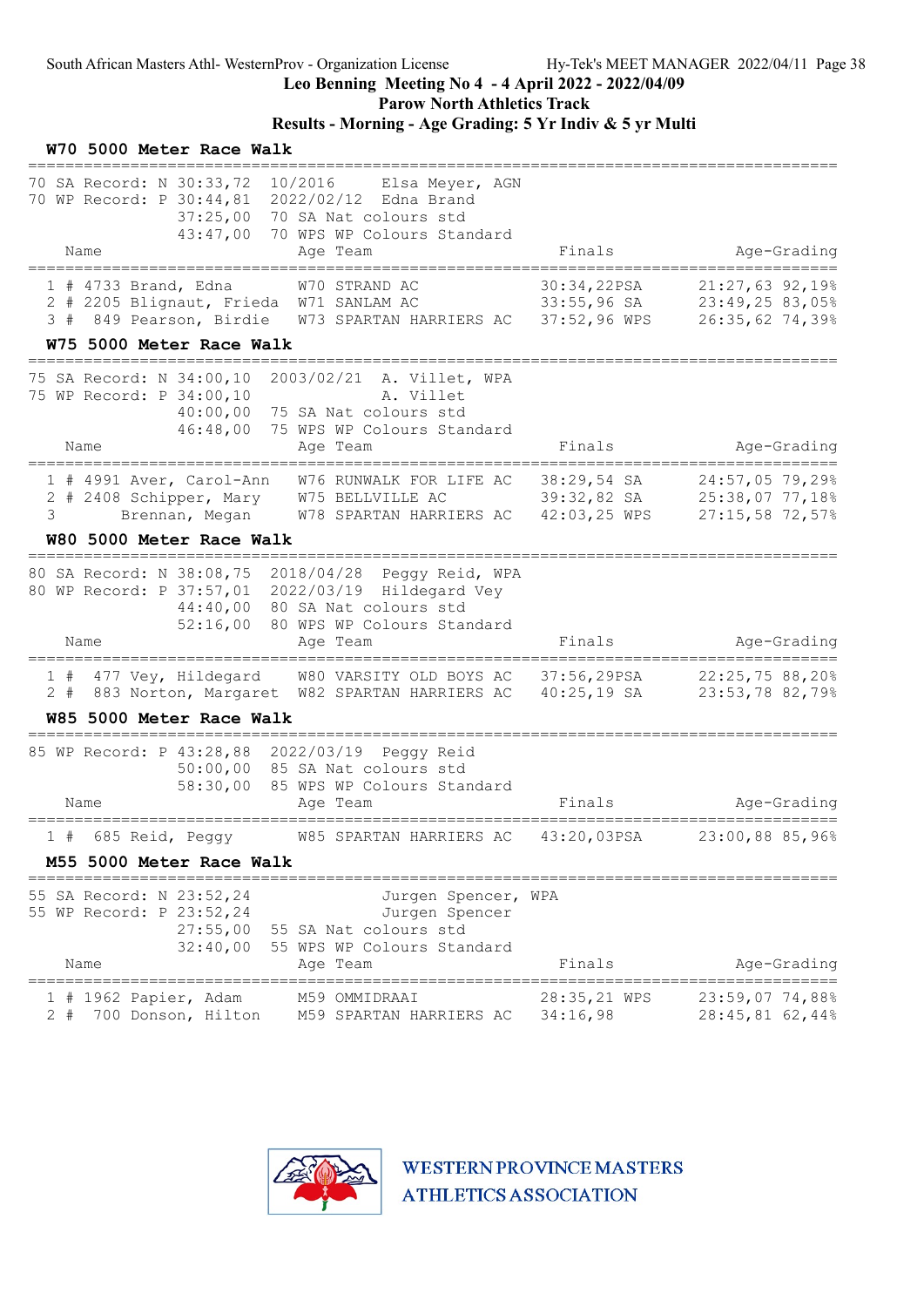South African Masters Athl- WesternProv - Organization License

**Leo Benning Meeting No 4 - 4 April 2022 - 2022/04/09**

**Parow North Athletics Track**

**Results - Morning - Age Grading: 5 Yr Indiv & 5 yr Multi**

### W70 5000 Meter Race Walk

70 SA Record: N 30:33,72 10/2016 Elsa Meyer, AGN
70 WP Record: P 30:44,81 2022/02/12 Edna Brand
37:25,00 70 SA Nat colours std
43:47,00 70 WPS WP Colours Standard

| | | Name | Age | Team | Finals | | Age-Grading | |
|---|---|---|---|---|---|---|---|---|
| 1 | # 4733 | Brand, Edna | W70 | STRAND AC | 30:34,22 | PSA | 21:27,63 | 92,19% |
| 2 | # 2205 | Blignaut, Frieda | W71 | SANLAM AC | 33:55,96 | SA | 23:49,25 | 83,05% |
| 3 | # 849 | Pearson, Birdie | W73 | SPARTAN HARRIERS AC | 37:52,96 | WPS | 26:35,62 | 74,39% |

### W75 5000 Meter Race Walk

75 SA Record: N 34:00,10 2003/02/21 A. Villet, WPA
75 WP Record: P 34:00,10 A. Villet
40:00,00 75 SA Nat colours std
46:48,00 75 WPS WP Colours Standard

| | | Name | Age | Team | Finals | | Age-Grading | |
|---|---|---|---|---|---|---|---|---|
| 1 | # 4991 | Aver, Carol-Ann | W76 | RUNWALK FOR LIFE AC | 38:29,54 | SA | 24:57,05 | 79,29% |
| 2 | # 2408 | Schipper, Mary | W75 | BELLVILLE AC | 39:32,82 | SA | 25:38,07 | 77,18% |
| 3 | | Brennan, Megan | W78 | SPARTAN HARRIERS AC | 42:03,25 | WPS | 27:15,58 | 72,57% |

### W80 5000 Meter Race Walk

80 SA Record: N 38:08,75 2018/04/28 Peggy Reid, WPA
80 WP Record: P 37:57,01 2022/03/19 Hildegard Vey
44:40,00 80 SA Nat colours std
52:16,00 80 WPS WP Colours Standard

| | | Name | Age | Team | Finals | | Age-Grading | |
|---|---|---|---|---|---|---|---|---|
| 1 | # 477 | Vey, Hildegard | W80 | VARSITY OLD BOYS AC | 37:56,29 | PSA | 22:25,75 | 88,20% |
| 2 | # 883 | Norton, Margaret | W82 | SPARTAN HARRIERS AC | 40:25,19 | SA | 23:53,78 | 82,79% |

### W85 5000 Meter Race Walk

85 WP Record: P 43:28,88 2022/03/19 Peggy Reid
50:00,00 85 SA Nat colours std
58:30,00 85 WPS WP Colours Standard

| | | Name | Age | Team | Finals | | Age-Grading | |
|---|---|---|---|---|---|---|---|---|
| 1 | # 685 | Reid, Peggy | W85 | SPARTAN HARRIERS AC | 43:20,03 | PSA | 23:00,88 | 85,96% |

### M55 5000 Meter Race Walk

55 SA Record: N 23:52,24 Jurgen Spencer, WPA
55 WP Record: P 23:52,24 Jurgen Spencer
27:55,00 55 SA Nat colours std
32:40,00 55 WPS WP Colours Standard

| | | Name | Age | Team | Finals | | Age-Grading | |
|---|---|---|---|---|---|---|---|---|
| 1 | # 1962 | Papier, Adam | M59 | OMMIDRAAI | 28:35,21 | WPS | 23:59,07 | 74,88% |
| 2 | # 700 | Donson, Hilton | M59 | SPARTAN HARRIERS AC | 34:16,98 | | 28:45,81 | 62,44% |

WESTERN PROVINCE MASTERS ATHLETICS ASSOCIATION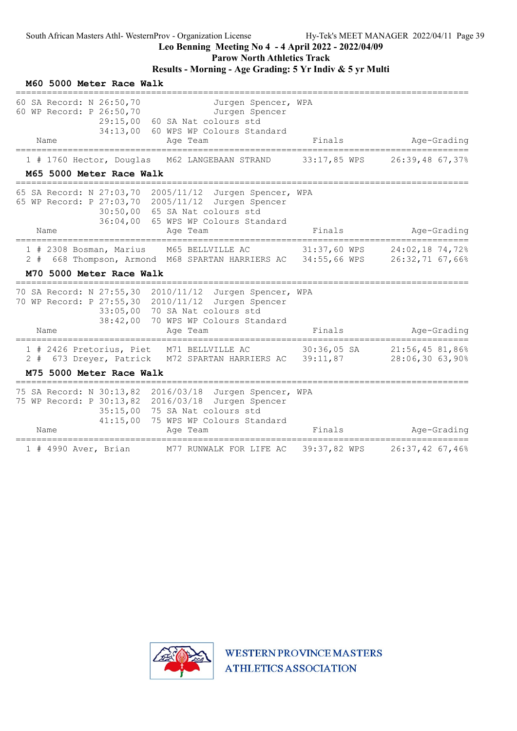# Leo Benning Meeting No 4 - 4 April 2022 - 2022/04/09

## Parow North Athletics Track

## Results - Morning - Age Grading: 5 Yr Indiv & 5 yr Multi

### M60 5000 Meter Race Walk

60 SA Record: N 26:50,70 Jurgen Spencer, WPA
60 WP Record: P 26:50,70 Jurgen Spencer
29:15,00 60 SA Nat colours std
34:13,00 60 WPS WP Colours Standard

| | Name | Age | Team | Finals | | Age-Grading | |
|---|---|---|---|---|---|---|---|
| 1 # | 1760 Hector, Douglas | M62 | LANGEBAAN STRAND | 33:17,85 | WPS | 26:39,48 | 67,37% |

### M65 5000 Meter Race Walk

65 SA Record: N 27:03,70 2005/11/12 Jurgen Spencer, WPA
65 WP Record: P 27:03,70 2005/11/12 Jurgen Spencer
30:50,00 65 SA Nat colours std
36:04,00 65 WPS WP Colours Standard

| | Name | Age | Team | Finals | | Age-Grading | |
|---|---|---|---|---|---|---|---|
| 1 # | 2308 Bosman, Marius | M65 | BELLVILLE AC | 31:37,60 | WPS | 24:02,18 | 74,72% |
| 2 # | 668 Thompson, Armond | M68 | SPARTAN HARRIERS AC | 34:55,66 | WPS | 26:32,71 | 67,66% |

### M70 5000 Meter Race Walk

70 SA Record: N 27:55,30 2010/11/12 Jurgen Spencer, WPA
70 WP Record: P 27:55,30 2010/11/12 Jurgen Spencer
33:05,00 70 SA Nat colours std
38:42,00 70 WPS WP Colours Standard

| | Name | Age | Team | Finals | | Age-Grading | |
|---|---|---|---|---|---|---|---|
| 1 # | 2426 Pretorius, Piet | M71 | BELLVILLE AC | 30:36,05 | SA | 21:56,45 | 81,86% |
| 2 # | 673 Dreyer, Patrick | M72 | SPARTAN HARRIERS AC | 39:11,87 | | 28:06,30 | 63,90% |

### M75 5000 Meter Race Walk

75 SA Record: N 30:13,82 2016/03/18 Jurgen Spencer, WPA
75 WP Record: P 30:13,82 2016/03/18 Jurgen Spencer
35:15,00 75 SA Nat colours std
41:15,00 75 WPS WP Colours Standard

| | Name | Age | Team | Finals | | Age-Grading | |
|---|---|---|---|---|---|---|---|
| 1 # | 4990 Aver, Brian | M77 | RUNWALK FOR LIFE AC | 39:37,82 | WPS | 26:37,42 | 67,46% |

WESTERN PROVINCE MASTERS ATHLETICS ASSOCIATION